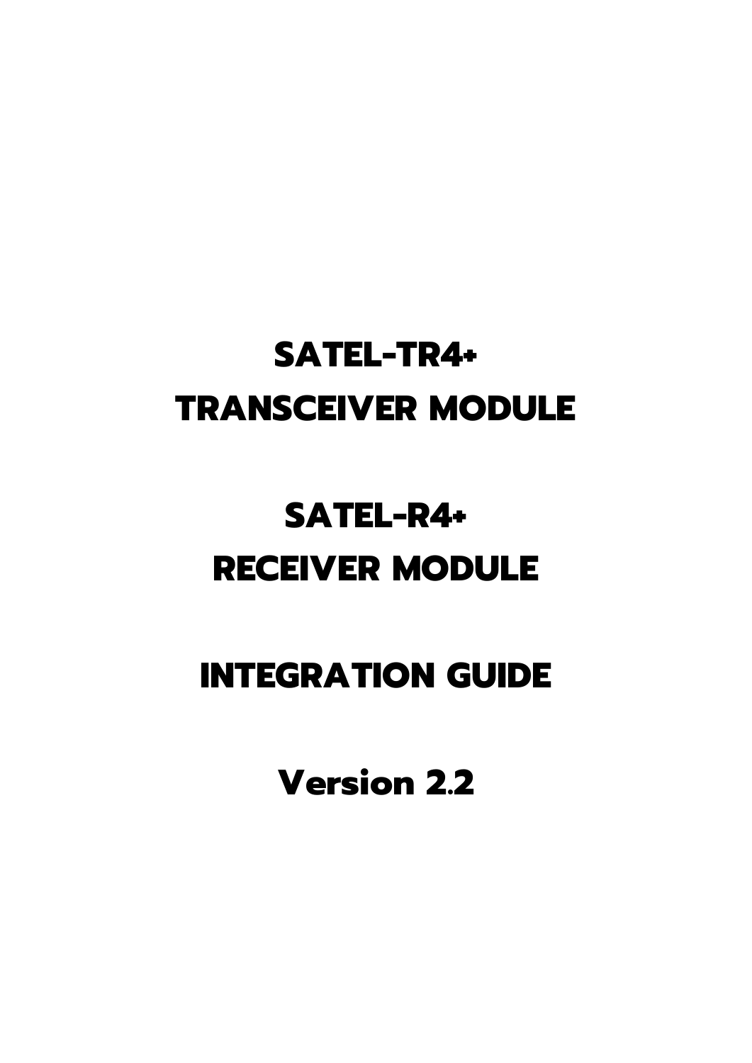# SATEL-TR4+
# TRANSCEIVER MODULE

# SATEL-R4+
# RECEIVER MODULE

# INTEGRATION GUIDE

# Version 2.2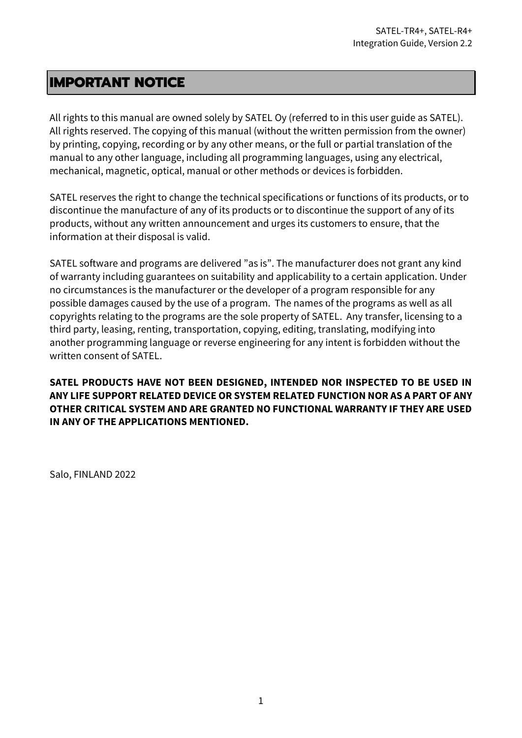# IMPORTANT NOTICE

All rights to this manual are owned solely by SATEL Oy (referred to in this user guide as SATEL). All rights reserved. The copying of this manual (without the written permission from the owner) by printing, copying, recording or by any other means, or the full or partial translation of the manual to any other language, including all programming languages, using any electrical, mechanical, magnetic, optical, manual or other methods or devices is forbidden.

SATEL reserves the right to change the technical specifications or functions of its products, or to discontinue the manufacture of any of its products or to discontinue the support of any of its products, without any written announcement and urges its customers to ensure, that the information at their disposal is valid.

SATEL software and programs are delivered ”as is”. The manufacturer does not grant any kind of warranty including guarantees on suitability and applicability to a certain application. Under no circumstances is the manufacturer or the developer of a program responsible for any possible damages caused by the use of a program. The names of the programs as well as all copyrights relating to the programs are the sole property of SATEL. Any transfer, licensing to a third party, leasing, renting, transportation, copying, editing, translating, modifying into another programming language or reverse engineering for any intent is forbidden without the written consent of SATEL.

**SATEL PRODUCTS HAVE NOT BEEN DESIGNED, INTENDED NOR INSPECTED TO BE USED IN ANY LIFE SUPPORT RELATED DEVICE OR SYSTEM RELATED FUNCTION NOR AS A PART OF ANY OTHER CRITICAL SYSTEM AND ARE GRANTED NO FUNCTIONAL WARRANTY IF THEY ARE USED IN ANY OF THE APPLICATIONS MENTIONED.**

Salo, FINLAND 2022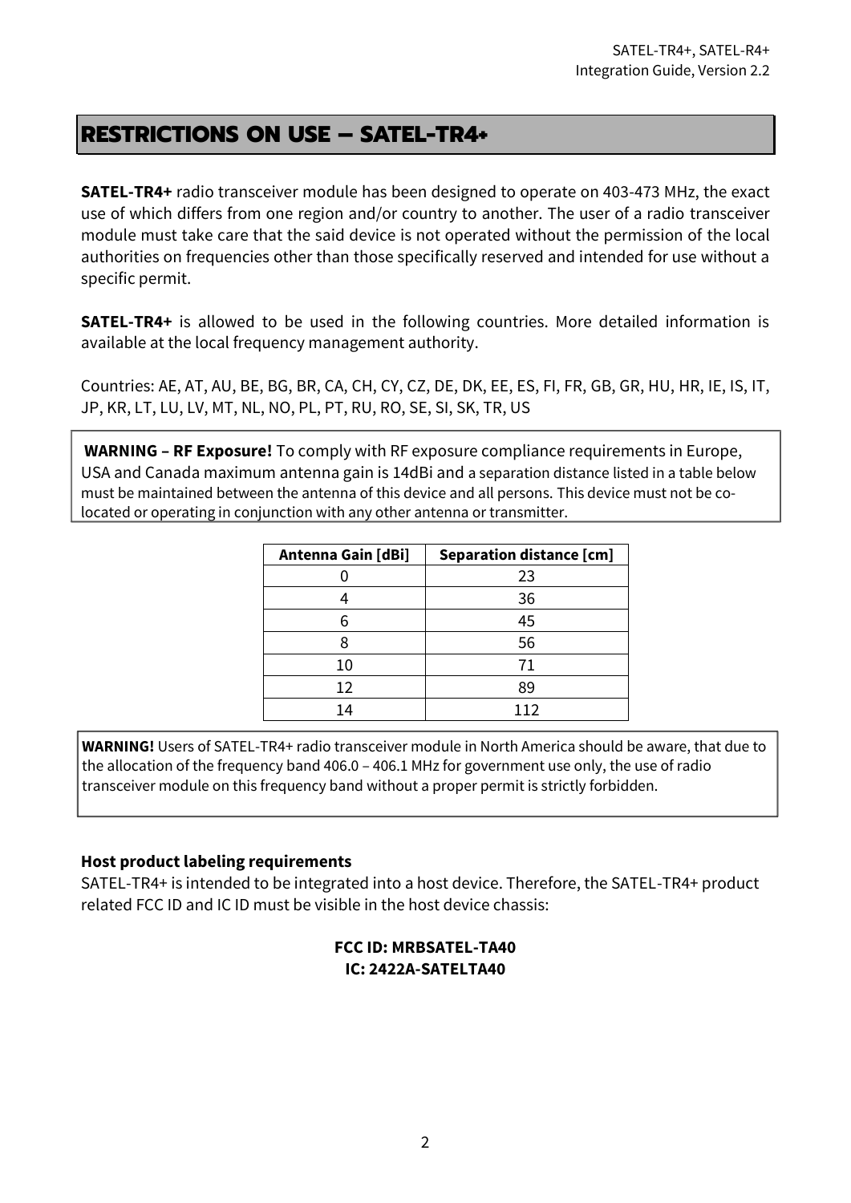# RESTRICTIONS ON USE – SATEL-TR4+

**SATEL-TR4+** radio transceiver module has been designed to operate on 403-473 MHz, the exact use of which differs from one region and/or country to another. The user of a radio transceiver module must take care that the said device is not operated without the permission of the local authorities on frequencies other than those specifically reserved and intended for use without a specific permit.

**SATEL-TR4+** is allowed to be used in the following countries. More detailed information is available at the local frequency management authority.

Countries: AE, AT, AU, BE, BG, BR, CA, CH, CY, CZ, DE, DK, EE, ES, FI, FR, GB, GR, HU, HR, IE, IS, IT, JP, KR, LT, LU, LV, MT, NL, NO, PL, PT, RU, RO, SE, SI, SK, TR, US

**WARNING – RF Exposure!** To comply with RF exposure compliance requirements in Europe, USA and Canada maximum antenna gain is 14dBi and a separation distance listed in a table below must be maintained between the antenna of this device and all persons. This device must not be co-located or operating in conjunction with any other antenna or transmitter.

| Antenna Gain [dBi] | Separation distance [cm] |
|---|---|
| 0 | 23 |
| 4 | 36 |
| 6 | 45 |
| 8 | 56 |
| 10 | 71 |
| 12 | 89 |
| 14 | 112 |

**WARNING!** Users of SATEL-TR4+ radio transceiver module in North America should be aware, that due to the allocation of the frequency band 406.0 – 406.1 MHz for government use only, the use of radio transceiver module on this frequency band without a proper permit is strictly forbidden.

**Host product labeling requirements**

SATEL-TR4+ is intended to be integrated into a host device. Therefore, the SATEL-TR4+ product related FCC ID and IC ID must be visible in the host device chassis:

**FCC ID: MRBSATEL-TA40**
**IC: 2422A-SATELTA40**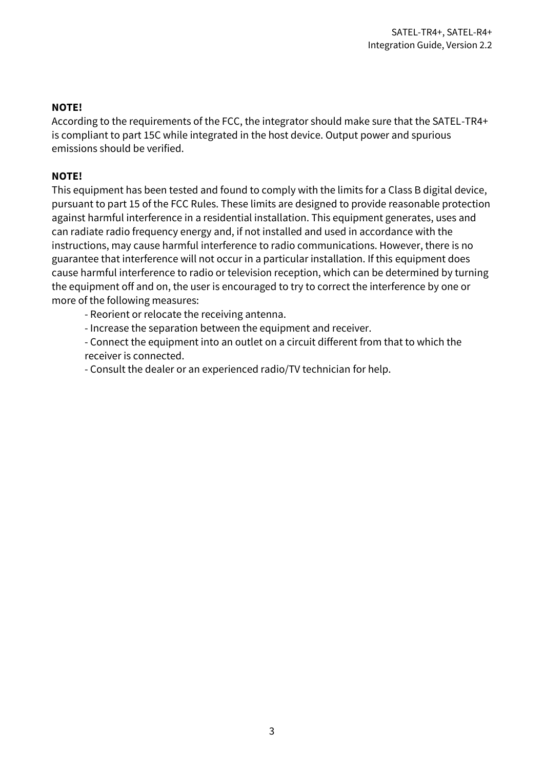**NOTE!**
According to the requirements of the FCC, the integrator should make sure that the SATEL-TR4+ is compliant to part 15C while integrated in the host device. Output power and spurious emissions should be verified.

**NOTE!**
This equipment has been tested and found to comply with the limits for a Class B digital device, pursuant to part 15 of the FCC Rules. These limits are designed to provide reasonable protection against harmful interference in a residential installation. This equipment generates, uses and can radiate radio frequency energy and, if not installed and used in accordance with the instructions, may cause harmful interference to radio communications. However, there is no guarantee that interference will not occur in a particular installation. If this equipment does cause harmful interference to radio or television reception, which can be determined by turning the equipment off and on, the user is encouraged to try to correct the interference by one or more of the following measures:

- Reorient or relocate the receiving antenna.
- Increase the separation between the equipment and receiver.
- Connect the equipment into an outlet on a circuit different from that to which the receiver is connected.
- Consult the dealer or an experienced radio/TV technician for help.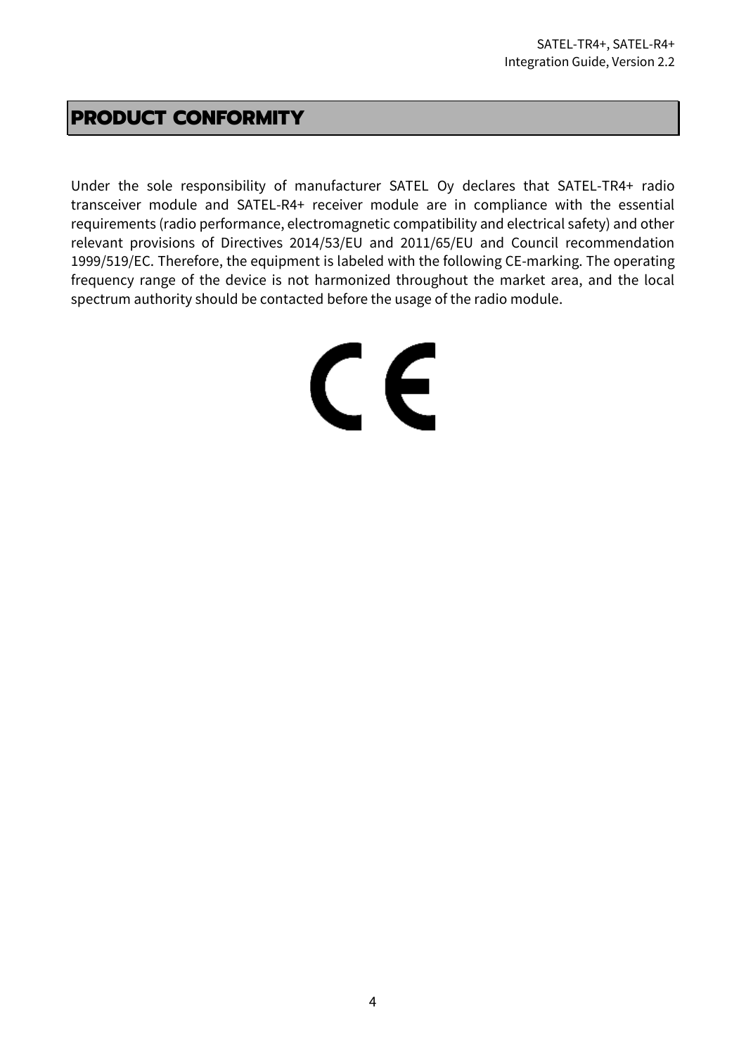# PRODUCT CONFORMITY

Under the sole responsibility of manufacturer SATEL Oy declares that SATEL-TR4+ radio transceiver module and SATEL-R4+ receiver module are in compliance with the essential requirements (radio performance, electromagnetic compatibility and electrical safety) and other relevant provisions of Directives 2014/53/EU and 2011/65/EU and Council recommendation 1999/519/EC. Therefore, the equipment is labeled with the following CE-marking. The operating frequency range of the device is not harmonized throughout the market area, and the local spectrum authority should be contacted before the usage of the radio module.

CE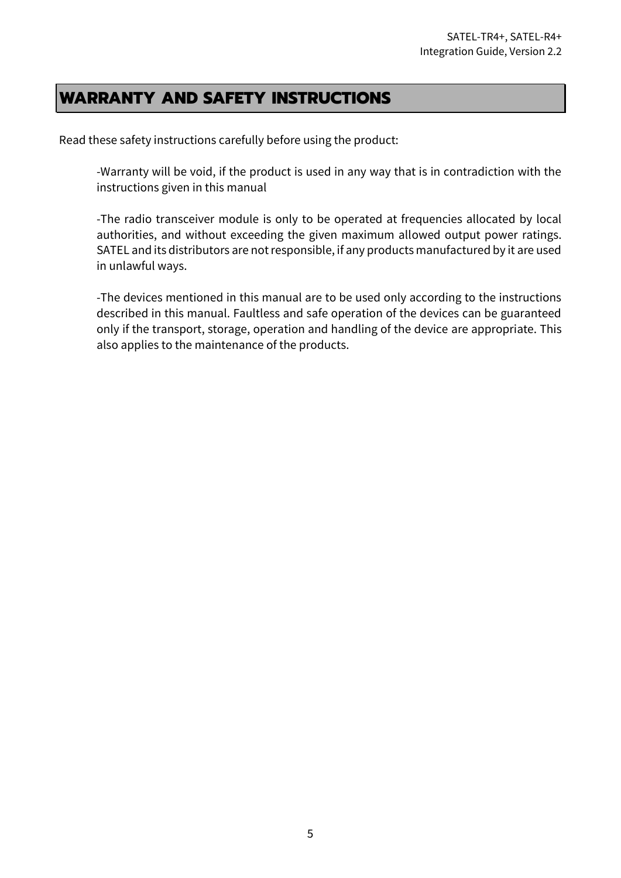# WARRANTY AND SAFETY INSTRUCTIONS

Read these safety instructions carefully before using the product:

-Warranty will be void, if the product is used in any way that is in contradiction with the instructions given in this manual

-The radio transceiver module is only to be operated at frequencies allocated by local authorities, and without exceeding the given maximum allowed output power ratings. SATEL and its distributors are not responsible, if any products manufactured by it are used in unlawful ways.

-The devices mentioned in this manual are to be used only according to the instructions described in this manual. Faultless and safe operation of the devices can be guaranteed only if the transport, storage, operation and handling of the device are appropriate. This also applies to the maintenance of the products.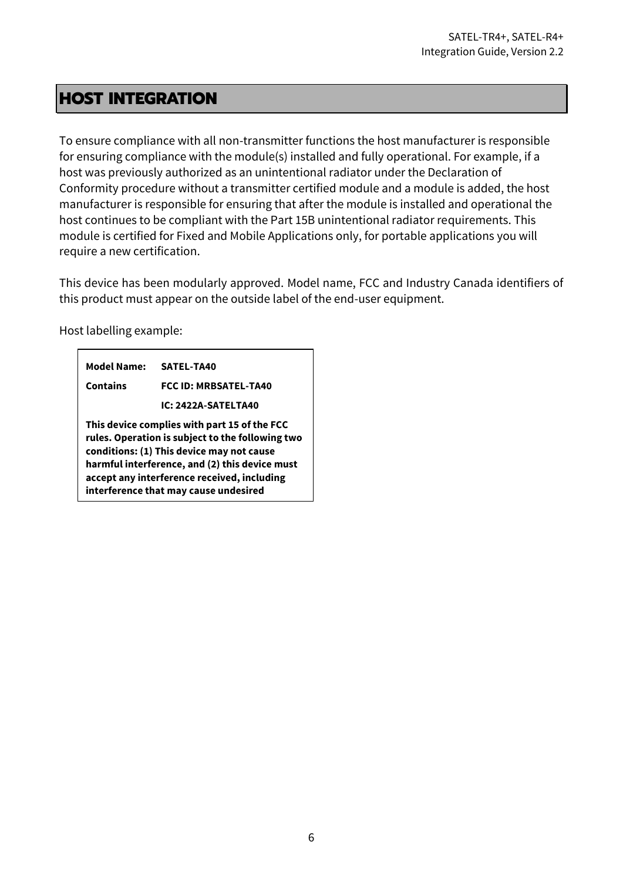# HOST INTEGRATION

To ensure compliance with all non-transmitter functions the host manufacturer is responsible for ensuring compliance with the module(s) installed and fully operational. For example, if a host was previously authorized as an unintentional radiator under the Declaration of Conformity procedure without a transmitter certified module and a module is added, the host manufacturer is responsible for ensuring that after the module is installed and operational the host continues to be compliant with the Part 15B unintentional radiator requirements. This module is certified for Fixed and Mobile Applications only, for portable applications you will require a new certification.

This device has been modularly approved. Model name, FCC and Industry Canada identifiers of this product must appear on the outside label of the end-user equipment.

Host labelling example:

| | |
|---|---|
| **Model Name:** | **SATEL-TA40** |
| **Contains** | **FCC ID: MRBSATEL-TA40** |
| | **IC: 2422A-SATELTA40** |

**This device complies with part 15 of the FCC rules. Operation is subject to the following two conditions: (1) This device may not cause harmful interference, and (2) this device must accept any interference received, including interference that may cause undesired**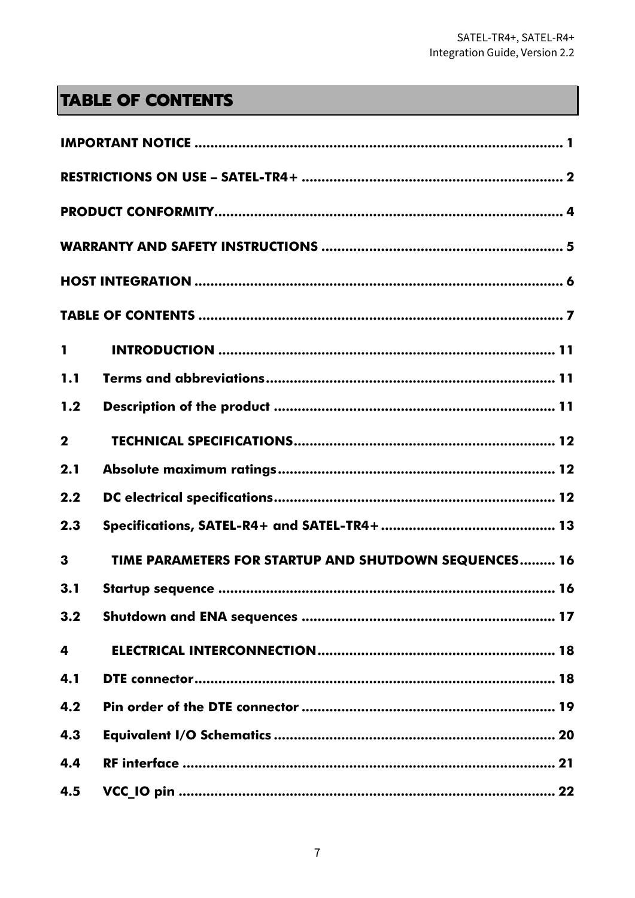# TABLE OF CONTENTS

IMPORTANT NOTICE ............................................................................................ 1

RESTRICTIONS ON USE – SATEL-TR4+ ................................................................. 2

PRODUCT CONFORMITY....................................................................................... 4

WARRANTY AND SAFETY INSTRUCTIONS ............................................................ 5

HOST INTEGRATION ............................................................................................. 6

TABLE OF CONTENTS ............................................................................................ 7

1 INTRODUCTION .................................................................................... 11

1.1 Terms and abbreviations........................................................................ 11

1.2 Description of the product ...................................................................... 11

2 TECHNICAL SPECIFICATIONS................................................................. 12

2.1 Absolute maximum ratings..................................................................... 12

2.2 DC electrical specifications...................................................................... 12

2.3 Specifications, SATEL-R4+ and SATEL-TR4+ ............................................ 13

3 TIME PARAMETERS FOR STARTUP AND SHUTDOWN SEQUENCES......... 16

3.1 Startup sequence .................................................................................... 16

3.2 Shutdown and ENA sequences ............................................................... 17

4 ELECTRICAL INTERCONNECTION........................................................... 18

4.1 DTE connector.......................................................................................... 18

4.2 Pin order of the DTE connector ................................................................ 19

4.3 Equivalent I/O Schematics ....................................................................... 20

4.4 RF interface .............................................................................................. 21

4.5 VCC_IO pin ............................................................................................... 22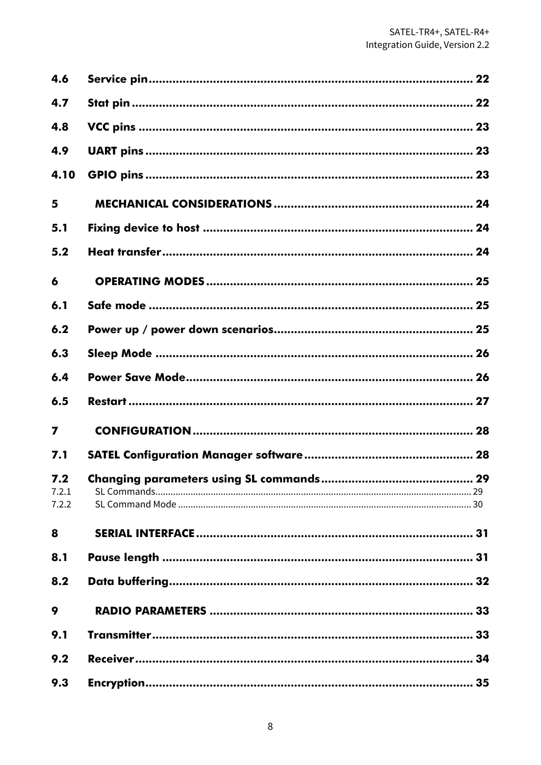4.6 Service pin ........................................................................................ 22

4.7 Stat pin ............................................................................................ 22

4.8 VCC pins .......................................................................................... 23

4.9 UART pins ........................................................................................ 23

4.10 GPIO pins ........................................................................................ 23

5 MECHANICAL CONSIDERATIONS ........................................................ 24

5.1 Fixing device to host ....................................................................... 24

5.2 Heat transfer .................................................................................... 24

6 OPERATING MODES ............................................................................ 25

6.1 Safe mode ........................................................................................ 25

6.2 Power up / power down scenarios .................................................... 25

6.3 Sleep Mode ...................................................................................... 26

6.4 Power Save Mode ............................................................................. 26

6.5 Restart .............................................................................................. 27

7 CONFIGURATION .................................................................................. 28

7.1 SATEL Configuration Manager software ............................................ 28

7.2 Changing parameters using SL commands ....................................... 29

7.2.1 SL Commands ................................................................................ 29

7.2.2 SL Command Mode ......................................................................... 30

8 SERIAL INTERFACE .............................................................................. 31

8.1 Pause length .................................................................................... 31

8.2 Data buffering ................................................................................... 32

9 RADIO PARAMETERS ........................................................................... 33

9.1 Transmitter ....................................................................................... 33

9.2 Receiver ........................................................................................... 34

9.3 Encryption ........................................................................................ 35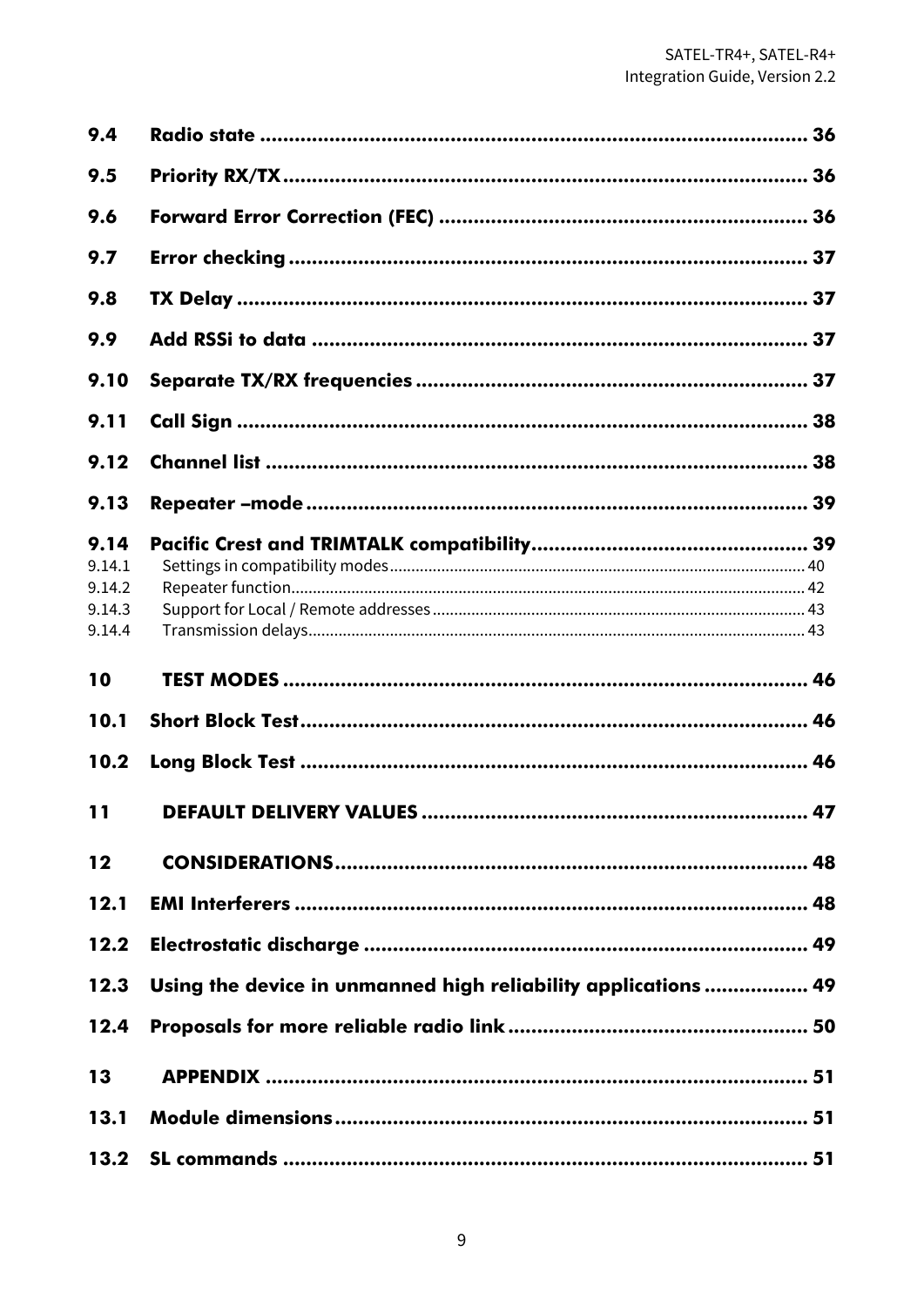| | | |
|---|---|---|
| **9.4** | **Radio state** | **36** |
| **9.5** | **Priority RX/TX** | **36** |
| **9.6** | **Forward Error Correction (FEC)** | **36** |
| **9.7** | **Error checking** | **37** |
| **9.8** | **TX Delay** | **37** |
| **9.9** | **Add RSSi to data** | **37** |
| **9.10** | **Separate TX/RX frequencies** | **37** |
| **9.11** | **Call Sign** | **38** |
| **9.12** | **Channel list** | **38** |
| **9.13** | **Repeater –mode** | **39** |
| **9.14** | **Pacific Crest and TRIMTALK compatibility** | **39** |
| 9.14.1 | Settings in compatibility modes | 40 |
| 9.14.2 | Repeater function | 42 |
| 9.14.3 | Support for Local / Remote addresses | 43 |
| 9.14.4 | Transmission delays | 43 |
| **10** | **TEST MODES** | **46** |
| **10.1** | **Short Block Test** | **46** |
| **10.2** | **Long Block Test** | **46** |
| **11** | **DEFAULT DELIVERY VALUES** | **47** |
| **12** | **CONSIDERATIONS** | **48** |
| **12.1** | **EMI Interferers** | **48** |
| **12.2** | **Electrostatic discharge** | **49** |
| **12.3** | **Using the device in unmanned high reliability applications** | **49** |
| **12.4** | **Proposals for more reliable radio link** | **50** |
| **13** | **APPENDIX** | **51** |
| **13.1** | **Module dimensions** | **51** |
| **13.2** | **SL commands** | **51** |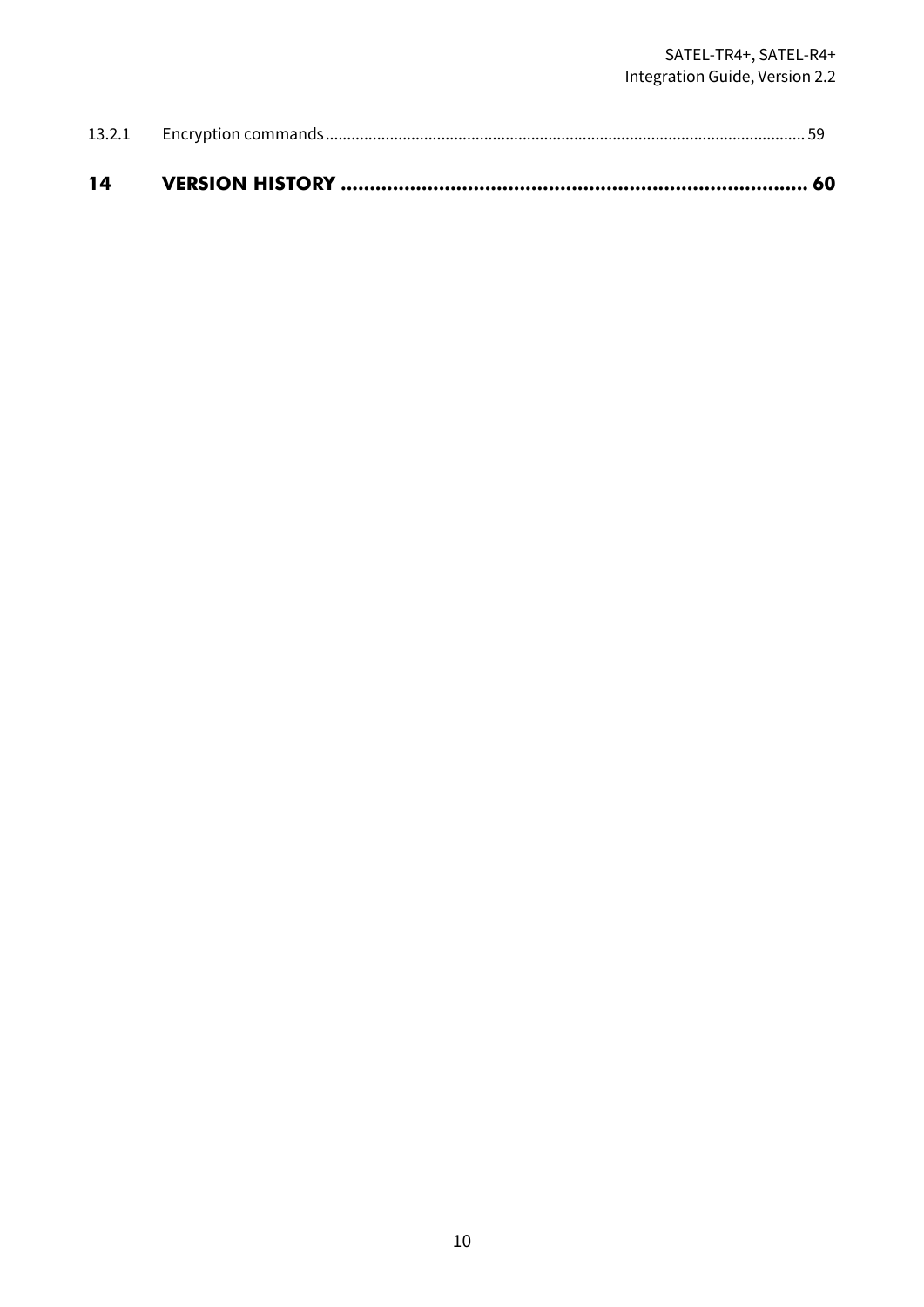13.2.1 Encryption commands ........................................................................................................ 59

**14 VERSION HISTORY ........................................................................ 60**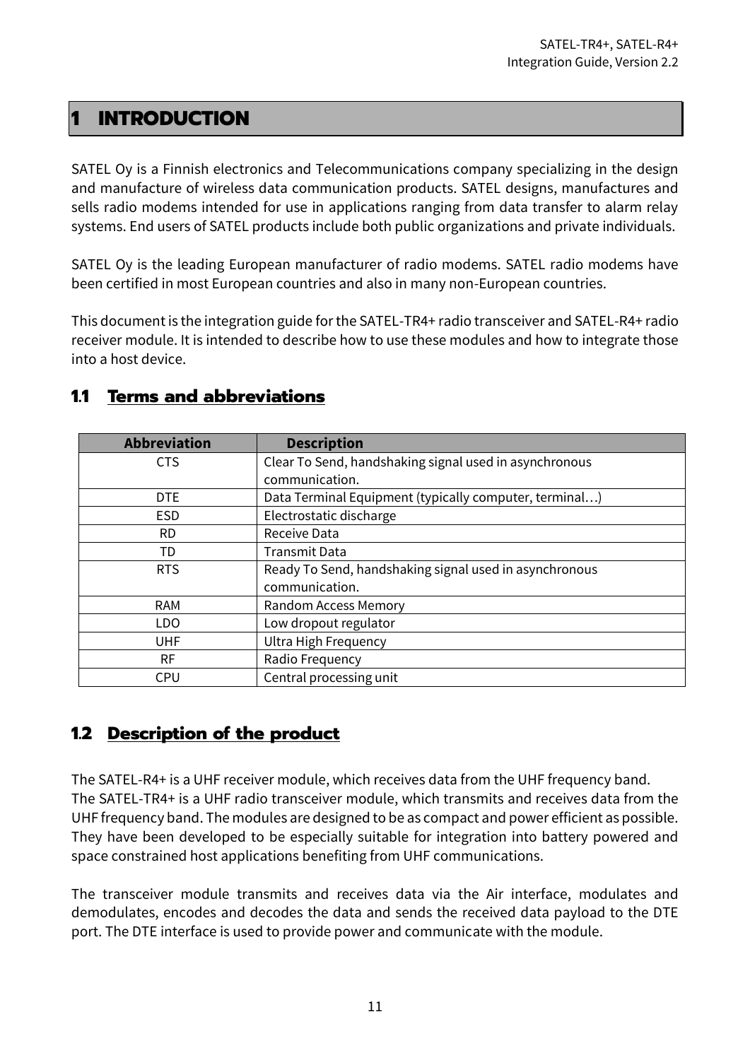# 1 INTRODUCTION

SATEL Oy is a Finnish electronics and Telecommunications company specializing in the design and manufacture of wireless data communication products. SATEL designs, manufactures and sells radio modems intended for use in applications ranging from data transfer to alarm relay systems. End users of SATEL products include both public organizations and private individuals.

SATEL Oy is the leading European manufacturer of radio modems. SATEL radio modems have been certified in most European countries and also in many non-European countries.

This document is the integration guide for the SATEL-TR4+ radio transceiver and SATEL-R4+ radio receiver module. It is intended to describe how to use these modules and how to integrate those into a host device.

## 1.1 Terms and abbreviations

| Abbreviation | Description |
|---|---|
| CTS | Clear To Send, handshaking signal used in asynchronous communication. |
| DTE | Data Terminal Equipment (typically computer, terminal…) |
| ESD | Electrostatic discharge |
| RD | Receive Data |
| TD | Transmit Data |
| RTS | Ready To Send, handshaking signal used in asynchronous communication. |
| RAM | Random Access Memory |
| LDO | Low dropout regulator |
| UHF | Ultra High Frequency |
| RF | Radio Frequency |
| CPU | Central processing unit |

## 1.2 Description of the product

The SATEL-R4+ is a UHF receiver module, which receives data from the UHF frequency band.
The SATEL-TR4+ is a UHF radio transceiver module, which transmits and receives data from the UHF frequency band. The modules are designed to be as compact and power efficient as possible. They have been developed to be especially suitable for integration into battery powered and space constrained host applications benefiting from UHF communications.

The transceiver module transmits and receives data via the Air interface, modulates and demodulates, encodes and decodes the data and sends the received data payload to the DTE port. The DTE interface is used to provide power and communicate with the module.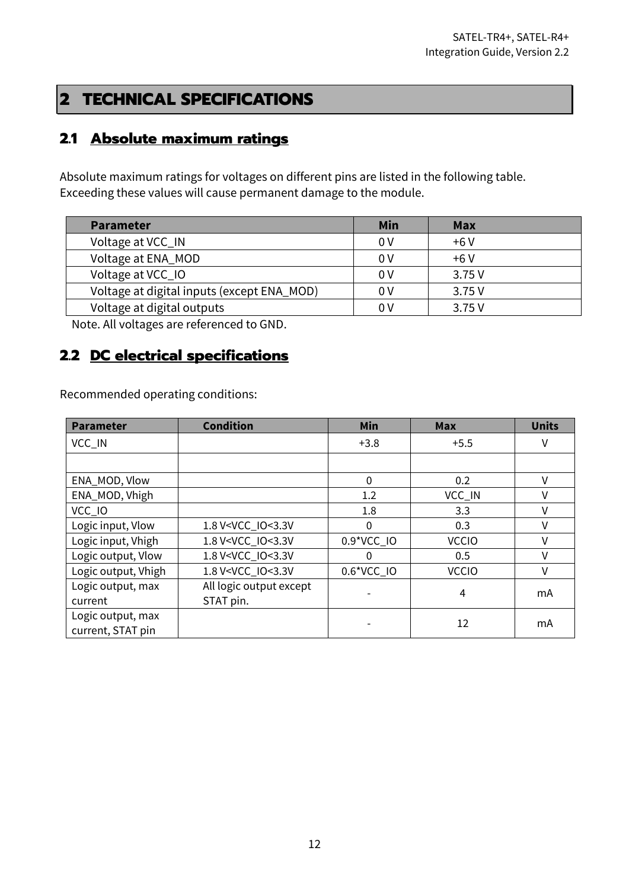# 2 TECHNICAL SPECIFICATIONS

## 2.1 Absolute maximum ratings

Absolute maximum ratings for voltages on different pins are listed in the following table. Exceeding these values will cause permanent damage to the module.

| Parameter | Min | Max |
|---|---|---|
| Voltage at VCC_IN | 0 V | +6 V |
| Voltage at ENA_MOD | 0 V | +6 V |
| Voltage at VCC_IO | 0 V | 3.75 V |
| Voltage at digital inputs (except ENA_MOD) | 0 V | 3.75 V |
| Voltage at digital outputs | 0 V | 3.75 V |

Note. All voltages are referenced to GND.

## 2.2 DC electrical specifications

Recommended operating conditions:

| Parameter | Condition | Min | Max | Units |
|---|---|---|---|---|
| VCC_IN | | +3.8 | +5.5 | V |
| | | | | |
| ENA_MOD, Vlow | | 0 | 0.2 | V |
| ENA_MOD, Vhigh | | 1.2 | VCC_IN | V |
| VCC_IO | | 1.8 | 3.3 | V |
| Logic input, Vlow | 1.8 V<VCC_IO<3.3V | 0 | 0.3 | V |
| Logic input, Vhigh | 1.8 V<VCC_IO<3.3V | 0.9*VCC_IO | VCCIO | V |
| Logic output, Vlow | 1.8 V<VCC_IO<3.3V | 0 | 0.5 | V |
| Logic output, Vhigh | 1.8 V<VCC_IO<3.3V | 0.6*VCC_IO | VCCIO | V |
| Logic output, max current | All logic output except STAT pin. | - | 4 | mA |
| Logic output, max current, STAT pin | | - | 12 | mA |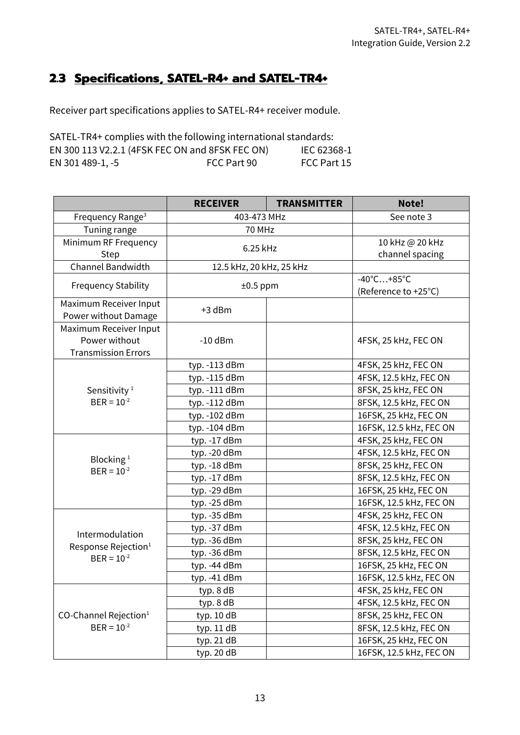## 2.3 Specifications, SATEL-R4+ and SATEL-TR4+

Receiver part specifications applies to SATEL-R4+ receiver module.

SATEL-TR4+ complies with the following international standards:
EN 300 113 V2.2.1 (4FSK FEC ON and 8FSK FEC ON) IEC 62368-1
EN 301 489-1, -5 FCC Part 90 FCC Part 15

| | RECEIVER | TRANSMITTER | Note! |
|---|---|---|---|
| Frequency Range[3] | 403-473 MHz | | See note 3 |
| Tuning range | 70 MHz | | |
| Minimum RF Frequency Step | 6.25 kHz | | 10 kHz @ 20 kHz channel spacing |
| Channel Bandwidth | 12.5 kHz, 20 kHz, 25 kHz | | |
| Frequency Stability | ±0.5 ppm | | -40°C…+85°C (Reference to +25°C) |
| Maximum Receiver Input Power without Damage | +3 dBm | | |
| Maximum Receiver Input Power without Transmission Errors | -10 dBm | | 4FSK, 25 kHz, FEC ON |
| Sensitivity [1] BER = $10^{-2}$ | typ. -113 dBm | | 4FSK, 25 kHz, FEC ON |
| | typ. -115 dBm | | 4FSK, 12.5 kHz, FEC ON |
| | typ. -111 dBm | | 8FSK, 25 kHz, FEC ON |
| | typ. -112 dBm | | 8FSK, 12.5 kHz, FEC ON |
| | typ. -102 dBm | | 16FSK, 25 kHz, FEC ON |
| | typ. -104 dBm | | 16FSK, 12.5 kHz, FEC ON |
| Blocking [1] BER = $10^{-2}$ | typ. -17 dBm | | 4FSK, 25 kHz, FEC ON |
| | typ. -20 dBm | | 4FSK, 12.5 kHz, FEC ON |
| | typ. -18 dBm | | 8FSK, 25 kHz, FEC ON |
| | typ. -17 dBm | | 8FSK, 12.5 kHz, FEC ON |
| | typ. -29 dBm | | 16FSK, 25 kHz, FEC ON |
| | typ. -25 dBm | | 16FSK, 12.5 kHz, FEC ON |
| Intermodulation Response Rejection[1] BER = $10^{-2}$ | typ. -35 dBm | | 4FSK, 25 kHz, FEC ON |
| | typ. -37 dBm | | 4FSK, 12.5 kHz, FEC ON |
| | typ. -36 dBm | | 8FSK, 25 kHz, FEC ON |
| | typ. -36 dBm | | 8FSK, 12.5 kHz, FEC ON |
| | typ. -44 dBm | | 16FSK, 25 kHz, FEC ON |
| | typ. -41 dBm | | 16FSK, 12.5 kHz, FEC ON |
| CO-Channel Rejection[1] BER = $10^{-2}$ | typ. 8 dB | | 4FSK, 25 kHz, FEC ON |
| | typ. 8 dB | | 4FSK, 12.5 kHz, FEC ON |
| | typ. 10 dB | | 8FSK, 25 kHz, FEC ON |
| | typ. 11 dB | | 8FSK, 12.5 kHz, FEC ON |
| | typ. 21 dB | | 16FSK, 25 kHz, FEC ON |
| | typ. 20 dB | | 16FSK, 12.5 kHz, FEC ON |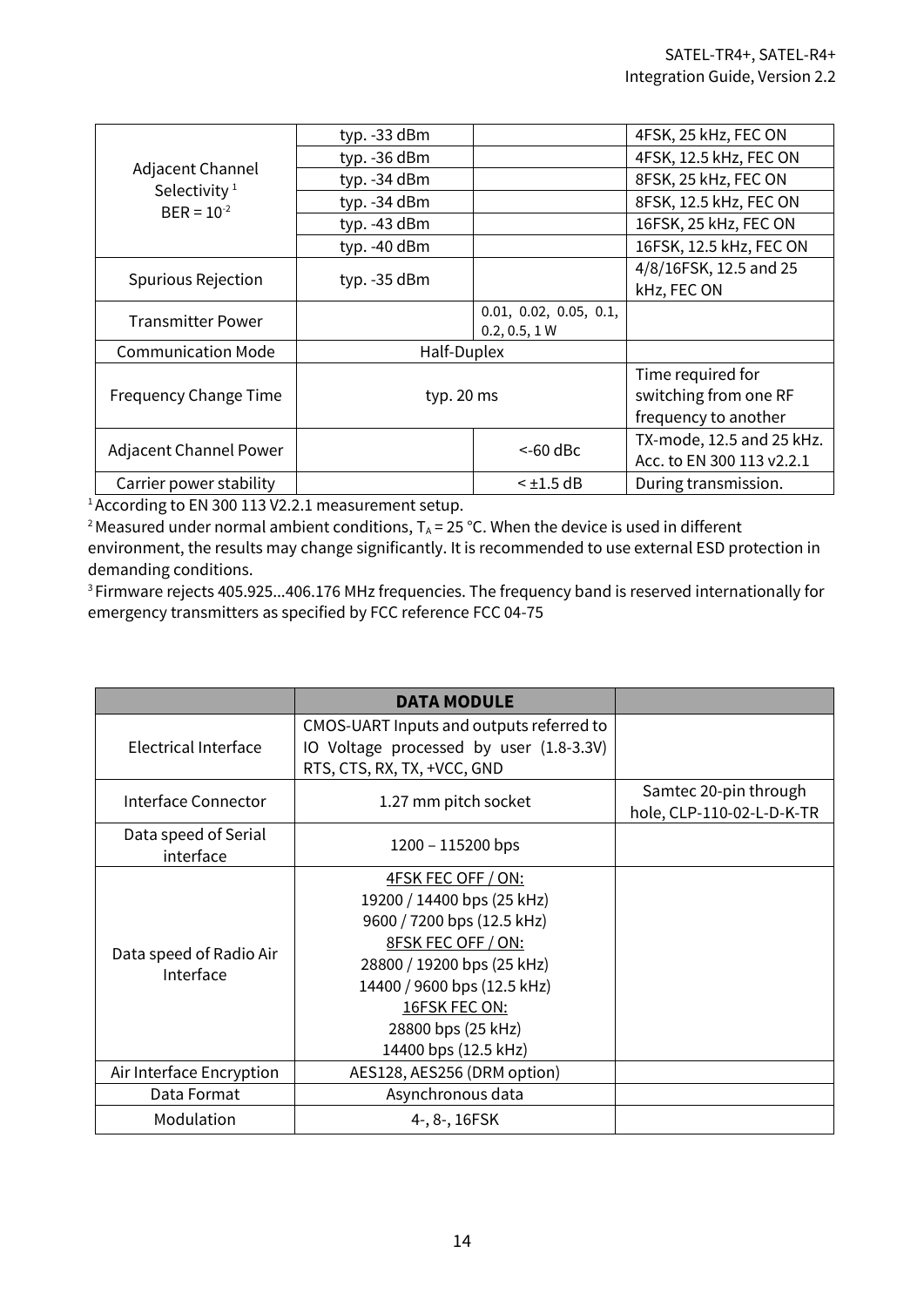| | | | |
|---|---|---|---|
| Adjacent Channel Selectivity [1] BER = $10^{-2}$ | typ. -33 dBm | | 4FSK, 25 kHz, FEC ON |
| | typ. -36 dBm | | 4FSK, 12.5 kHz, FEC ON |
| | typ. -34 dBm | | 8FSK, 25 kHz, FEC ON |
| | typ. -34 dBm | | 8FSK, 12.5 kHz, FEC ON |
| | typ. -43 dBm | | 16FSK, 25 kHz, FEC ON |
| | typ. -40 dBm | | 16FSK, 12.5 kHz, FEC ON |
| Spurious Rejection | typ. -35 dBm | | 4/8/16FSK, 12.5 and 25 kHz, FEC ON |
| Transmitter Power | | 0.01, 0.02, 0.05, 0.1, 0.2, 0.5, 1 W | |
| Communication Mode | Half-Duplex | | |
| Frequency Change Time | typ. 20 ms | | Time required for switching from one RF frequency to another |
| Adjacent Channel Power | | <-60 dBc | TX-mode, 12.5 and 25 kHz. Acc. to EN 300 113 v2.2.1 |
| Carrier power stability | | < ±1.5 dB | During transmission. |

[1] According to EN 300 113 V2.2.1 measurement setup.
[2] Measured under normal ambient conditions, $T_A$ = 25 °C. When the device is used in different environment, the results may change significantly. It is recommended to use external ESD protection in demanding conditions.
[3] Firmware rejects 405.925...406.176 MHz frequencies. The frequency band is reserved internationally for emergency transmitters as specified by FCC reference FCC 04-75

| | **DATA MODULE** | |
|---|---|---|
| Electrical Interface | CMOS-UART Inputs and outputs referred to IO Voltage processed by user (1.8-3.3V) RTS, CTS, RX, TX, +VCC, GND | |
| Interface Connector | 1.27 mm pitch socket | Samtec 20-pin through hole, CLP-110-02-L-D-K-TR |
| Data speed of Serial interface | 1200 – 115200 bps | |
| Data speed of Radio Air Interface | 4FSK FEC OFF / ON:<br>19200 / 14400 bps (25 kHz)<br>9600 / 7200 bps (12.5 kHz)<br>8FSK FEC OFF / ON:<br>28800 / 19200 bps (25 kHz)<br>14400 / 9600 bps (12.5 kHz)<br>16FSK FEC ON:<br>28800 bps (25 kHz)<br>14400 bps (12.5 kHz) | |
| Air Interface Encryption | AES128, AES256 (DRM option) | |
| Data Format | Asynchronous data | |
| Modulation | 4-, 8-, 16FSK | |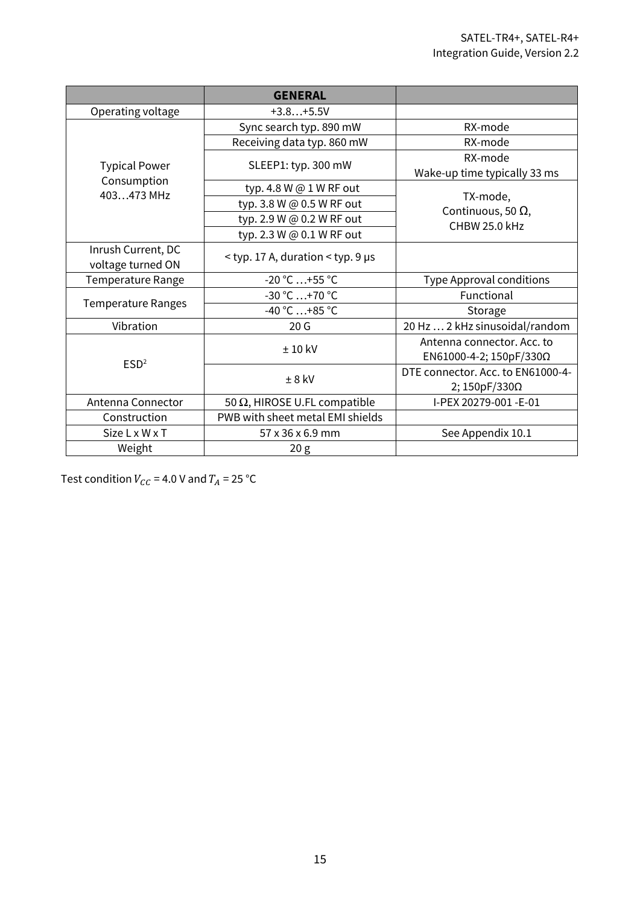| | **GENERAL** | |
|---|---|---|
| Operating voltage | +3.8…+5.5V | |
| Typical Power Consumption 403…473 MHz | Sync search typ. 890 mW | RX-mode |
| | Receiving data typ. 860 mW | RX-mode |
| | SLEEP1: typ. 300 mW | RX-mode Wake-up time typically 33 ms |
| | typ. 4.8 W @ 1 W RF out | TX-mode, Continuous, 50 Ω, CHBW 25.0 kHz |
| | typ. 3.8 W @ 0.5 W RF out | |
| | typ. 2.9 W @ 0.2 W RF out | |
| | typ. 2.3 W @ 0.1 W RF out | |
| Inrush Current, DC voltage turned ON | < typ. 17 A, duration < typ. 9 µs | |
| Temperature Range | -20 °C …+55 °C | Type Approval conditions |
| Temperature Ranges | -30 °C …+70 °C | Functional |
| | -40 °C …+85 °C | Storage |
| Vibration | 20 G | 20 Hz … 2 kHz sinusoidal/random |
| ESD[2] | ± 10 kV | Antenna connector. Acc. to EN61000-4-2; 150pF/330Ω |
| | ± 8 kV | DTE connector. Acc. to EN61000-4-2; 150pF/330Ω |
| Antenna Connector | 50 Ω, HIROSE U.FL compatible | I-PEX 20279-001 -E-01 |
| Construction | PWB with sheet metal EMI shields | |
| Size L x W x T | 57 x 36 x 6.9 mm | See Appendix 10.1 |
| Weight | 20 g | |

Test condition $V_{CC}$ = 4.0 V and $T_A$ = 25 °C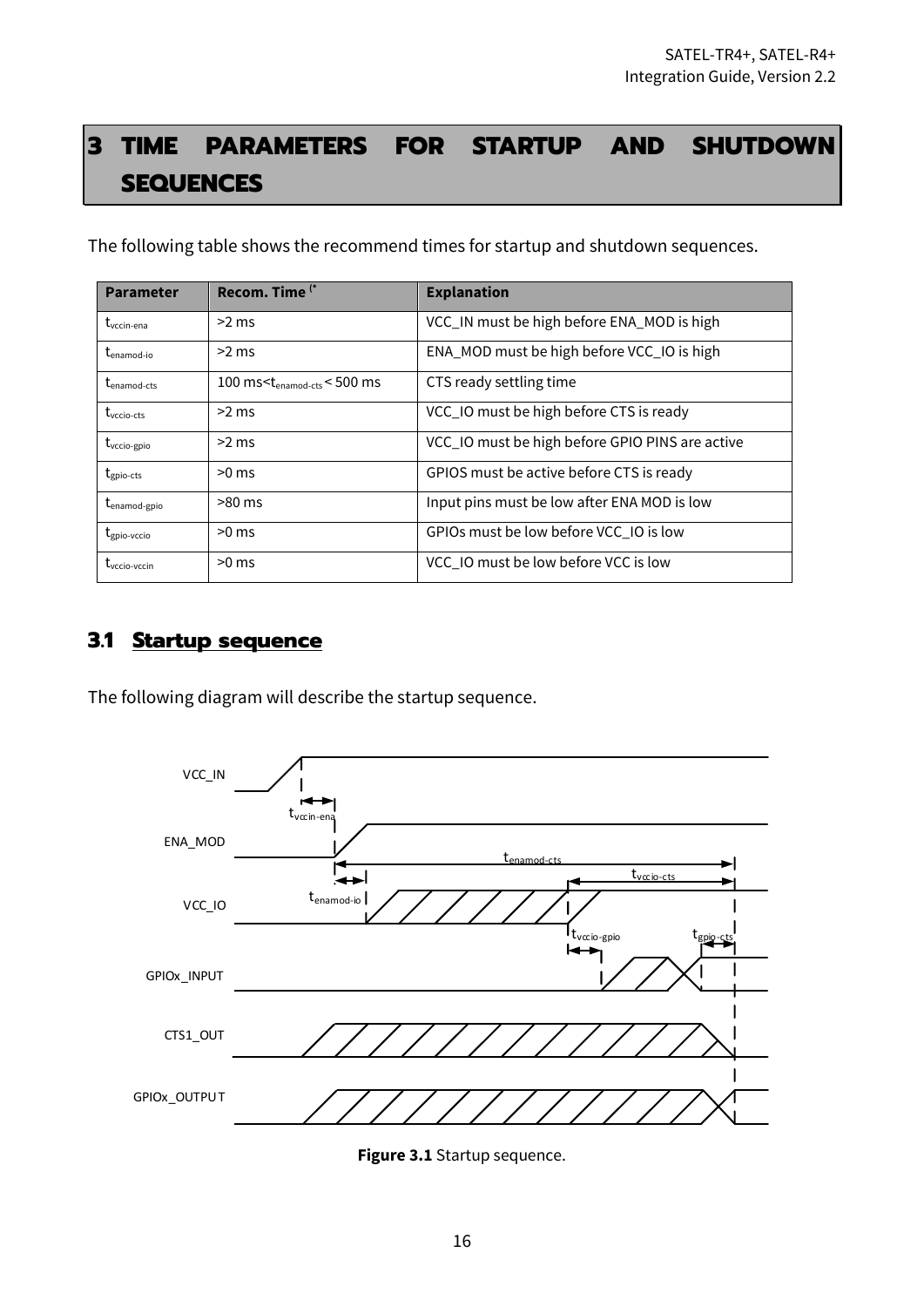# 3 TIME PARAMETERS FOR STARTUP AND SHUTDOWN SEQUENCES

The following table shows the recommend times for startup and shutdown sequences.

| Parameter | Recom. Time (* | Explanation |
|---|---|---|
| $t_{vccin\text{-}ena}$ | >2 ms | VCC_IN must be high before ENA_MOD is high |
| $t_{enamod\text{-}io}$ | >2 ms | ENA_MOD must be high before VCC_IO is high |
| $t_{enamod\text{-}cts}$ | 100 ms< $t_{enamod\text{-}cts}$ < 500 ms | CTS ready settling time |
| $t_{vccio\text{-}cts}$ | >2 ms | VCC_IO must be high before CTS is ready |
| $t_{vccio\text{-}gpio}$ | >2 ms | VCC_IO must be high before GPIO PINS are active |
| $t_{gpio\text{-}cts}$ | >0 ms | GPIOS must be active before CTS is ready |
| $t_{enamod\text{-}gpio}$ | >80 ms | Input pins must be low after ENA MOD is low |
| $t_{gpio\text{-}vccio}$ | >0 ms | GPIOs must be low before VCC_IO is low |
| $t_{vccio\text{-}vccin}$ | >0 ms | VCC_IO must be low before VCC is low |

## 3.1 Startup sequence

The following diagram will describe the startup sequence.

**Figure 3.1** Startup sequence.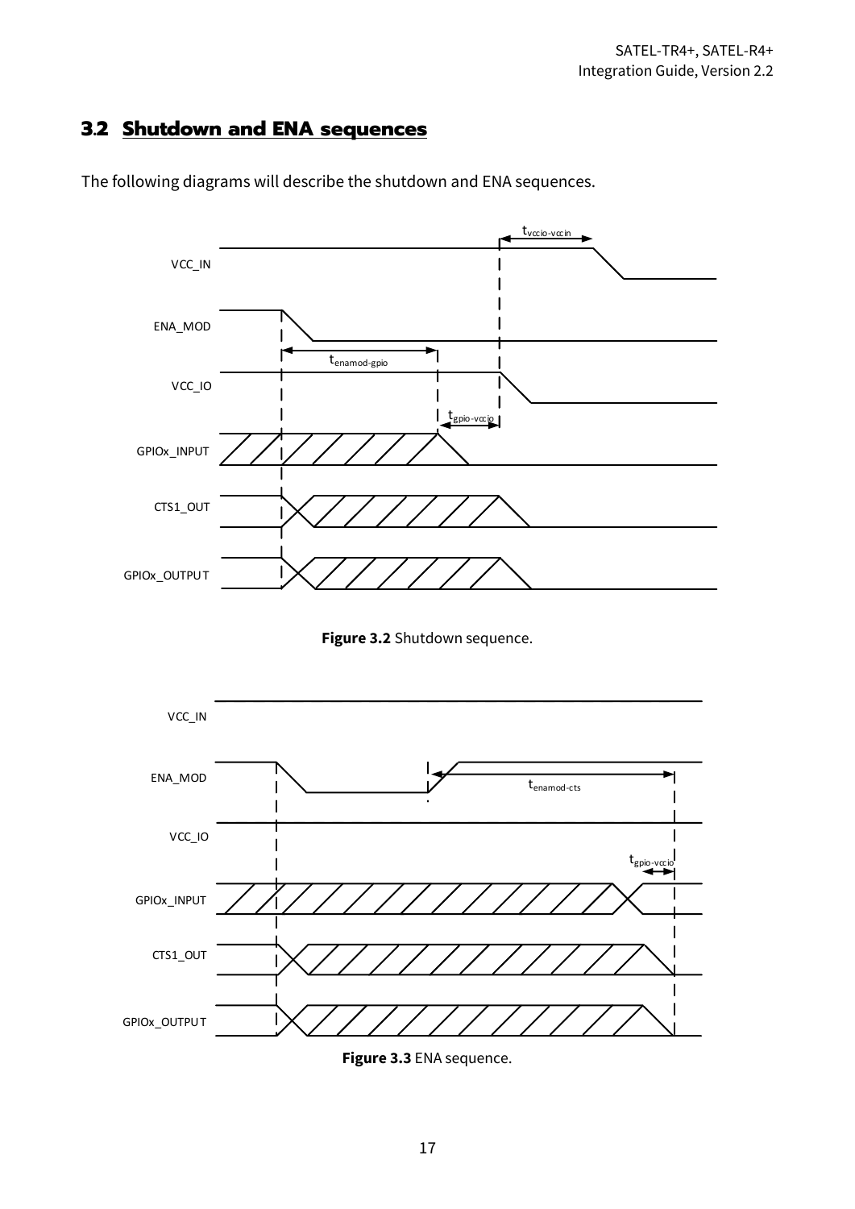## 3.2 Shutdown and ENA sequences

The following diagrams will describe the shutdown and ENA sequences.

**Figure 3.2** Shutdown sequence.

**Figure 3.3** ENA sequence.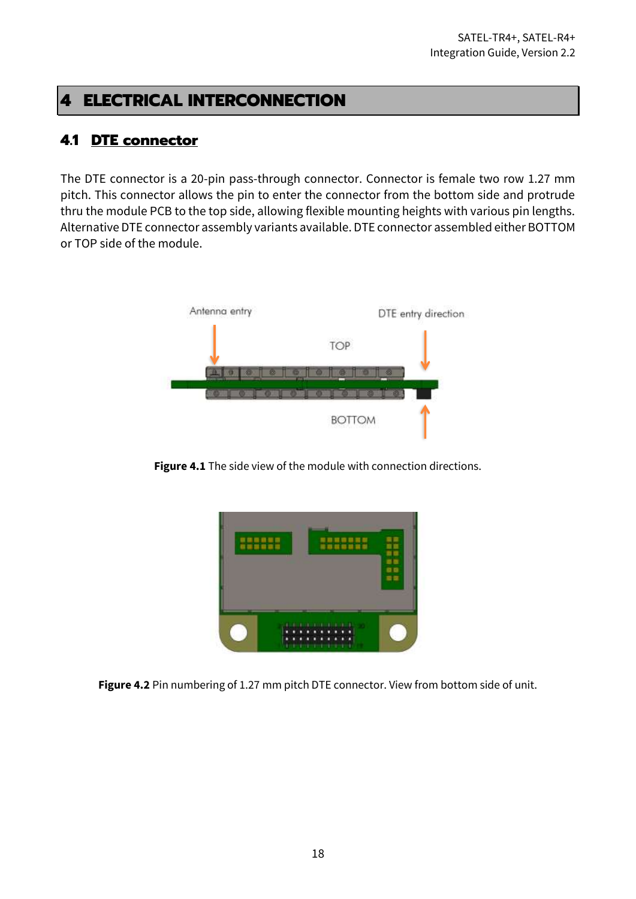# 4 ELECTRICAL INTERCONNECTION

## 4.1 DTE connector

The DTE connector is a 20-pin pass-through connector. Connector is female two row 1.27 mm pitch. This connector allows the pin to enter the connector from the bottom side and protrude thru the module PCB to the top side, allowing flexible mounting heights with various pin lengths. Alternative DTE connector assembly variants available. DTE connector assembled either BOTTOM or TOP side of the module.

**Figure 4.1** The side view of the module with connection directions.

**Figure 4.2** Pin numbering of 1.27 mm pitch DTE connector. View from bottom side of unit.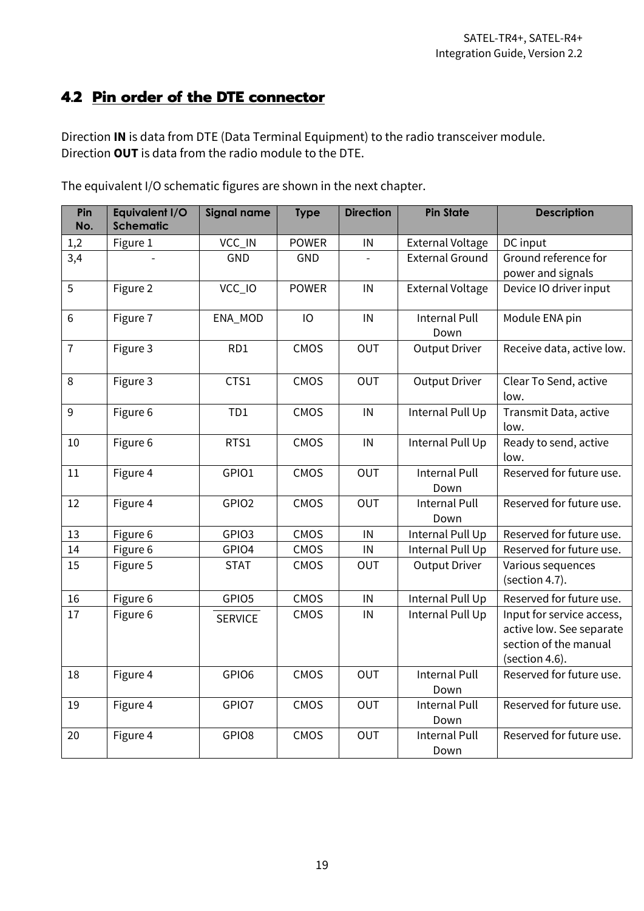## 4.2 Pin order of the DTE connector

Direction **IN** is data from DTE (Data Terminal Equipment) to the radio transceiver module.
Direction **OUT** is data from the radio module to the DTE.

The equivalent I/O schematic figures are shown in the next chapter.

| Pin No. | Equivalent I/O Schematic | Signal name | Type | Direction | Pin State | Description |
|---|---|---|---|---|---|---|
| 1,2 | Figure 1 | VCC_IN | POWER | IN | External Voltage | DC input |
| 3,4 | - | GND | GND | - | External Ground | Ground reference for power and signals |
| 5 | Figure 2 | VCC_IO | POWER | IN | External Voltage | Device IO driver input |
| 6 | Figure 7 | ENA_MOD | IO | IN | Internal Pull Down | Module ENA pin |
| 7 | Figure 3 | RD1 | CMOS | OUT | Output Driver | Receive data, active low. |
| 8 | Figure 3 | CTS1 | CMOS | OUT | Output Driver | Clear To Send, active low. |
| 9 | Figure 6 | TD1 | CMOS | IN | Internal Pull Up | Transmit Data, active low. |
| 10 | Figure 6 | RTS1 | CMOS | IN | Internal Pull Up | Ready to send, active low. |
| 11 | Figure 4 | GPIO1 | CMOS | OUT | Internal Pull Down | Reserved for future use. |
| 12 | Figure 4 | GPIO2 | CMOS | OUT | Internal Pull Down | Reserved for future use. |
| 13 | Figure 6 | GPIO3 | CMOS | IN | Internal Pull Up | Reserved for future use. |
| 14 | Figure 6 | GPIO4 | CMOS | IN | Internal Pull Up | Reserved for future use. |
| 15 | Figure 5 | STAT | CMOS | OUT | Output Driver | Various sequences (section 4.7). |
| 16 | Figure 6 | GPIO5 | CMOS | IN | Internal Pull Up | Reserved for future use. |
| 17 | Figure 6 | $\overline{\text{SERVICE}}$ | CMOS | IN | Internal Pull Up | Input for service access, active low. See separate section of the manual (section 4.6). |
| 18 | Figure 4 | GPIO6 | CMOS | OUT | Internal Pull Down | Reserved for future use. |
| 19 | Figure 4 | GPIO7 | CMOS | OUT | Internal Pull Down | Reserved for future use. |
| 20 | Figure 4 | GPIO8 | CMOS | OUT | Internal Pull Down | Reserved for future use. |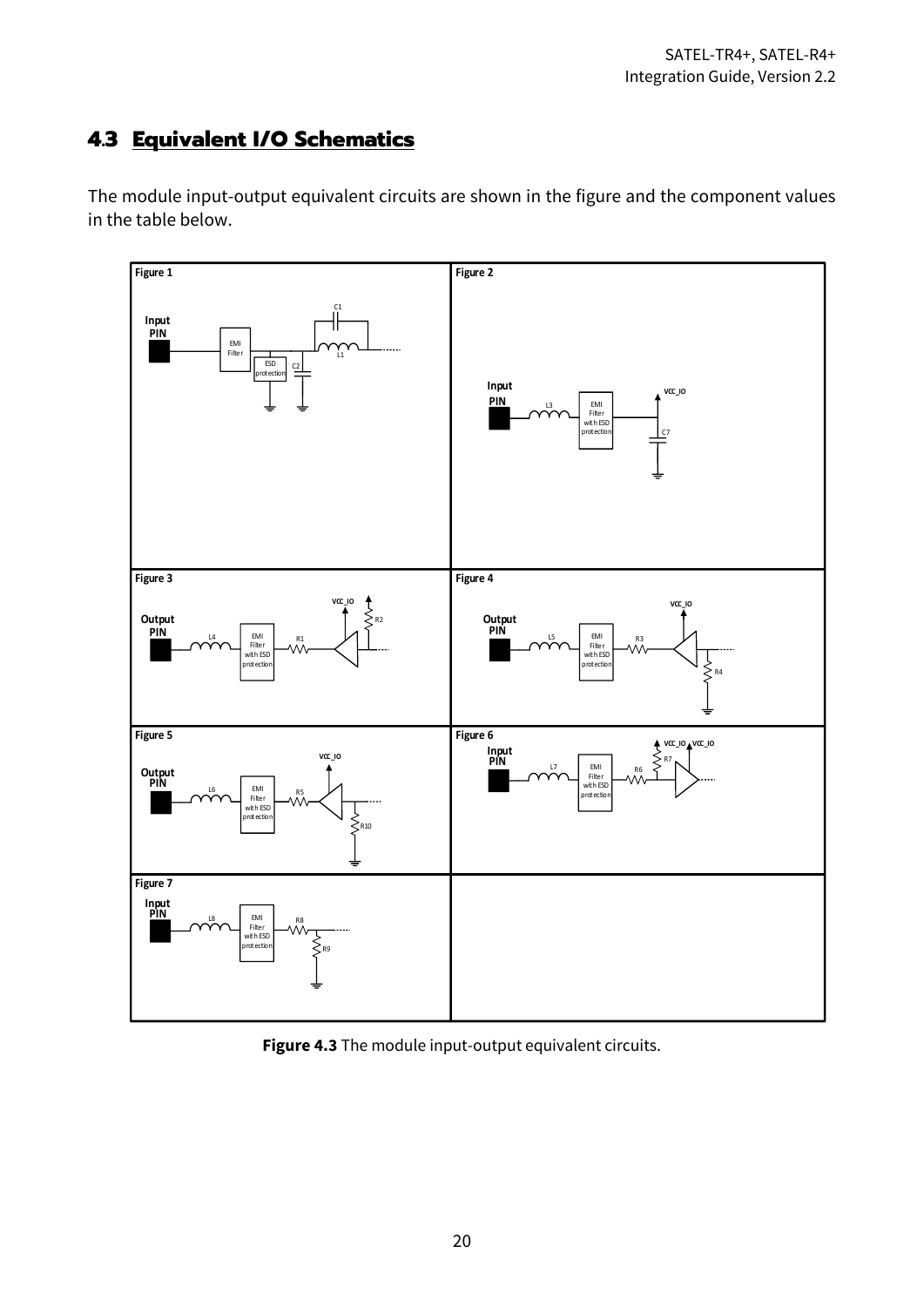## 4.3 Equivalent I/O Schematics

The module input-output equivalent circuits are shown in the figure and the component values in the table below.

**Figure 4.3** The module input-output equivalent circuits.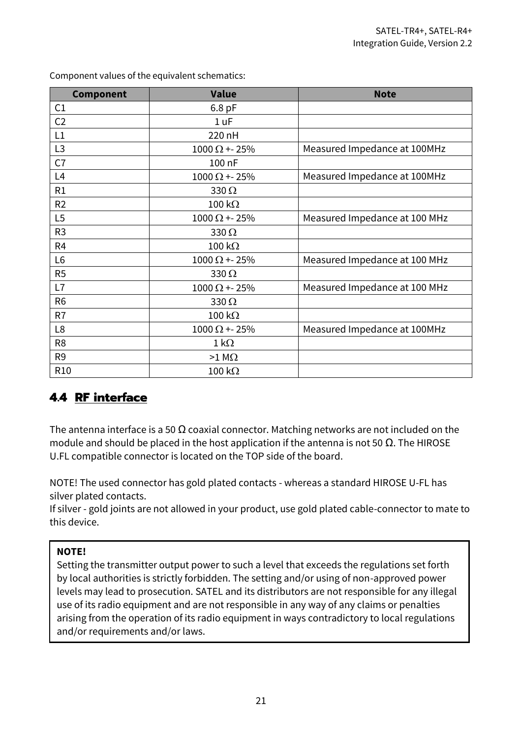Component values of the equivalent schematics:

| Component | Value | Note |
|---|---|---|
| C1 | 6.8 pF | |
| C2 | 1 uF | |
| L1 | 220 nH | |
| L3 | 1000 Ω +- 25% | Measured Impedance at 100MHz |
| C7 | 100 nF | |
| L4 | 1000 Ω +- 25% | Measured Impedance at 100MHz |
| R1 | 330 Ω | |
| R2 | 100 kΩ | |
| L5 | 1000 Ω +- 25% | Measured Impedance at 100 MHz |
| R3 | 330 Ω | |
| R4 | 100 kΩ | |
| L6 | 1000 Ω +- 25% | Measured Impedance at 100 MHz |
| R5 | 330 Ω | |
| L7 | 1000 Ω +- 25% | Measured Impedance at 100 MHz |
| R6 | 330 Ω | |
| R7 | 100 kΩ | |
| L8 | 1000 Ω +- 25% | Measured Impedance at 100MHz |
| R8 | 1 kΩ | |
| R9 | >1 MΩ | |
| R10 | 100 kΩ | |

## 4.4 RF interface

The antenna interface is a 50 Ω coaxial connector. Matching networks are not included on the module and should be placed in the host application if the antenna is not 50 Ω. The HIROSE U.FL compatible connector is located on the TOP side of the board.

NOTE! The used connector has gold plated contacts - whereas a standard HIROSE U-FL has silver plated contacts.
If silver - gold joints are not allowed in your product, use gold plated cable-connector to mate to this device.

> **NOTE!**
> Setting the transmitter output power to such a level that exceeds the regulations set forth by local authorities is strictly forbidden. The setting and/or using of non-approved power levels may lead to prosecution. SATEL and its distributors are not responsible for any illegal use of its radio equipment and are not responsible in any way of any claims or penalties arising from the operation of its radio equipment in ways contradictory to local regulations and/or requirements and/or laws.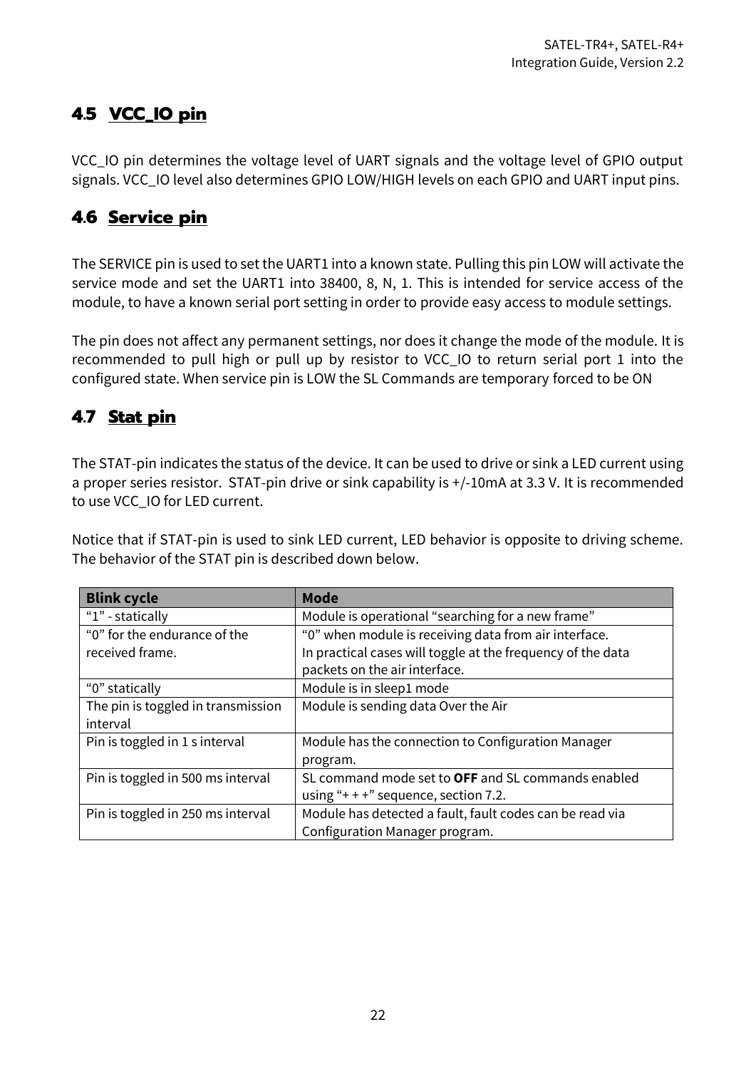## 4.5 VCC_IO pin

VCC_IO pin determines the voltage level of UART signals and the voltage level of GPIO output signals. VCC_IO level also determines GPIO LOW/HIGH levels on each GPIO and UART input pins.

## 4.6 Service pin

The SERVICE pin is used to set the UART1 into a known state. Pulling this pin LOW will activate the service mode and set the UART1 into 38400, 8, N, 1. This is intended for service access of the module, to have a known serial port setting in order to provide easy access to module settings.

The pin does not affect any permanent settings, nor does it change the mode of the module. It is recommended to pull high or pull up by resistor to VCC_IO to return serial port 1 into the configured state. When service pin is LOW the SL Commands are temporary forced to be ON

## 4.7 Stat pin

The STAT-pin indicates the status of the device. It can be used to drive or sink a LED current using a proper series resistor. STAT-pin drive or sink capability is +/-10mA at 3.3 V. It is recommended to use VCC_IO for LED current.

Notice that if STAT-pin is used to sink LED current, LED behavior is opposite to driving scheme. The behavior of the STAT pin is described down below.

| Blink cycle | Mode |
| --- | --- |
| "1" - statically | Module is operational "searching for a new frame" |
| "0" for the endurance of the received frame. | "0" when module is receiving data from air interface. In practical cases will toggle at the frequency of the data packets on the air interface. |
| "0" statically | Module is in sleep1 mode |
| The pin is toggled in transmission interval | Module is sending data Over the Air |
| Pin is toggled in 1 s interval | Module has the connection to Configuration Manager program. |
| Pin is toggled in 500 ms interval | SL command mode set to **OFF** and SL commands enabled using "+ + +" sequence, section 7.2. |
| Pin is toggled in 250 ms interval | Module has detected a fault, fault codes can be read via Configuration Manager program. |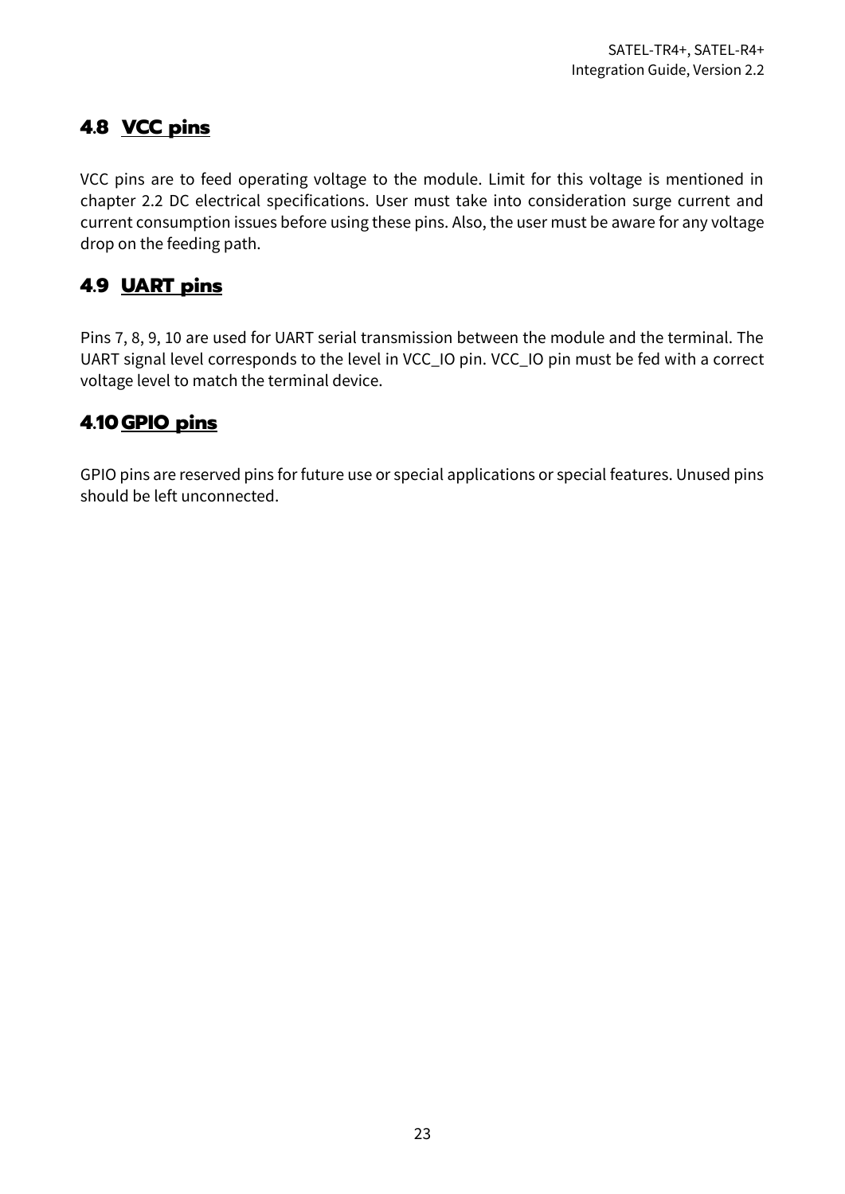## 4.8 VCC pins

VCC pins are to feed operating voltage to the module. Limit for this voltage is mentioned in chapter 2.2 DC electrical specifications. User must take into consideration surge current and current consumption issues before using these pins. Also, the user must be aware for any voltage drop on the feeding path.

## 4.9 UART pins

Pins 7, 8, 9, 10 are used for UART serial transmission between the module and the terminal. The UART signal level corresponds to the level in VCC_IO pin. VCC_IO pin must be fed with a correct voltage level to match the terminal device.

## 4.10 GPIO pins

GPIO pins are reserved pins for future use or special applications or special features. Unused pins should be left unconnected.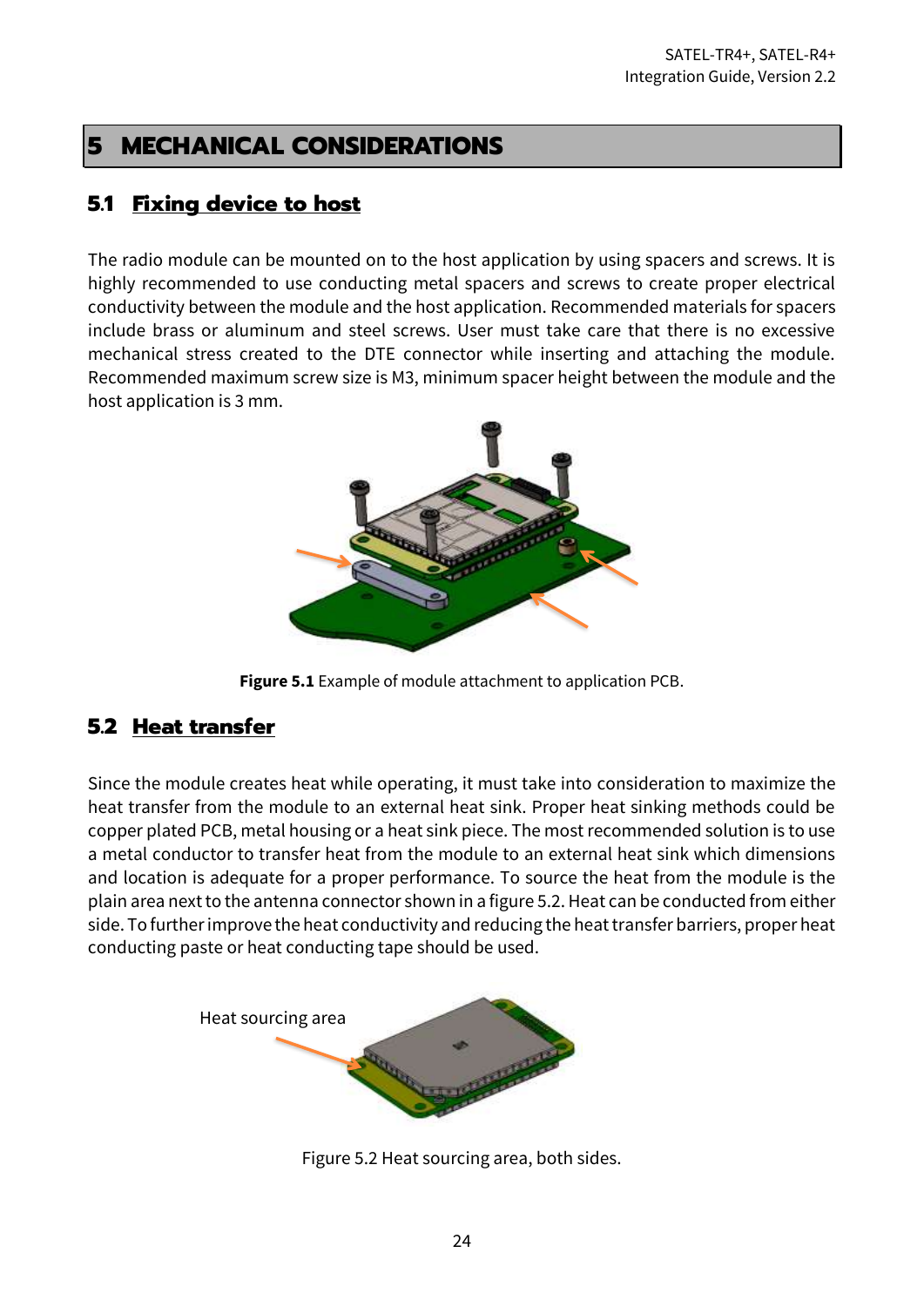# 5 MECHANICAL CONSIDERATIONS

## 5.1 Fixing device to host

The radio module can be mounted on to the host application by using spacers and screws. It is highly recommended to use conducting metal spacers and screws to create proper electrical conductivity between the module and the host application. Recommended materials for spacers include brass or aluminum and steel screws. User must take care that there is no excessive mechanical stress created to the DTE connector while inserting and attaching the module. Recommended maximum screw size is M3, minimum spacer height between the module and the host application is 3 mm.

**Figure 5.1** Example of module attachment to application PCB.

## 5.2 Heat transfer

Since the module creates heat while operating, it must take into consideration to maximize the heat transfer from the module to an external heat sink. Proper heat sinking methods could be copper plated PCB, metal housing or a heat sink piece. The most recommended solution is to use a metal conductor to transfer heat from the module to an external heat sink which dimensions and location is adequate for a proper performance. To source the heat from the module is the plain area next to the antenna connector shown in a figure 5.2. Heat can be conducted from either side. To further improve the heat conductivity and reducing the heat transfer barriers, proper heat conducting paste or heat conducting tape should be used.

Heat sourcing area

Figure 5.2 Heat sourcing area, both sides.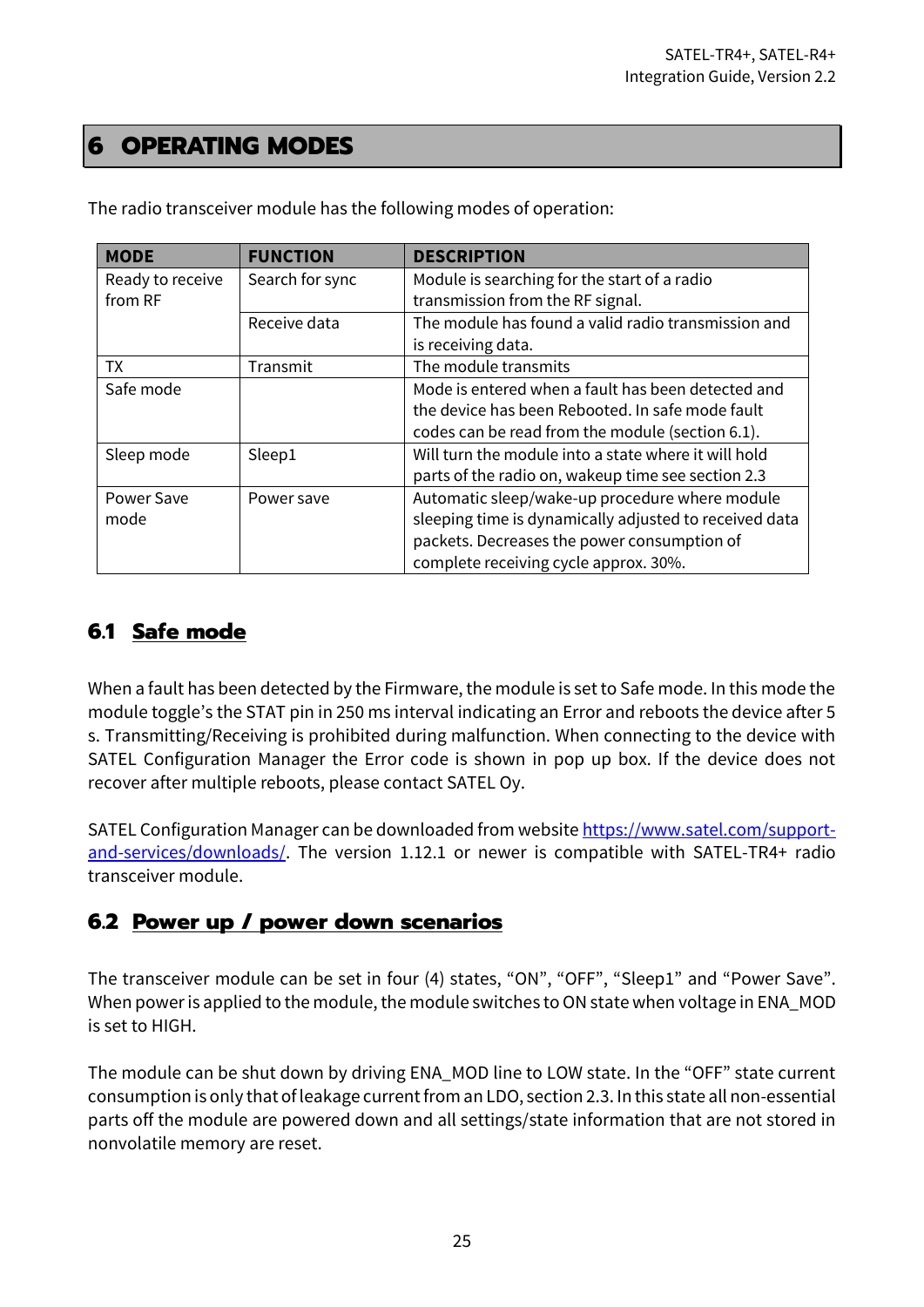# 6 OPERATING MODES

The radio transceiver module has the following modes of operation:

| MODE | FUNCTION | DESCRIPTION |
|---|---|---|
| Ready to receive from RF | Search for sync | Module is searching for the start of a radio transmission from the RF signal. |
| | Receive data | The module has found a valid radio transmission and is receiving data. |
| TX | Transmit | The module transmits |
| Safe mode | | Mode is entered when a fault has been detected and the device has been Rebooted. In safe mode fault codes can be read from the module (section 6.1). |
| Sleep mode | Sleep1 | Will turn the module into a state where it will hold parts of the radio on, wakeup time see section 2.3 |
| Power Save mode | Power save | Automatic sleep/wake-up procedure where module sleeping time is dynamically adjusted to received data packets. Decreases the power consumption of complete receiving cycle approx. 30%. |

## 6.1 Safe mode

When a fault has been detected by the Firmware, the module is set to Safe mode. In this mode the module toggle's the STAT pin in 250 ms interval indicating an Error and reboots the device after 5 s. Transmitting/Receiving is prohibited during malfunction. When connecting to the device with SATEL Configuration Manager the Error code is shown in pop up box. If the device does not recover after multiple reboots, please contact SATEL Oy.

SATEL Configuration Manager can be downloaded from website https://www.satel.com/support-and-services/downloads/. The version 1.12.1 or newer is compatible with SATEL-TR4+ radio transceiver module.

## 6.2 Power up / power down scenarios

The transceiver module can be set in four (4) states, "ON", "OFF", "Sleep1" and "Power Save". When power is applied to the module, the module switches to ON state when voltage in ENA_MOD is set to HIGH.

The module can be shut down by driving ENA_MOD line to LOW state. In the "OFF" state current consumption is only that of leakage current from an LDO, section 2.3. In this state all non-essential parts off the module are powered down and all settings/state information that are not stored in nonvolatile memory are reset.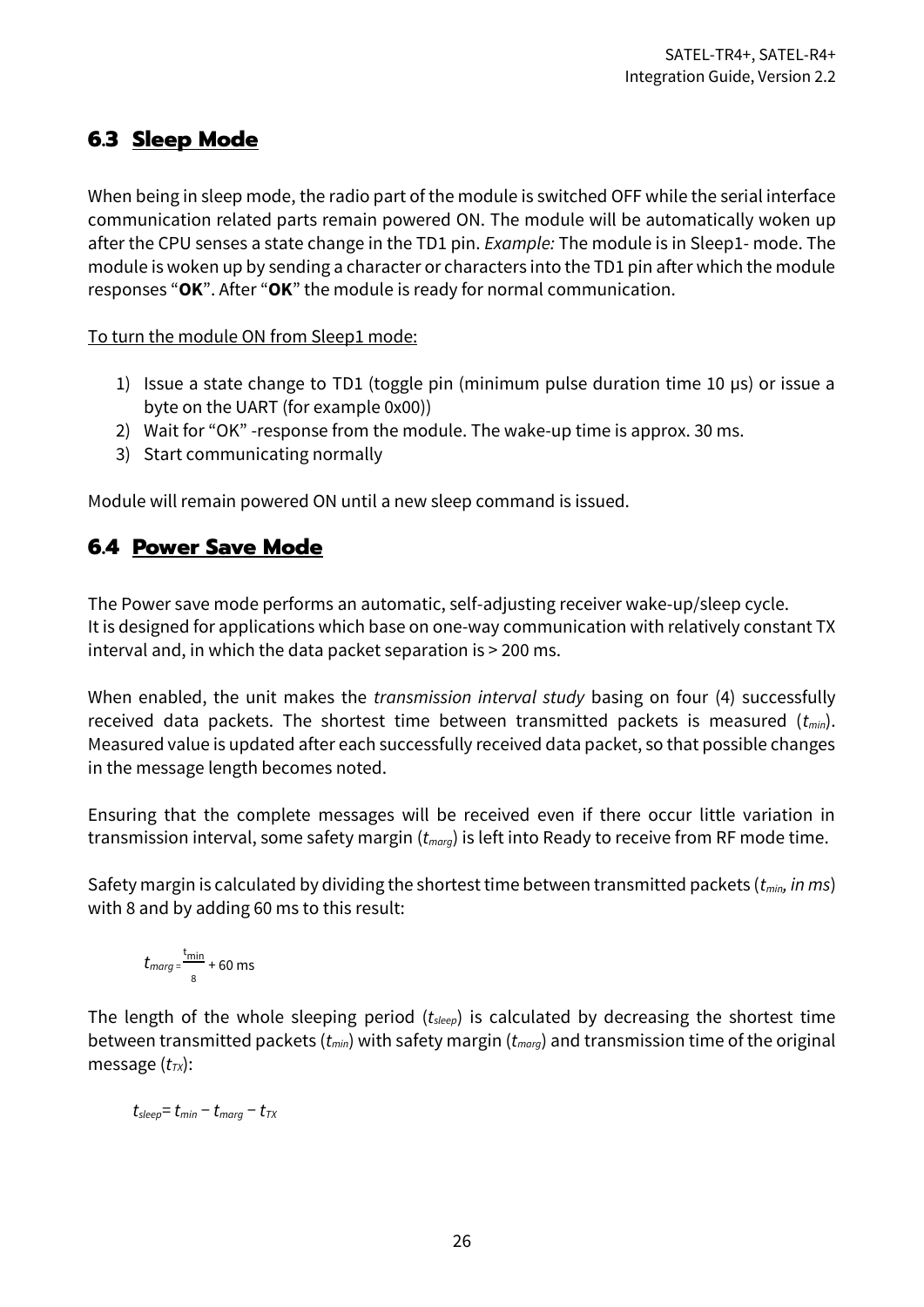## 6.3 Sleep Mode

When being in sleep mode, the radio part of the module is switched OFF while the serial interface communication related parts remain powered ON. The module will be automatically woken up after the CPU senses a state change in the TD1 pin. *Example:* The module is in Sleep1- mode. The module is woken up by sending a character or characters into the TD1 pin after which the module responses "**OK**". After "**OK**" the module is ready for normal communication.

To turn the module ON from Sleep1 mode:

1) Issue a state change to TD1 (toggle pin (minimum pulse duration time 10 µs) or issue a byte on the UART (for example 0x00))
2) Wait for "OK" -response from the module. The wake-up time is approx. 30 ms.
3) Start communicating normally

Module will remain powered ON until a new sleep command is issued.

## 6.4 Power Save Mode

The Power save mode performs an automatic, self-adjusting receiver wake-up/sleep cycle.
It is designed for applications which base on one-way communication with relatively constant TX interval and, in which the data packet separation is > 200 ms.

When enabled, the unit makes the *transmission interval study* basing on four (4) successfully received data packets. The shortest time between transmitted packets is measured ($t_{min}$). Measured value is updated after each successfully received data packet, so that possible changes in the message length becomes noted.

Ensuring that the complete messages will be received even if there occur little variation in transmission interval, some safety margin ($t_{marg}$) is left into Ready to receive from RF mode time.

Safety margin is calculated by dividing the shortest time between transmitted packets ($t_{min}$, *in ms*) with 8 and by adding 60 ms to this result:

$$t_{marg} = \frac{t_{min}}{8} + 60 \text{ ms}$$

The length of the whole sleeping period ($t_{sleep}$) is calculated by decreasing the shortest time between transmitted packets ($t_{min}$) with safety margin ($t_{marg}$) and transmission time of the original message ($t_{TX}$):

$$t_{sleep} = t_{min} - t_{marg} - t_{TX}$$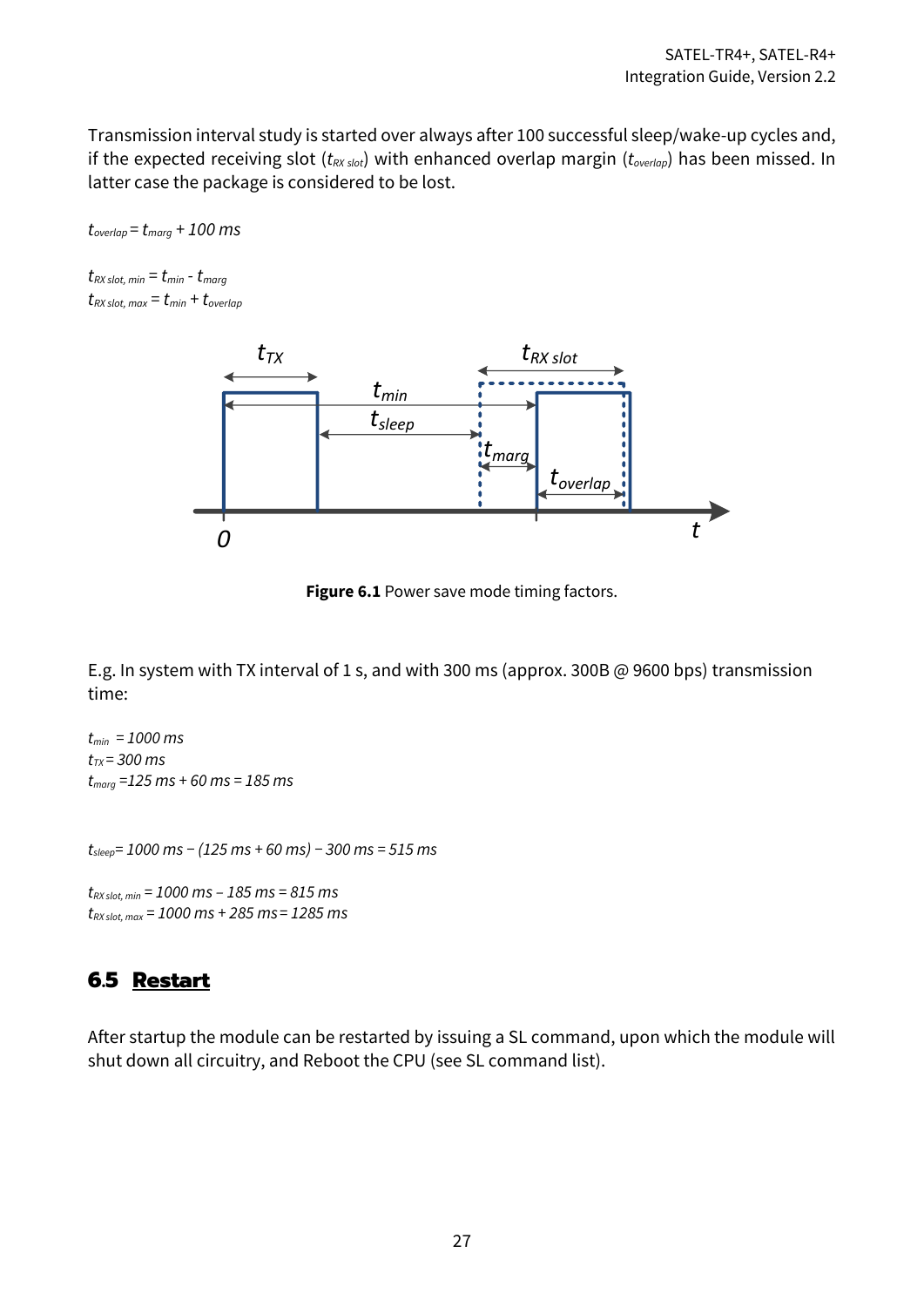Transmission interval study is started over always after 100 successful sleep/wake-up cycles and, if the expected receiving slot ($t_{RX\ slot}$) with enhanced overlap margin ($t_{overlap}$) has been missed. In latter case the package is considered to be lost.

$t_{overlap} = t_{marg} + 100\ ms$

$t_{RX\ slot,\ min} = t_{min} - t_{marg}$
$t_{RX\ slot,\ max} = t_{min} + t_{overlap}$

**Figure 6.1** Power save mode timing factors.

E.g. In system with TX interval of 1 s, and with 300 ms (approx. 300B @ 9600 bps) transmission time:

$t_{min} = 1000\ ms$
$t_{TX} = 300\ ms$
$t_{marg} = 125\ ms + 60\ ms = 185\ ms$

$t_{sleep} = 1000\ ms - (125\ ms + 60\ ms) - 300\ ms = 515\ ms$

$t_{RX\ slot,\ min} = 1000\ ms - 185\ ms = 815\ ms$
$t_{RX\ slot,\ max} = 1000\ ms + 285\ ms = 1285\ ms$

## 6.5 Restart

After startup the module can be restarted by issuing a SL command, upon which the module will shut down all circuitry, and Reboot the CPU (see SL command list).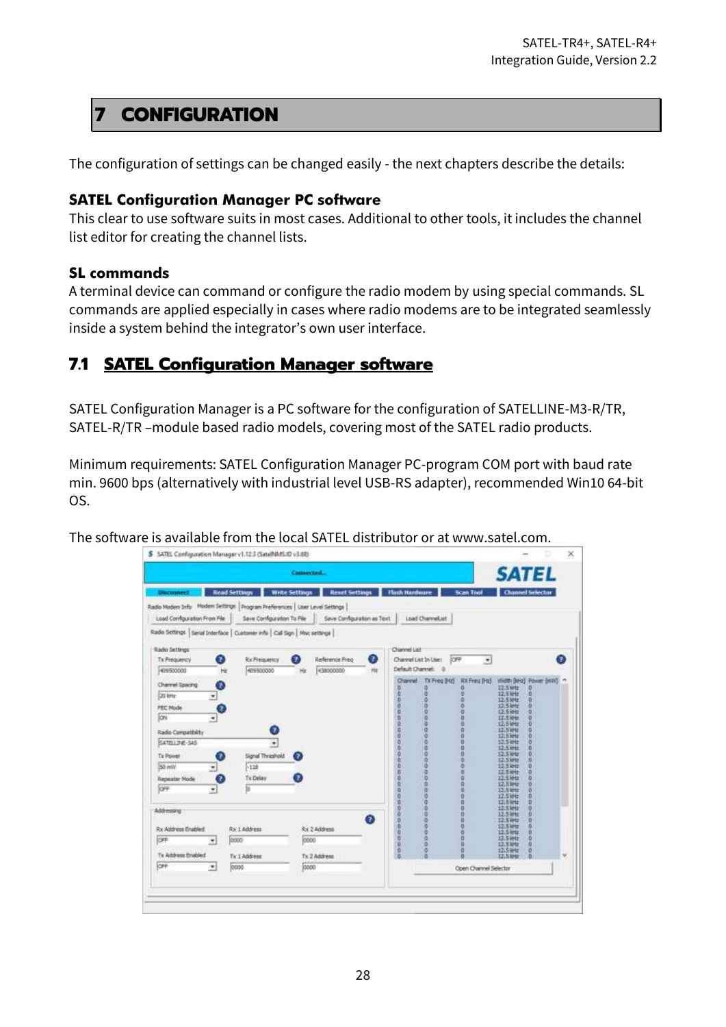# 7 CONFIGURATION

The configuration of settings can be changed easily - the next chapters describe the details:

**SATEL Configuration Manager PC software**

This clear to use software suits in most cases. Additional to other tools, it includes the channel list editor for creating the channel lists.

**SL commands**

A terminal device can command or configure the radio modem by using special commands. SL commands are applied especially in cases where radio modems are to be integrated seamlessly inside a system behind the integrator's own user interface.

## 7.1 SATEL Configuration Manager software

SATEL Configuration Manager is a PC software for the configuration of SATELLINE-M3-R/TR, SATEL-R/TR –module based radio models, covering most of the SATEL radio products.

Minimum requirements: SATEL Configuration Manager PC-program COM port with baud rate min. 9600 bps (alternatively with industrial level USB-RS adapter), recommended Win10 64-bit OS.

The software is available from the local SATEL distributor or at www.satel.com.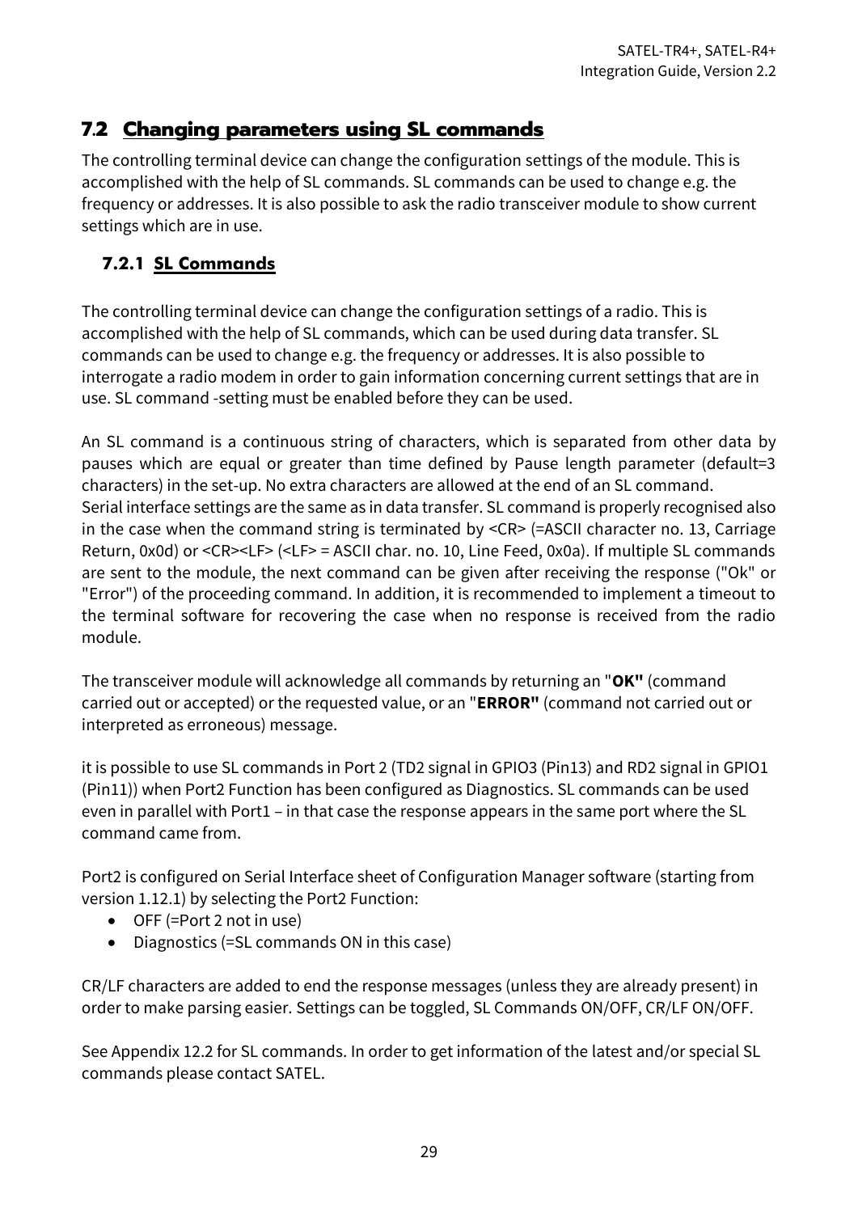## 7.2 Changing parameters using SL commands

The controlling terminal device can change the configuration settings of the module. This is accomplished with the help of SL commands. SL commands can be used to change e.g. the frequency or addresses. It is also possible to ask the radio transceiver module to show current settings which are in use.

### 7.2.1 SL Commands

The controlling terminal device can change the configuration settings of a radio. This is accomplished with the help of SL commands, which can be used during data transfer. SL commands can be used to change e.g. the frequency or addresses. It is also possible to interrogate a radio modem in order to gain information concerning current settings that are in use. SL command -setting must be enabled before they can be used.

An SL command is a continuous string of characters, which is separated from other data by pauses which are equal or greater than time defined by Pause length parameter (default=3 characters) in the set-up. No extra characters are allowed at the end of an SL command.
Serial interface settings are the same as in data transfer. SL command is properly recognised also in the case when the command string is terminated by <CR> (=ASCII character no. 13, Carriage Return, 0x0d) or <CR><LF> (<LF> = ASCII char. no. 10, Line Feed, 0x0a). If multiple SL commands are sent to the module, the next command can be given after receiving the response ("Ok" or "Error") of the proceeding command. In addition, it is recommended to implement a timeout to the terminal software for recovering the case when no response is received from the radio module.

The transceiver module will acknowledge all commands by returning an "**OK"** (command carried out or accepted) or the requested value, or an "**ERROR"** (command not carried out or interpreted as erroneous) message.

it is possible to use SL commands in Port 2 (TD2 signal in GPIO3 (Pin13) and RD2 signal in GPIO1 (Pin11)) when Port2 Function has been configured as Diagnostics. SL commands can be used even in parallel with Port1 – in that case the response appears in the same port where the SL command came from.

Port2 is configured on Serial Interface sheet of Configuration Manager software (starting from version 1.12.1) by selecting the Port2 Function:

- OFF (=Port 2 not in use)
- Diagnostics (=SL commands ON in this case)

CR/LF characters are added to end the response messages (unless they are already present) in order to make parsing easier. Settings can be toggled, SL Commands ON/OFF, CR/LF ON/OFF.

See Appendix 12.2 for SL commands. In order to get information of the latest and/or special SL commands please contact SATEL.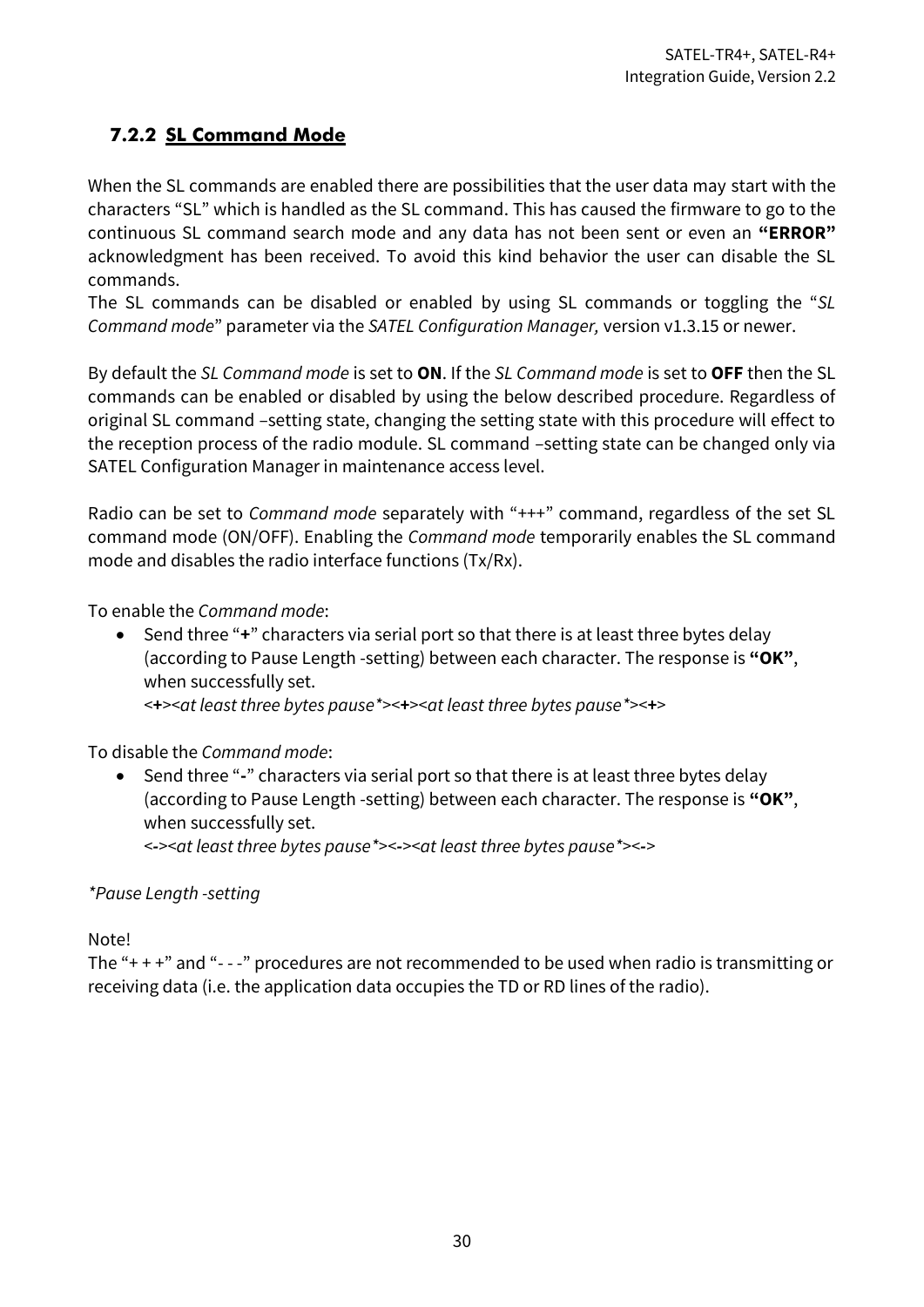### 7.2.2 SL Command Mode

When the SL commands are enabled there are possibilities that the user data may start with the characters "SL" which is handled as the SL command. This has caused the firmware to go to the continuous SL command search mode and any data has not been sent or even an **"ERROR"** acknowledgment has been received. To avoid this kind behavior the user can disable the SL commands.
The SL commands can be disabled or enabled by using SL commands or toggling the "*SL Command mode*" parameter via the *SATEL Configuration Manager,* version v1.3.15 or newer.

By default the *SL Command mode* is set to **ON**. If the *SL Command mode* is set to **OFF** then the SL commands can be enabled or disabled by using the below described procedure. Regardless of original SL command –setting state, changing the setting state with this procedure will effect to the reception process of the radio module. SL command –setting state can be changed only via SATEL Configuration Manager in maintenance access level.

Radio can be set to *Command mode* separately with "+++" command, regardless of the set SL command mode (ON/OFF). Enabling the *Command mode* temporarily enables the SL command mode and disables the radio interface functions (Tx/Rx).

To enable the *Command mode*:

- Send three "**+**" characters via serial port so that there is at least three bytes delay (according to Pause Length -setting) between each character. The response is **"OK"**, when successfully set.
  <**+**><*at least three bytes pause**><**+**><*at least three bytes pause**><**+**>

To disable the *Command mode*:

- Send three "**-**" characters via serial port so that there is at least three bytes delay (according to Pause Length -setting) between each character. The response is **"OK"**, when successfully set.
  <**-**><*at least three bytes pause**><**-**><*at least three bytes pause**><**-**>

**Pause Length -setting*

Note!
The "+ + +" and "- - -" procedures are not recommended to be used when radio is transmitting or receiving data (i.e. the application data occupies the TD or RD lines of the radio).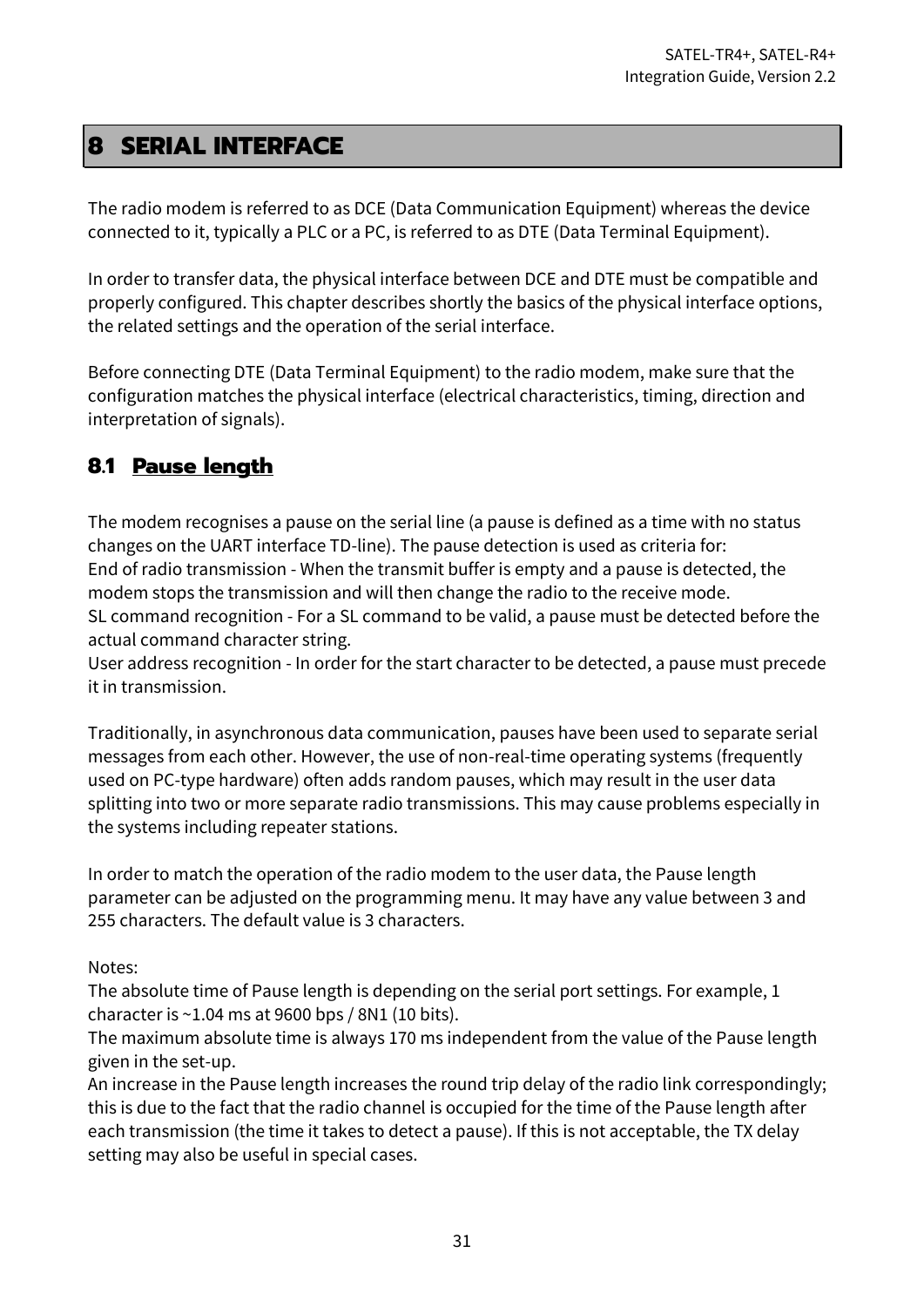# 8 SERIAL INTERFACE

The radio modem is referred to as DCE (Data Communication Equipment) whereas the device connected to it, typically a PLC or a PC, is referred to as DTE (Data Terminal Equipment).

In order to transfer data, the physical interface between DCE and DTE must be compatible and properly configured. This chapter describes shortly the basics of the physical interface options, the related settings and the operation of the serial interface.

Before connecting DTE (Data Terminal Equipment) to the radio modem, make sure that the configuration matches the physical interface (electrical characteristics, timing, direction and interpretation of signals).

## 8.1 Pause length

The modem recognises a pause on the serial line (a pause is defined as a time with no status changes on the UART interface TD-line). The pause detection is used as criteria for:
End of radio transmission - When the transmit buffer is empty and a pause is detected, the modem stops the transmission and will then change the radio to the receive mode.
SL command recognition - For a SL command to be valid, a pause must be detected before the actual command character string.
User address recognition - In order for the start character to be detected, a pause must precede it in transmission.

Traditionally, in asynchronous data communication, pauses have been used to separate serial messages from each other. However, the use of non-real-time operating systems (frequently used on PC-type hardware) often adds random pauses, which may result in the user data splitting into two or more separate radio transmissions. This may cause problems especially in the systems including repeater stations.

In order to match the operation of the radio modem to the user data, the Pause length parameter can be adjusted on the programming menu. It may have any value between 3 and 255 characters. The default value is 3 characters.

Notes:
The absolute time of Pause length is depending on the serial port settings. For example, 1 character is ~1.04 ms at 9600 bps / 8N1 (10 bits).
The maximum absolute time is always 170 ms independent from the value of the Pause length given in the set-up.
An increase in the Pause length increases the round trip delay of the radio link correspondingly; this is due to the fact that the radio channel is occupied for the time of the Pause length after each transmission (the time it takes to detect a pause). If this is not acceptable, the TX delay setting may also be useful in special cases.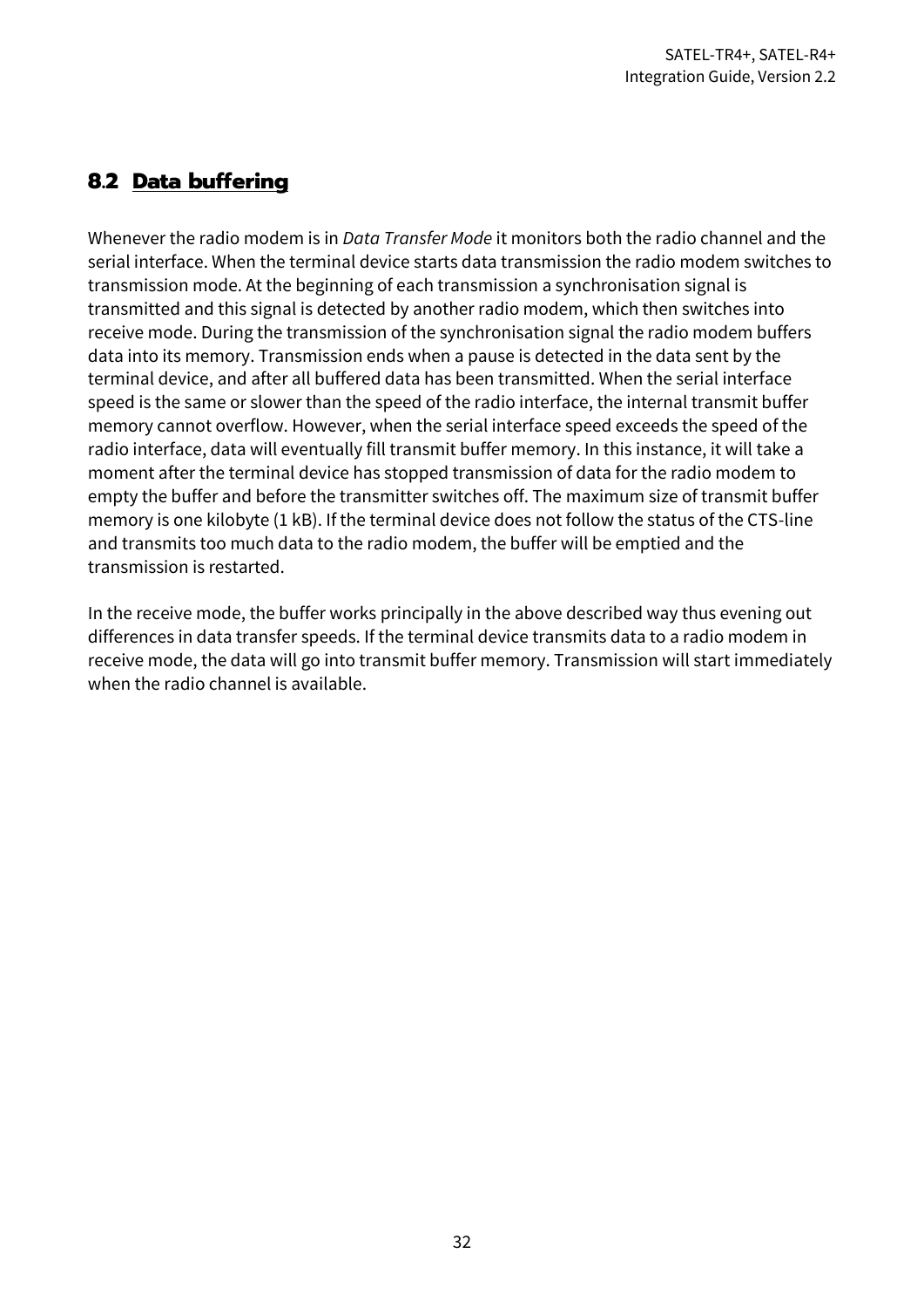## 8.2 Data buffering

Whenever the radio modem is in *Data Transfer Mode* it monitors both the radio channel and the serial interface. When the terminal device starts data transmission the radio modem switches to transmission mode. At the beginning of each transmission a synchronisation signal is transmitted and this signal is detected by another radio modem, which then switches into receive mode. During the transmission of the synchronisation signal the radio modem buffers data into its memory. Transmission ends when a pause is detected in the data sent by the terminal device, and after all buffered data has been transmitted. When the serial interface speed is the same or slower than the speed of the radio interface, the internal transmit buffer memory cannot overflow. However, when the serial interface speed exceeds the speed of the radio interface, data will eventually fill transmit buffer memory. In this instance, it will take a moment after the terminal device has stopped transmission of data for the radio modem to empty the buffer and before the transmitter switches off. The maximum size of transmit buffer memory is one kilobyte (1 kB). If the terminal device does not follow the status of the CTS-line and transmits too much data to the radio modem, the buffer will be emptied and the transmission is restarted.

In the receive mode, the buffer works principally in the above described way thus evening out differences in data transfer speeds. If the terminal device transmits data to a radio modem in receive mode, the data will go into transmit buffer memory. Transmission will start immediately when the radio channel is available.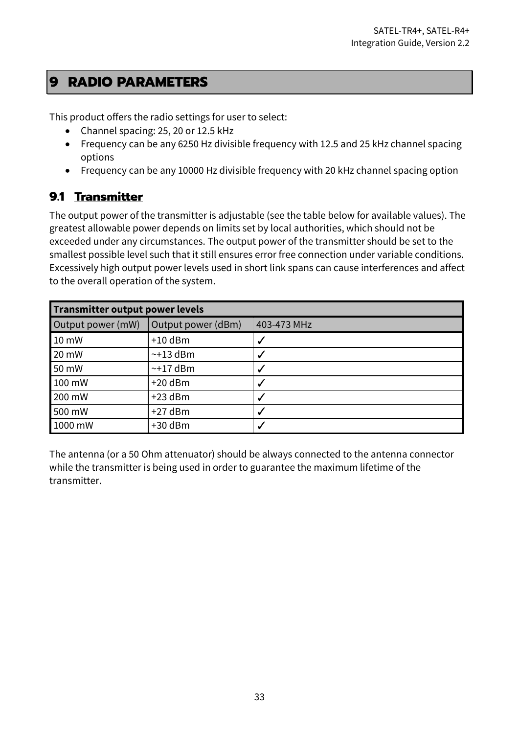# 9 RADIO PARAMETERS

This product offers the radio settings for user to select:

- Channel spacing: 25, 20 or 12.5 kHz
- Frequency can be any 6250 Hz divisible frequency with 12.5 and 25 kHz channel spacing options
- Frequency can be any 10000 Hz divisible frequency with 20 kHz channel spacing option

## 9.1 Transmitter

The output power of the transmitter is adjustable (see the table below for available values). The greatest allowable power depends on limits set by local authorities, which should not be exceeded under any circumstances. The output power of the transmitter should be set to the smallest possible level such that it still ensures error free connection under variable conditions. Excessively high output power levels used in short link spans can cause interferences and affect to the overall operation of the system.

| **Transmitter output power levels** | | |
|---|---|---|
| Output power (mW) | Output power (dBm) | 403-473 MHz |
| 10 mW | +10 dBm | ✓ |
| 20 mW | ~+13 dBm | ✓ |
| 50 mW | ~+17 dBm | ✓ |
| 100 mW | +20 dBm | ✓ |
| 200 mW | +23 dBm | ✓ |
| 500 mW | +27 dBm | ✓ |
| 1000 mW | +30 dBm | ✓ |

The antenna (or a 50 Ohm attenuator) should be always connected to the antenna connector while the transmitter is being used in order to guarantee the maximum lifetime of the transmitter.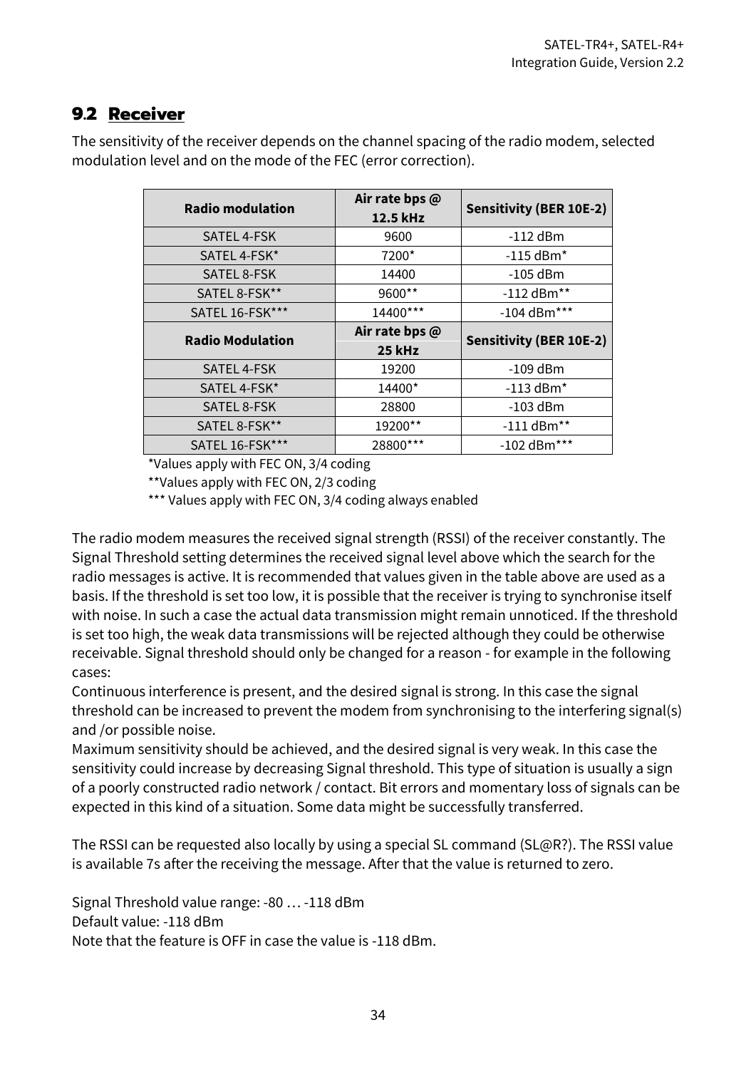## 9.2 Receiver

The sensitivity of the receiver depends on the channel spacing of the radio modem, selected modulation level and on the mode of the FEC (error correction).

| Radio modulation | Air rate bps @ 12.5 kHz | Sensitivity (BER 10E-2) |
|---|---|---|
| SATEL 4-FSK | 9600 | -112 dBm |
| SATEL 4-FSK* | 7200* | -115 dBm* |
| SATEL 8-FSK | 14400 | -105 dBm |
| SATEL 8-FSK** | 9600** | -112 dBm** |
| SATEL 16-FSK*** | 14400*** | -104 dBm*** |
| **Radio Modulation** | **Air rate bps @ 25 kHz** | **Sensitivity (BER 10E-2)** |
| SATEL 4-FSK | 19200 | -109 dBm |
| SATEL 4-FSK* | 14400* | -113 dBm* |
| SATEL 8-FSK | 28800 | -103 dBm |
| SATEL 8-FSK** | 19200** | -111 dBm** |
| SATEL 16-FSK*** | 28800*** | -102 dBm*** |

*Values apply with FEC ON, 3/4 coding

**Values apply with FEC ON, 2/3 coding

*** Values apply with FEC ON, 3/4 coding always enabled

The radio modem measures the received signal strength (RSSI) of the receiver constantly. The Signal Threshold setting determines the received signal level above which the search for the radio messages is active. It is recommended that values given in the table above are used as a basis. If the threshold is set too low, it is possible that the receiver is trying to synchronise itself with noise. In such a case the actual data transmission might remain unnoticed. If the threshold is set too high, the weak data transmissions will be rejected although they could be otherwise receivable. Signal threshold should only be changed for a reason - for example in the following cases:

Continuous interference is present, and the desired signal is strong. In this case the signal threshold can be increased to prevent the modem from synchronising to the interfering signal(s) and /or possible noise.

Maximum sensitivity should be achieved, and the desired signal is very weak. In this case the sensitivity could increase by decreasing Signal threshold. This type of situation is usually a sign of a poorly constructed radio network / contact. Bit errors and momentary loss of signals can be expected in this kind of a situation. Some data might be successfully transferred.

The RSSI can be requested also locally by using a special SL command (SL@R?). The RSSI value is available 7s after the receiving the message. After that the value is returned to zero.

Signal Threshold value range: -80 … -118 dBm
Default value: -118 dBm
Note that the feature is OFF in case the value is -118 dBm.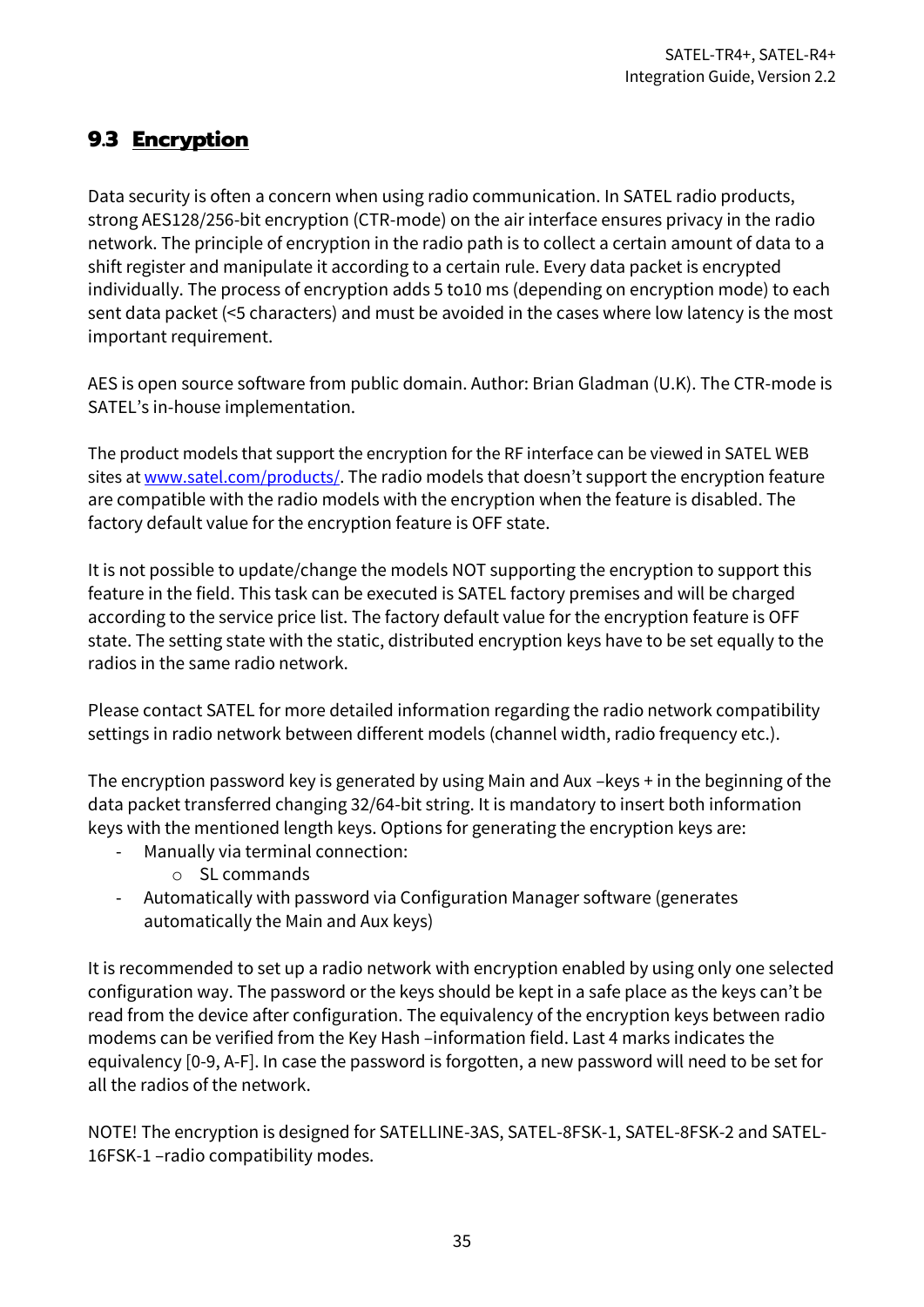## 9.3 Encryption

Data security is often a concern when using radio communication. In SATEL radio products, strong AES128/256-bit encryption (CTR-mode) on the air interface ensures privacy in the radio network. The principle of encryption in the radio path is to collect a certain amount of data to a shift register and manipulate it according to a certain rule. Every data packet is encrypted individually. The process of encryption adds 5 to10 ms (depending on encryption mode) to each sent data packet (<5 characters) and must be avoided in the cases where low latency is the most important requirement.

AES is open source software from public domain. Author: Brian Gladman (U.K). The CTR-mode is SATEL's in-house implementation.

The product models that support the encryption for the RF interface can be viewed in SATEL WEB sites at [www.satel.com/products/](www.satel.com/products/). The radio models that doesn't support the encryption feature are compatible with the radio models with the encryption when the feature is disabled. The factory default value for the encryption feature is OFF state.

It is not possible to update/change the models NOT supporting the encryption to support this feature in the field. This task can be executed is SATEL factory premises and will be charged according to the service price list. The factory default value for the encryption feature is OFF state. The setting state with the static, distributed encryption keys have to be set equally to the radios in the same radio network.

Please contact SATEL for more detailed information regarding the radio network compatibility settings in radio network between different models (channel width, radio frequency etc.).

The encryption password key is generated by using Main and Aux –keys + in the beginning of the data packet transferred changing 32/64-bit string. It is mandatory to insert both information keys with the mentioned length keys. Options for generating the encryption keys are:

- Manually via terminal connection:
  - SL commands
- Automatically with password via Configuration Manager software (generates automatically the Main and Aux keys)

It is recommended to set up a radio network with encryption enabled by using only one selected configuration way. The password or the keys should be kept in a safe place as the keys can't be read from the device after configuration. The equivalency of the encryption keys between radio modems can be verified from the Key Hash –information field. Last 4 marks indicates the equivalency [0-9, A-F]. In case the password is forgotten, a new password will need to be set for all the radios of the network.

NOTE! The encryption is designed for SATELLINE-3AS, SATEL-8FSK-1, SATEL-8FSK-2 and SATEL-16FSK-1 –radio compatibility modes.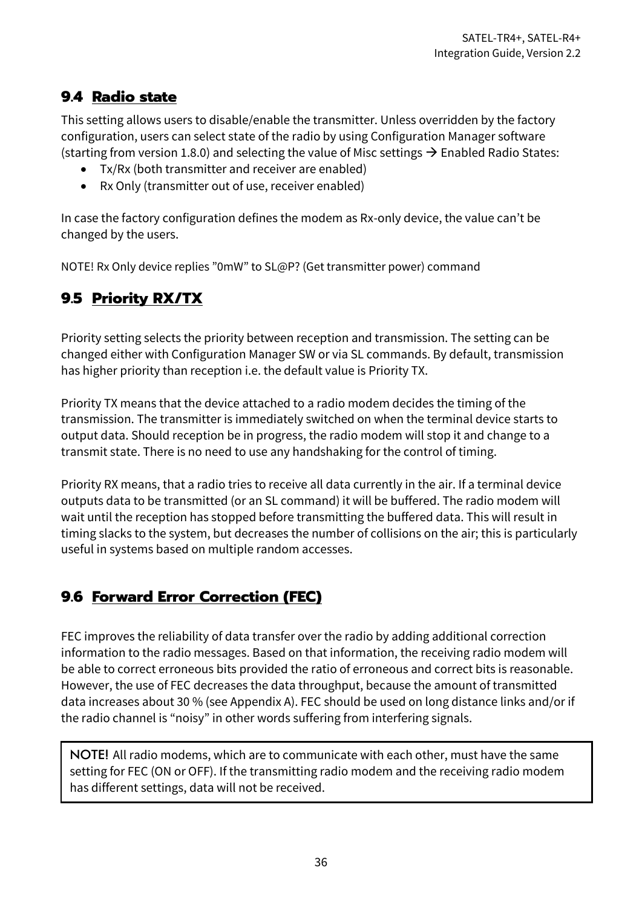## 9.4 Radio state

This setting allows users to disable/enable the transmitter. Unless overridden by the factory configuration, users can select state of the radio by using Configuration Manager software (starting from version 1.8.0) and selecting the value of Misc settings → Enabled Radio States:

- Tx/Rx (both transmitter and receiver are enabled)
- Rx Only (transmitter out of use, receiver enabled)

In case the factory configuration defines the modem as Rx-only device, the value can't be changed by the users.

NOTE! Rx Only device replies "0mW" to SL@P? (Get transmitter power) command

## 9.5 Priority RX/TX

Priority setting selects the priority between reception and transmission. The setting can be changed either with Configuration Manager SW or via SL commands. By default, transmission has higher priority than reception i.e. the default value is Priority TX.

Priority TX means that the device attached to a radio modem decides the timing of the transmission. The transmitter is immediately switched on when the terminal device starts to output data. Should reception be in progress, the radio modem will stop it and change to a transmit state. There is no need to use any handshaking for the control of timing.

Priority RX means, that a radio tries to receive all data currently in the air. If a terminal device outputs data to be transmitted (or an SL command) it will be buffered. The radio modem will wait until the reception has stopped before transmitting the buffered data. This will result in timing slacks to the system, but decreases the number of collisions on the air; this is particularly useful in systems based on multiple random accesses.

## 9.6 Forward Error Correction (FEC)

FEC improves the reliability of data transfer over the radio by adding additional correction information to the radio messages. Based on that information, the receiving radio modem will be able to correct erroneous bits provided the ratio of erroneous and correct bits is reasonable. However, the use of FEC decreases the data throughput, because the amount of transmitted data increases about 30 % (see Appendix A). FEC should be used on long distance links and/or if the radio channel is "noisy" in other words suffering from interfering signals.

**NOTE!** All radio modems, which are to communicate with each other, must have the same setting for FEC (ON or OFF). If the transmitting radio modem and the receiving radio modem has different settings, data will not be received.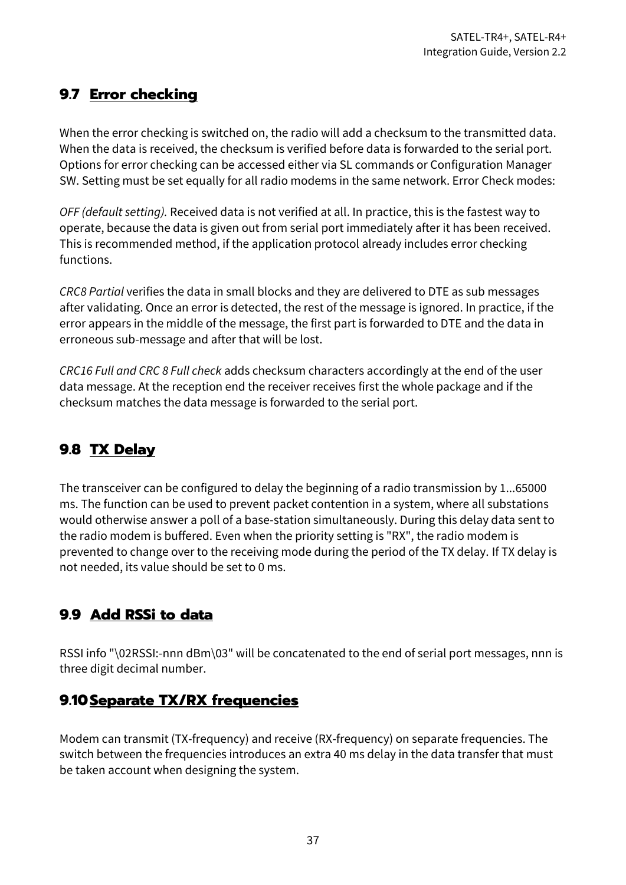## 9.7 Error checking

When the error checking is switched on, the radio will add a checksum to the transmitted data. When the data is received, the checksum is verified before data is forwarded to the serial port. Options for error checking can be accessed either via SL commands or Configuration Manager SW. Setting must be set equally for all radio modems in the same network. Error Check modes:

*OFF (default setting).* Received data is not verified at all. In practice, this is the fastest way to operate, because the data is given out from serial port immediately after it has been received. This is recommended method, if the application protocol already includes error checking functions.

*CRC8 Partial* verifies the data in small blocks and they are delivered to DTE as sub messages after validating. Once an error is detected, the rest of the message is ignored. In practice, if the error appears in the middle of the message, the first part is forwarded to DTE and the data in erroneous sub-message and after that will be lost.

*CRC16 Full and CRC 8 Full check* adds checksum characters accordingly at the end of the user data message. At the reception end the receiver receives first the whole package and if the checksum matches the data message is forwarded to the serial port.

## 9.8 TX Delay

The transceiver can be configured to delay the beginning of a radio transmission by 1...65000 ms. The function can be used to prevent packet contention in a system, where all substations would otherwise answer a poll of a base-station simultaneously. During this delay data sent to the radio modem is buffered. Even when the priority setting is "RX", the radio modem is prevented to change over to the receiving mode during the period of the TX delay. If TX delay is not needed, its value should be set to 0 ms.

## 9.9 Add RSSi to data

RSSI info "\02RSSI:-nnn dBm\03" will be concatenated to the end of serial port messages, nnn is three digit decimal number.

## 9.10 Separate TX/RX frequencies

Modem can transmit (TX-frequency) and receive (RX-frequency) on separate frequencies. The switch between the frequencies introduces an extra 40 ms delay in the data transfer that must be taken account when designing the system.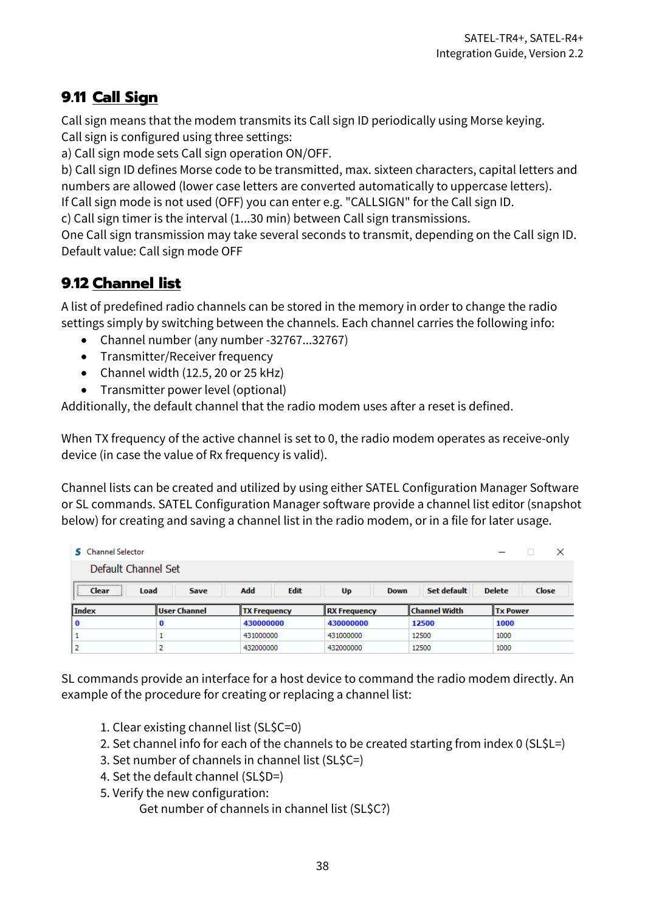## 9.11 Call Sign

Call sign means that the modem transmits its Call sign ID periodically using Morse keying.
Call sign is configured using three settings:
a) Call sign mode sets Call sign operation ON/OFF.
b) Call sign ID defines Morse code to be transmitted, max. sixteen characters, capital letters and numbers are allowed (lower case letters are converted automatically to uppercase letters).
If Call sign mode is not used (OFF) you can enter e.g. "CALLSIGN" for the Call sign ID.
c) Call sign timer is the interval (1...30 min) between Call sign transmissions.
One Call sign transmission may take several seconds to transmit, depending on the Call sign ID.
Default value: Call sign mode OFF

## 9.12 Channel list

A list of predefined radio channels can be stored in the memory in order to change the radio settings simply by switching between the channels. Each channel carries the following info:

- Channel number (any number -32767...32767)
- Transmitter/Receiver frequency
- Channel width (12.5, 20 or 25 kHz)
- Transmitter power level (optional)

Additionally, the default channel that the radio modem uses after a reset is defined.

When TX frequency of the active channel is set to 0, the radio modem operates as receive-only device (in case the value of Rx frequency is valid).

Channel lists can be created and utilized by using either SATEL Configuration Manager Software or SL commands. SATEL Configuration Manager software provide a channel list editor (snapshot below) for creating and saving a channel list in the radio modem, or in a file for later usage.

Channel Selector

Default Channel Set

Clear | Load | Save | Add | Edit | Up | Down | Set default | Delete | Close

| Index | User Channel | TX Frequency | RX Frequency | Channel Width | Tx Power |
|---|---|---|---|---|---|
| 0 | 0 | 430000000 | 430000000 | 12500 | 1000 |
| 1 | 1 | 431000000 | 431000000 | 12500 | 1000 |
| 2 | 2 | 432000000 | 432000000 | 12500 | 1000 |

SL commands provide an interface for a host device to command the radio modem directly. An example of the procedure for creating or replacing a channel list:

1. Clear existing channel list (SL$C=0)
2. Set channel info for each of the channels to be created starting from index 0 (SL$L=)
3. Set number of channels in channel list (SL$C=)
4. Set the default channel (SL$D=)
5. Verify the new configuration:
   Get number of channels in channel list (SL$C?)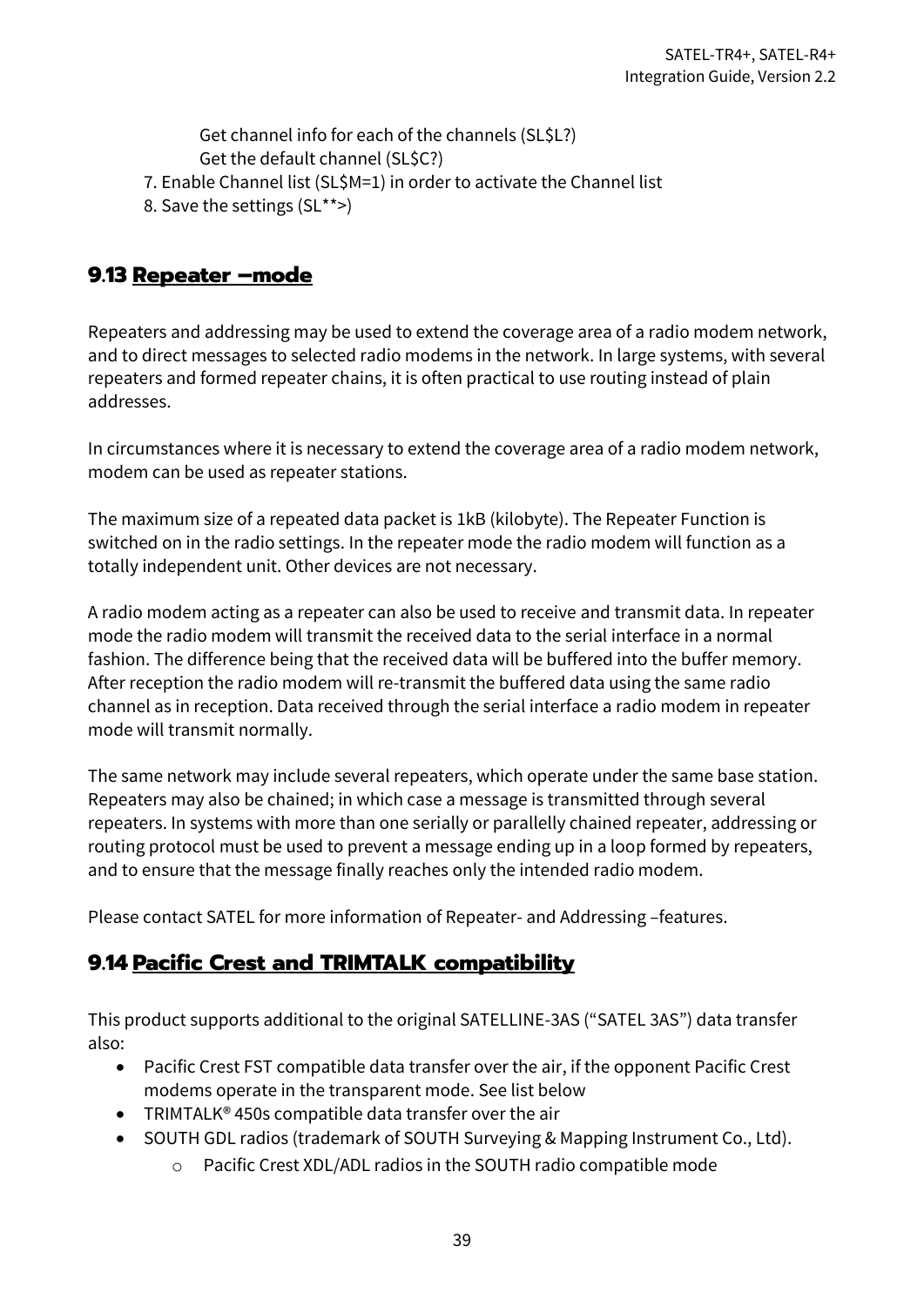Get channel info for each of the channels (SL$L?)
Get the default channel (SL$C?)

7. Enable Channel list (SL$M=1) in order to activate the Channel list
8. Save the settings (SL**>)

## 9.13 Repeater –mode

Repeaters and addressing may be used to extend the coverage area of a radio modem network, and to direct messages to selected radio modems in the network. In large systems, with several repeaters and formed repeater chains, it is often practical to use routing instead of plain addresses.

In circumstances where it is necessary to extend the coverage area of a radio modem network, modem can be used as repeater stations.

The maximum size of a repeated data packet is 1kB (kilobyte). The Repeater Function is switched on in the radio settings. In the repeater mode the radio modem will function as a totally independent unit. Other devices are not necessary.

A radio modem acting as a repeater can also be used to receive and transmit data. In repeater mode the radio modem will transmit the received data to the serial interface in a normal fashion. The difference being that the received data will be buffered into the buffer memory. After reception the radio modem will re-transmit the buffered data using the same radio channel as in reception. Data received through the serial interface a radio modem in repeater mode will transmit normally.

The same network may include several repeaters, which operate under the same base station. Repeaters may also be chained; in which case a message is transmitted through several repeaters. In systems with more than one serially or parallelly chained repeater, addressing or routing protocol must be used to prevent a message ending up in a loop formed by repeaters, and to ensure that the message finally reaches only the intended radio modem.

Please contact SATEL for more information of Repeater- and Addressing –features.

## 9.14 Pacific Crest and TRIMTALK compatibility

This product supports additional to the original SATELLINE-3AS ("SATEL 3AS") data transfer also:

- Pacific Crest FST compatible data transfer over the air, if the opponent Pacific Crest modems operate in the transparent mode. See list below
- TRIMTALK® 450s compatible data transfer over the air
- SOUTH GDL radios (trademark of SOUTH Surveying & Mapping Instrument Co., Ltd).
  - Pacific Crest XDL/ADL radios in the SOUTH radio compatible mode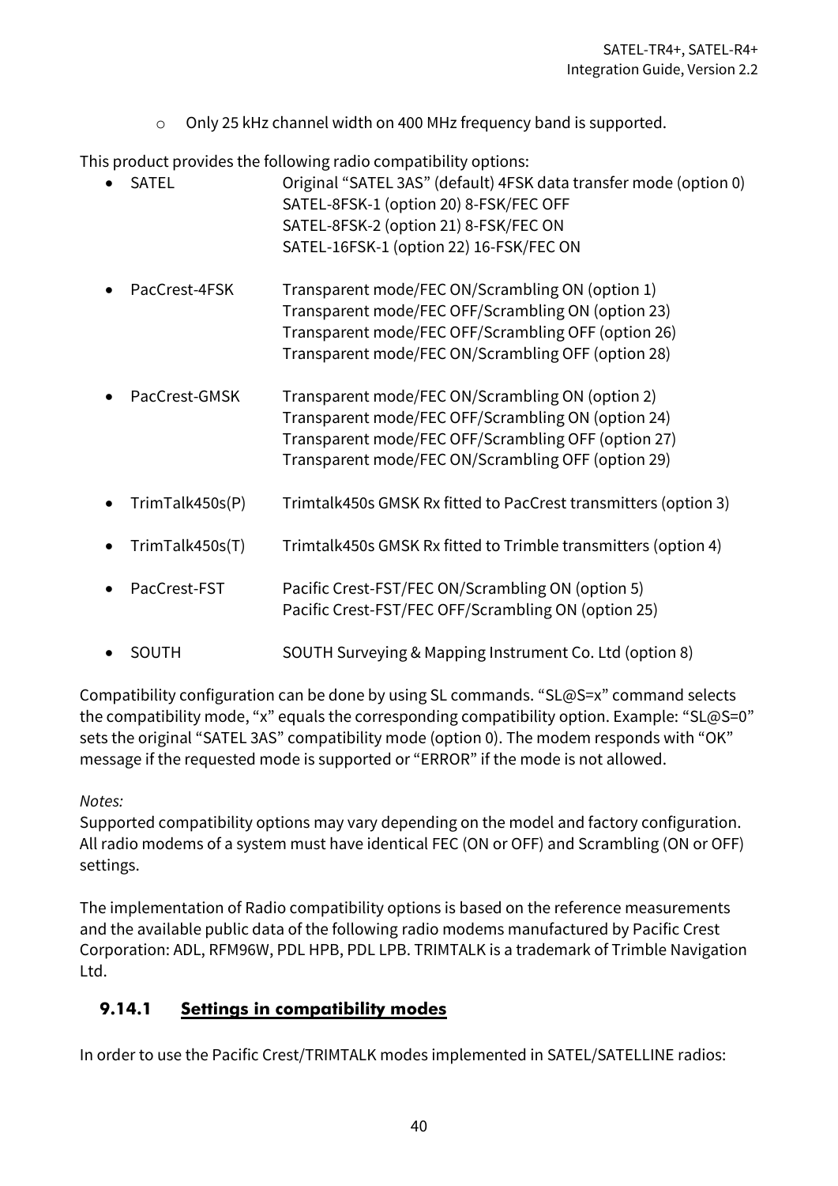- Only 25 kHz channel width on 400 MHz frequency band is supported.

This product provides the following radio compatibility options:

- SATEL Original “SATEL 3AS” (default) 4FSK data transfer mode (option 0)
  SATEL-8FSK-1 (option 20) 8-FSK/FEC OFF
  SATEL-8FSK-2 (option 21) 8-FSK/FEC ON
  SATEL-16FSK-1 (option 22) 16-FSK/FEC ON

- PacCrest-4FSK Transparent mode/FEC ON/Scrambling ON (option 1)
  Transparent mode/FEC OFF/Scrambling ON (option 23)
  Transparent mode/FEC OFF/Scrambling OFF (option 26)
  Transparent mode/FEC ON/Scrambling OFF (option 28)

- PacCrest-GMSK Transparent mode/FEC ON/Scrambling ON (option 2)
  Transparent mode/FEC OFF/Scrambling ON (option 24)
  Transparent mode/FEC OFF/Scrambling OFF (option 27)
  Transparent mode/FEC ON/Scrambling OFF (option 29)

- TrimTalk450s(P) Trimtalk450s GMSK Rx fitted to PacCrest transmitters (option 3)

- TrimTalk450s(T) Trimtalk450s GMSK Rx fitted to Trimble transmitters (option 4)

- PacCrest-FST Pacific Crest-FST/FEC ON/Scrambling ON (option 5)
  Pacific Crest-FST/FEC OFF/Scrambling ON (option 25)

- SOUTH SOUTH Surveying & Mapping Instrument Co. Ltd (option 8)

Compatibility configuration can be done by using SL commands. “SL@S=x” command selects the compatibility mode, “x” equals the corresponding compatibility option. Example: “SL@S=0” sets the original “SATEL 3AS” compatibility mode (option 0). The modem responds with “OK” message if the requested mode is supported or “ERROR” if the mode is not allowed.

*Notes:*
Supported compatibility options may vary depending on the model and factory configuration. All radio modems of a system must have identical FEC (ON or OFF) and Scrambling (ON or OFF) settings.

The implementation of Radio compatibility options is based on the reference measurements and the available public data of the following radio modems manufactured by Pacific Crest Corporation: ADL, RFM96W, PDL HPB, PDL LPB. TRIMTALK is a trademark of Trimble Navigation Ltd.

### 9.14.1 Settings in compatibility modes

In order to use the Pacific Crest/TRIMTALK modes implemented in SATEL/SATELLINE radios: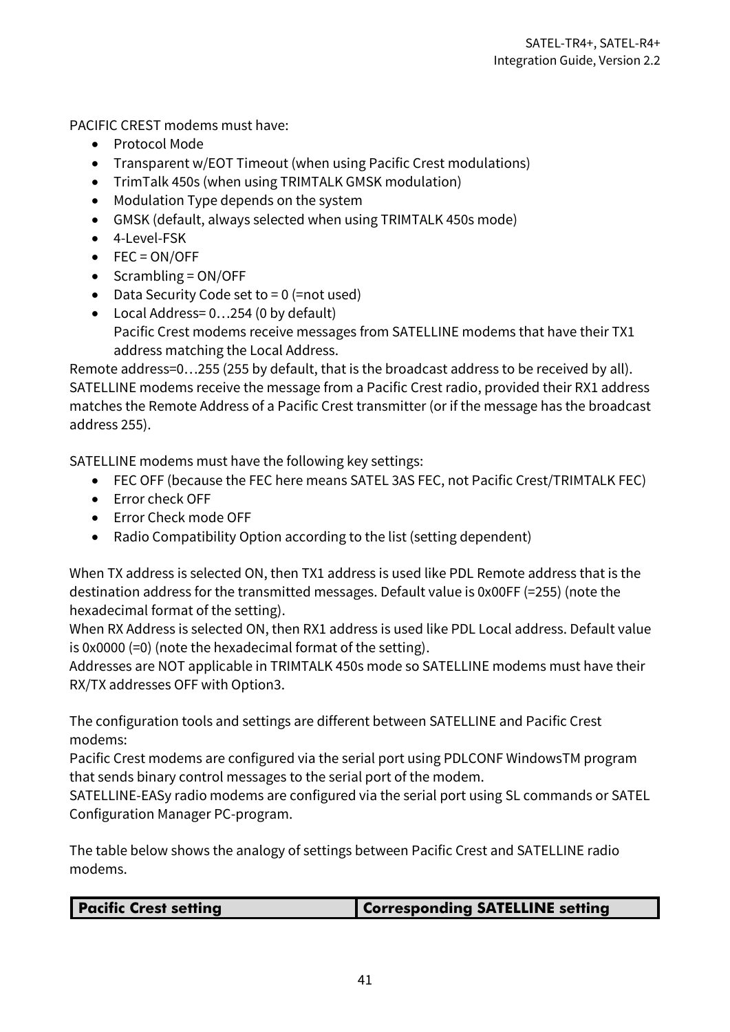PACIFIC CREST modems must have:

- Protocol Mode
- Transparent w/EOT Timeout (when using Pacific Crest modulations)
- TrimTalk 450s (when using TRIMTALK GMSK modulation)
- Modulation Type depends on the system
- GMSK (default, always selected when using TRIMTALK 450s mode)
- 4-Level-FSK
- FEC = ON/OFF
- Scrambling = ON/OFF
- Data Security Code set to = 0 (=not used)
- Local Address= 0…254 (0 by default)
  Pacific Crest modems receive messages from SATELLINE modems that have their TX1 address matching the Local Address.

Remote address=0…255 (255 by default, that is the broadcast address to be received by all). SATELLINE modems receive the message from a Pacific Crest radio, provided their RX1 address matches the Remote Address of a Pacific Crest transmitter (or if the message has the broadcast address 255).

SATELLINE modems must have the following key settings:

- FEC OFF (because the FEC here means SATEL 3AS FEC, not Pacific Crest/TRIMTALK FEC)
- Error check OFF
- Error Check mode OFF
- Radio Compatibility Option according to the list (setting dependent)

When TX address is selected ON, then TX1 address is used like PDL Remote address that is the destination address for the transmitted messages. Default value is 0x00FF (=255) (note the hexadecimal format of the setting).
When RX Address is selected ON, then RX1 address is used like PDL Local address. Default value is 0x0000 (=0) (note the hexadecimal format of the setting).
Addresses are NOT applicable in TRIMTALK 450s mode so SATELLINE modems must have their RX/TX addresses OFF with Option3.

The configuration tools and settings are different between SATELLINE and Pacific Crest modems:
Pacific Crest modems are configured via the serial port using PDLCONF WindowsTM program that sends binary control messages to the serial port of the modem.
SATELLINE-EASy radio modems are configured via the serial port using SL commands or SATEL Configuration Manager PC-program.

The table below shows the analogy of settings between Pacific Crest and SATELLINE radio modems.

| **Pacific Crest setting** | **Corresponding SATELLINE setting** |
|---|---|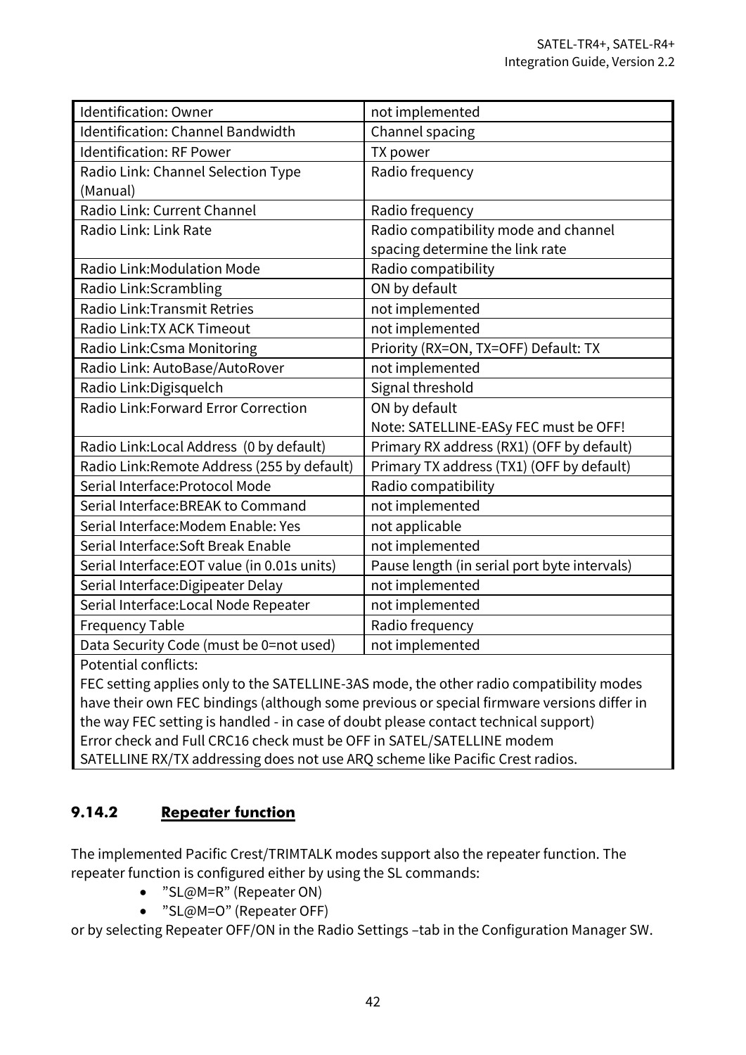| Identification: Owner | not implemented |
|---|---|
| Identification: Channel Bandwidth | Channel spacing |
| Identification: RF Power | TX power |
| Radio Link: Channel Selection Type (Manual) | Radio frequency |
| Radio Link: Current Channel | Radio frequency |
| Radio Link: Link Rate | Radio compatibility mode and channel spacing determine the link rate |
| Radio Link:Modulation Mode | Radio compatibility |
| Radio Link:Scrambling | ON by default |
| Radio Link:Transmit Retries | not implemented |
| Radio Link:TX ACK Timeout | not implemented |
| Radio Link:Csma Monitoring | Priority (RX=ON, TX=OFF) Default: TX |
| Radio Link: AutoBase/AutoRover | not implemented |
| Radio Link:Digisquelch | Signal threshold |
| Radio Link:Forward Error Correction | ON by default<br>Note: SATELLINE-EASy FEC must be OFF! |
| Radio Link:Local Address (0 by default) | Primary RX address (RX1) (OFF by default) |
| Radio Link:Remote Address (255 by default) | Primary TX address (TX1) (OFF by default) |
| Serial Interface:Protocol Mode | Radio compatibility |
| Serial Interface:BREAK to Command | not implemented |
| Serial Interface:Modem Enable: Yes | not applicable |
| Serial Interface:Soft Break Enable | not implemented |
| Serial Interface:EOT value (in 0.01s units) | Pause length (in serial port byte intervals) |
| Serial Interface:Digipeater Delay | not implemented |
| Serial Interface:Local Node Repeater | not implemented |
| Frequency Table | Radio frequency |
| Data Security Code (must be 0=not used) | not implemented |
| Potential conflicts:<br>FEC setting applies only to the SATELLINE-3AS mode, the other radio compatibility modes have their own FEC bindings (although some previous or special firmware versions differ in the way FEC setting is handled - in case of doubt please contact technical support)<br>Error check and Full CRC16 check must be OFF in SATEL/SATELLINE modem<br>SATELLINE RX/TX addressing does not use ARQ scheme like Pacific Crest radios. | |

### 9.14.2 Repeater function

The implemented Pacific Crest/TRIMTALK modes support also the repeater function. The repeater function is configured either by using the SL commands:

- "SL@M=R" (Repeater ON)
- "SL@M=O" (Repeater OFF)

or by selecting Repeater OFF/ON in the Radio Settings –tab in the Configuration Manager SW.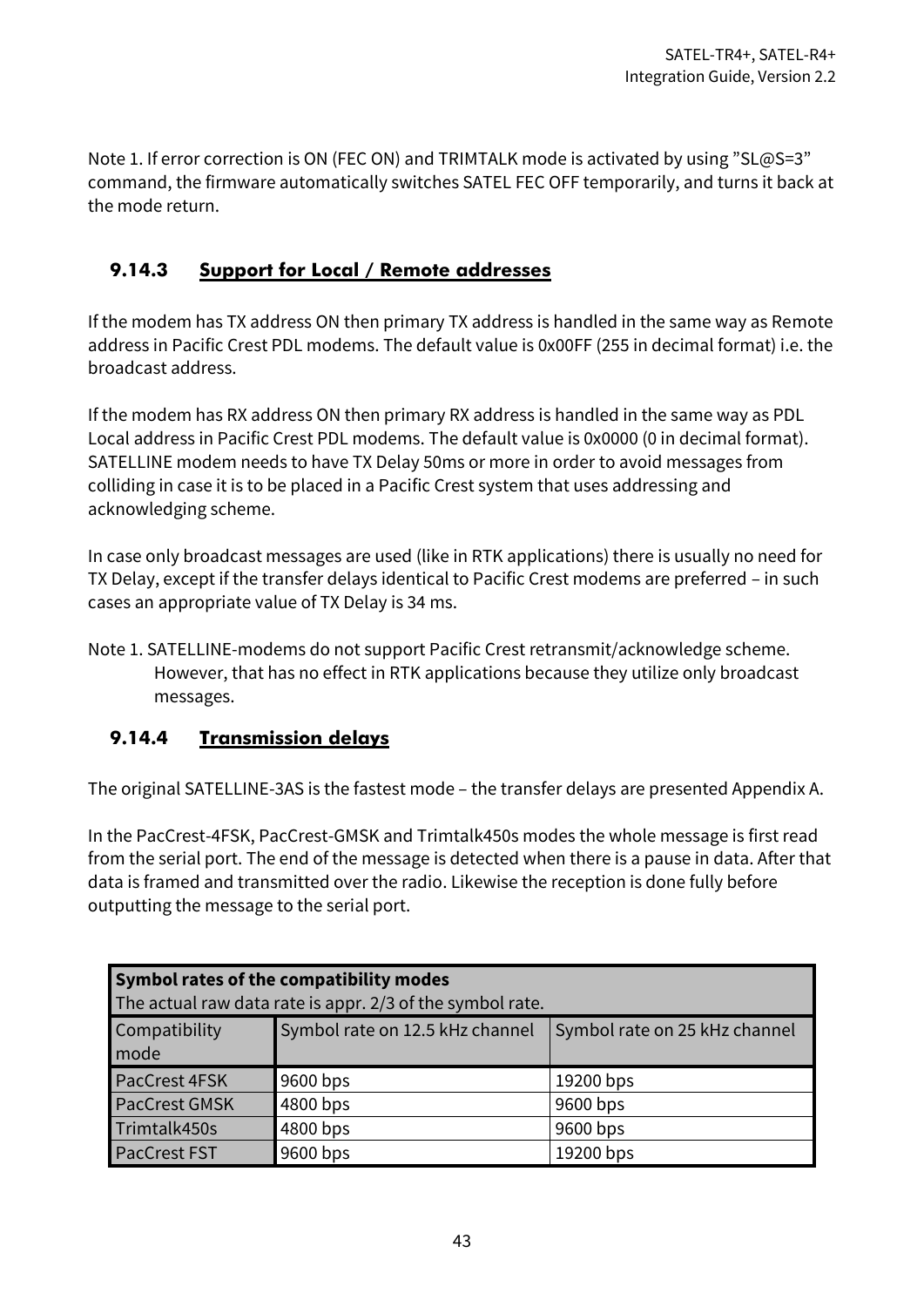Note 1. If error correction is ON (FEC ON) and TRIMTALK mode is activated by using "SL@S=3" command, the firmware automatically switches SATEL FEC OFF temporarily, and turns it back at the mode return.

### 9.14.3 Support for Local / Remote addresses

If the modem has TX address ON then primary TX address is handled in the same way as Remote address in Pacific Crest PDL modems. The default value is 0x00FF (255 in decimal format) i.e. the broadcast address.

If the modem has RX address ON then primary RX address is handled in the same way as PDL Local address in Pacific Crest PDL modems. The default value is 0x0000 (0 in decimal format). SATELLINE modem needs to have TX Delay 50ms or more in order to avoid messages from colliding in case it is to be placed in a Pacific Crest system that uses addressing and acknowledging scheme.

In case only broadcast messages are used (like in RTK applications) there is usually no need for TX Delay, except if the transfer delays identical to Pacific Crest modems are preferred – in such cases an appropriate value of TX Delay is 34 ms.

Note 1. SATELLINE-modems do not support Pacific Crest retransmit/acknowledge scheme. However, that has no effect in RTK applications because they utilize only broadcast messages.

### 9.14.4 Transmission delays

The original SATELLINE-3AS is the fastest mode – the transfer delays are presented Appendix A.

In the PacCrest-4FSK, PacCrest-GMSK and Trimtalk450s modes the whole message is first read from the serial port. The end of the message is detected when there is a pause in data. After that data is framed and transmitted over the radio. Likewise the reception is done fully before outputting the message to the serial port.

| **Symbol rates of the compatibility modes**<br>The actual raw data rate is appr. 2/3 of the symbol rate. | | |
|---|---|---|
| Compatibility mode | Symbol rate on 12.5 kHz channel | Symbol rate on 25 kHz channel |
| PacCrest 4FSK | 9600 bps | 19200 bps |
| PacCrest GMSK | 4800 bps | 9600 bps |
| Trimtalk450s | 4800 bps | 9600 bps |
| PacCrest FST | 9600 bps | 19200 bps |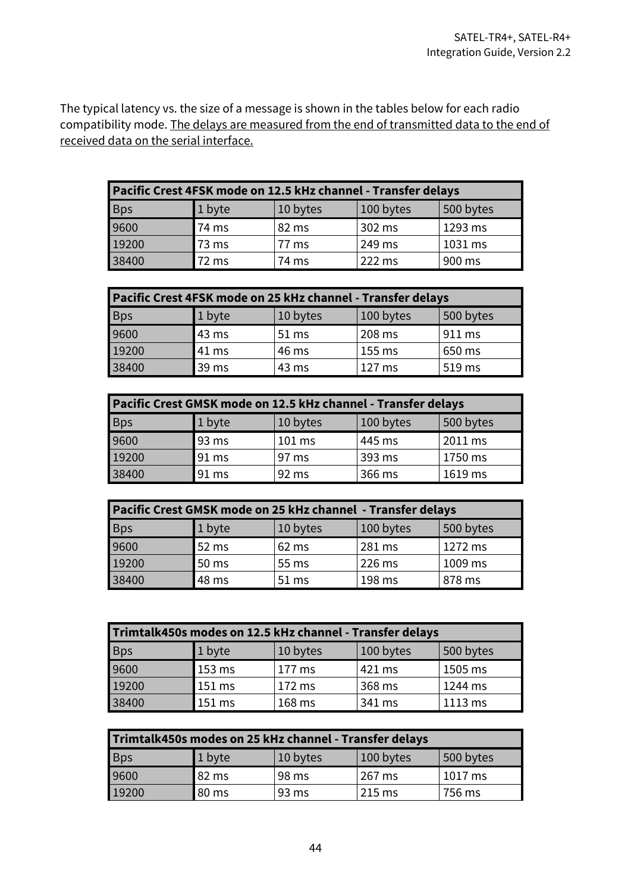The typical latency vs. the size of a message is shown in the tables below for each radio compatibility mode. The delays are measured from the end of transmitted data to the end of received data on the serial interface.

| Pacific Crest 4FSK mode on 12.5 kHz channel - Transfer delays | | | | |
|---|---|---|---|---|
| Bps | 1 byte | 10 bytes | 100 bytes | 500 bytes |
| 9600 | 74 ms | 82 ms | 302 ms | 1293 ms |
| 19200 | 73 ms | 77 ms | 249 ms | 1031 ms |
| 38400 | 72 ms | 74 ms | 222 ms | 900 ms |

| Pacific Crest 4FSK mode on 25 kHz channel - Transfer delays | | | | |
|---|---|---|---|---|
| Bps | 1 byte | 10 bytes | 100 bytes | 500 bytes |
| 9600 | 43 ms | 51 ms | 208 ms | 911 ms |
| 19200 | 41 ms | 46 ms | 155 ms | 650 ms |
| 38400 | 39 ms | 43 ms | 127 ms | 519 ms |

| Pacific Crest GMSK mode on 12.5 kHz channel - Transfer delays | | | | |
|---|---|---|---|---|
| Bps | 1 byte | 10 bytes | 100 bytes | 500 bytes |
| 9600 | 93 ms | 101 ms | 445 ms | 2011 ms |
| 19200 | 91 ms | 97 ms | 393 ms | 1750 ms |
| 38400 | 91 ms | 92 ms | 366 ms | 1619 ms |

| Pacific Crest GMSK mode on 25 kHz channel - Transfer delays | | | | |
|---|---|---|---|---|
| Bps | 1 byte | 10 bytes | 100 bytes | 500 bytes |
| 9600 | 52 ms | 62 ms | 281 ms | 1272 ms |
| 19200 | 50 ms | 55 ms | 226 ms | 1009 ms |
| 38400 | 48 ms | 51 ms | 198 ms | 878 ms |

| Trimtalk450s modes on 12.5 kHz channel - Transfer delays | | | | |
|---|---|---|---|---|
| Bps | 1 byte | 10 bytes | 100 bytes | 500 bytes |
| 9600 | 153 ms | 177 ms | 421 ms | 1505 ms |
| 19200 | 151 ms | 172 ms | 368 ms | 1244 ms |
| 38400 | 151 ms | 168 ms | 341 ms | 1113 ms |

| Trimtalk450s modes on 25 kHz channel - Transfer delays | | | | |
|---|---|---|---|---|
| Bps | 1 byte | 10 bytes | 100 bytes | 500 bytes |
| 9600 | 82 ms | 98 ms | 267 ms | 1017 ms |
| 19200 | 80 ms | 93 ms | 215 ms | 756 ms |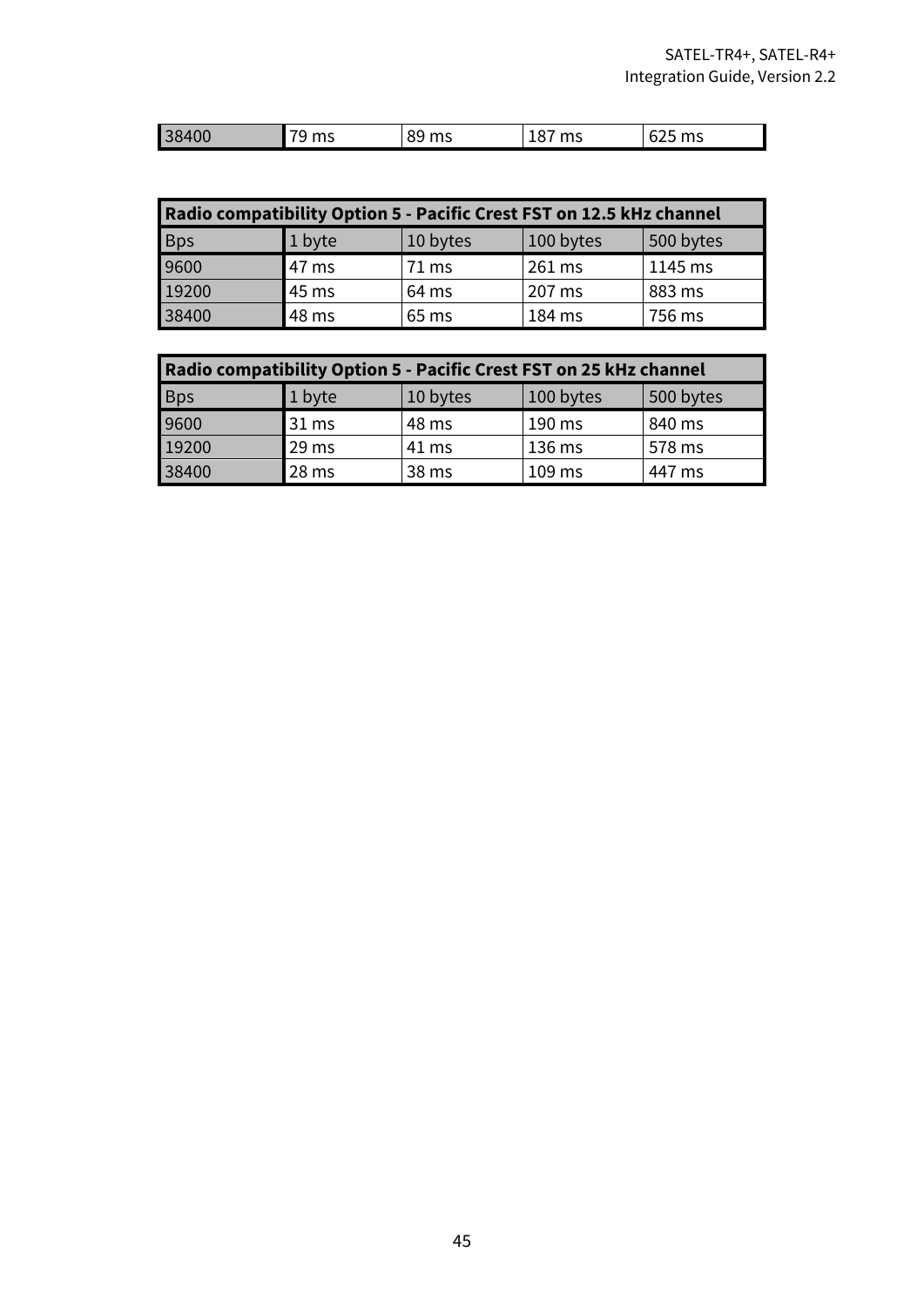| 38400 | 79 ms | 89 ms | 187 ms | 625 ms |
|---|---|---|---|---|

| **Radio compatibility Option 5 - Pacific Crest FST on 12.5 kHz channel** | | | | |
|---|---|---|---|---|
| Bps | 1 byte | 10 bytes | 100 bytes | 500 bytes |
| 9600 | 47 ms | 71 ms | 261 ms | 1145 ms |
| 19200 | 45 ms | 64 ms | 207 ms | 883 ms |
| 38400 | 48 ms | 65 ms | 184 ms | 756 ms |

| **Radio compatibility Option 5 - Pacific Crest FST on 25 kHz channel** | | | | |
|---|---|---|---|---|
| Bps | 1 byte | 10 bytes | 100 bytes | 500 bytes |
| 9600 | 31 ms | 48 ms | 190 ms | 840 ms |
| 19200 | 29 ms | 41 ms | 136 ms | 578 ms |
| 38400 | 28 ms | 38 ms | 109 ms | 447 ms |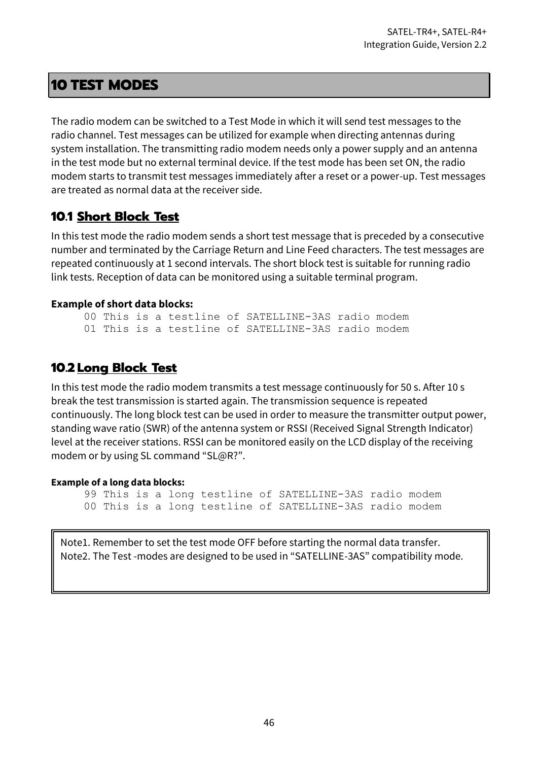# 10 TEST MODES

The radio modem can be switched to a Test Mode in which it will send test messages to the radio channel. Test messages can be utilized for example when directing antennas during system installation. The transmitting radio modem needs only a power supply and an antenna in the test mode but no external terminal device. If the test mode has been set ON, the radio modem starts to transmit test messages immediately after a reset or a power-up. Test messages are treated as normal data at the receiver side.

## 10.1 Short Block Test

In this test mode the radio modem sends a short test message that is preceded by a consecutive number and terminated by the Carriage Return and Line Feed characters. The test messages are repeated continuously at 1 second intervals. The short block test is suitable for running radio link tests. Reception of data can be monitored using a suitable terminal program.

**Example of short data blocks:**

```
00 This is a testline of SATELLINE-3AS radio modem
01 This is a testline of SATELLINE-3AS radio modem
```

## 10.2 Long Block Test

In this test mode the radio modem transmits a test message continuously for 50 s. After 10 s break the test transmission is started again. The transmission sequence is repeated continuously. The long block test can be used in order to measure the transmitter output power, standing wave ratio (SWR) of the antenna system or RSSI (Received Signal Strength Indicator) level at the receiver stations. RSSI can be monitored easily on the LCD display of the receiving modem or by using SL command “SL@R?”.

**Example of a long data blocks:**

```
99 This is a long testline of SATELLINE-3AS radio modem
00 This is a long testline of SATELLINE-3AS radio modem
```

Note1. Remember to set the test mode OFF before starting the normal data transfer.
Note2. The Test -modes are designed to be used in “SATELLINE-3AS” compatibility mode.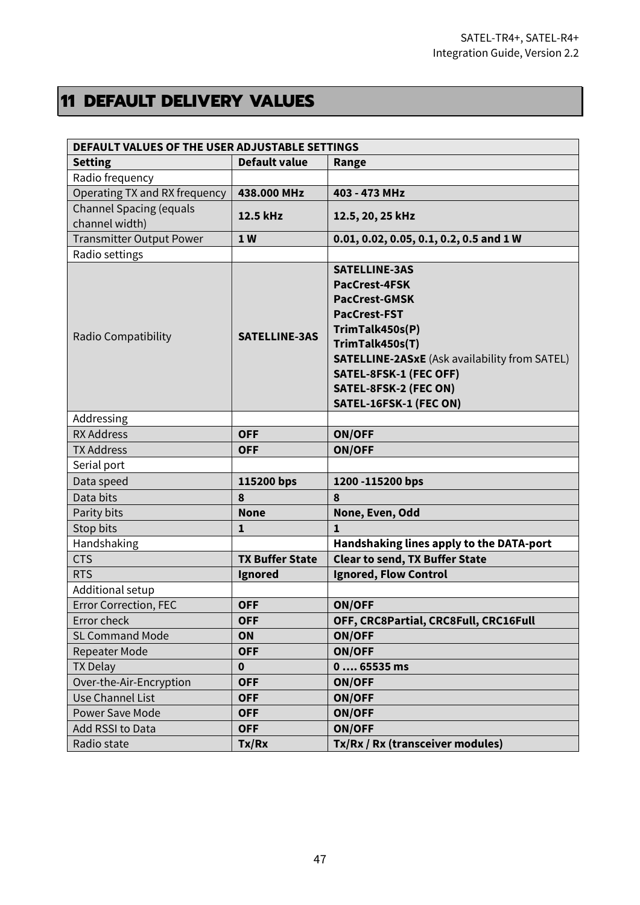# 11 DEFAULT DELIVERY VALUES

| DEFAULT VALUES OF THE USER ADJUSTABLE SETTINGS | | |
|---|---|---|
| **Setting** | **Default value** | **Range** |
| Radio frequency | | |
| Operating TX and RX frequency | **438.000 MHz** | **403 - 473 MHz** |
| Channel Spacing (equals channel width) | **12.5 kHz** | **12.5, 20, 25 kHz** |
| Transmitter Output Power | **1 W** | **0.01, 0.02, 0.05, 0.1, 0.2, 0.5 and 1 W** |
| Radio settings | | |
| Radio Compatibility | **SATELLINE-3AS** | **SATELLINE-3AS**<br>**PacCrest-4FSK**<br>**PacCrest-GMSK**<br>**PacCrest-FST**<br>**TrimTalk450s(P)**<br>**TrimTalk450s(T)**<br>**SATELLINE-2ASxE** (Ask availability from SATEL)<br>**SATEL-8FSK-1 (FEC OFF)**<br>**SATEL-8FSK-2 (FEC ON)**<br>**SATEL-16FSK-1 (FEC ON)** |
| Addressing | | |
| RX Address | **OFF** | **ON/OFF** |
| TX Address | **OFF** | **ON/OFF** |
| Serial port | | |
| Data speed | **115200 bps** | **1200 -115200 bps** |
| Data bits | **8** | **8** |
| Parity bits | **None** | **None, Even, Odd** |
| Stop bits | **1** | **1** |
| Handshaking | | **Handshaking lines apply to the DATA-port** |
| CTS | **TX Buffer State** | **Clear to send, TX Buffer State** |
| RTS | **Ignored** | **Ignored, Flow Control** |
| Additional setup | | |
| Error Correction, FEC | **OFF** | **ON/OFF** |
| Error check | **OFF** | **OFF, CRC8Partial, CRC8Full, CRC16Full** |
| SL Command Mode | **ON** | **ON/OFF** |
| Repeater Mode | **OFF** | **ON/OFF** |
| TX Delay | **0** | **0 …. 65535 ms** |
| Over-the-Air-Encryption | **OFF** | **ON/OFF** |
| Use Channel List | **OFF** | **ON/OFF** |
| Power Save Mode | **OFF** | **ON/OFF** |
| Add RSSI to Data | **OFF** | **ON/OFF** |
| Radio state | **Tx/Rx** | **Tx/Rx / Rx (transceiver modules)** |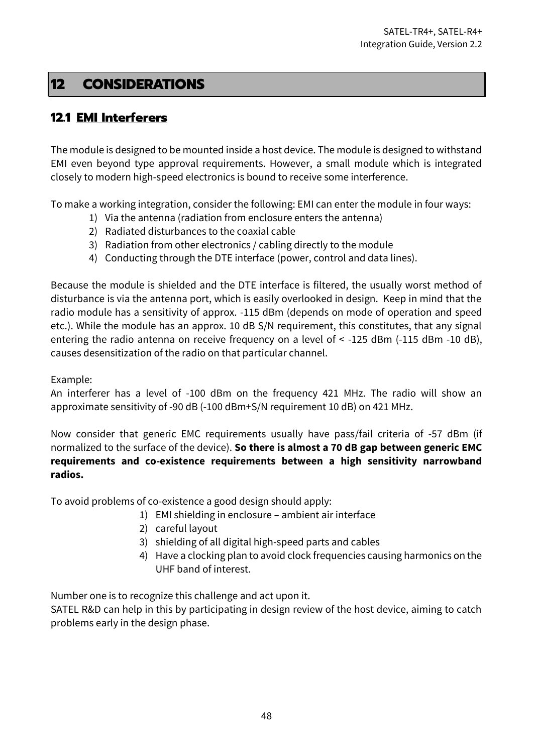# 12 CONSIDERATIONS

## 12.1 EMI Interferers

The module is designed to be mounted inside a host device. The module is designed to withstand EMI even beyond type approval requirements. However, a small module which is integrated closely to modern high-speed electronics is bound to receive some interference.

To make a working integration, consider the following: EMI can enter the module in four ways:

1) Via the antenna (radiation from enclosure enters the antenna)
2) Radiated disturbances to the coaxial cable
3) Radiation from other electronics / cabling directly to the module
4) Conducting through the DTE interface (power, control and data lines).

Because the module is shielded and the DTE interface is filtered, the usually worst method of disturbance is via the antenna port, which is easily overlooked in design. Keep in mind that the radio module has a sensitivity of approx. -115 dBm (depends on mode of operation and speed etc.). While the module has an approx. 10 dB S/N requirement, this constitutes, that any signal entering the radio antenna on receive frequency on a level of < -125 dBm (-115 dBm -10 dB), causes desensitization of the radio on that particular channel.

Example:
An interferer has a level of -100 dBm on the frequency 421 MHz. The radio will show an approximate sensitivity of -90 dB (-100 dBm+S/N requirement 10 dB) on 421 MHz.

Now consider that generic EMC requirements usually have pass/fail criteria of -57 dBm (if normalized to the surface of the device). **So there is almost a 70 dB gap between generic EMC requirements and co-existence requirements between a high sensitivity narrowband radios.**

To avoid problems of co-existence a good design should apply:

1) EMI shielding in enclosure – ambient air interface
2) careful layout
3) shielding of all digital high-speed parts and cables
4) Have a clocking plan to avoid clock frequencies causing harmonics on the UHF band of interest.

Number one is to recognize this challenge and act upon it.
SATEL R&D can help in this by participating in design review of the host device, aiming to catch problems early in the design phase.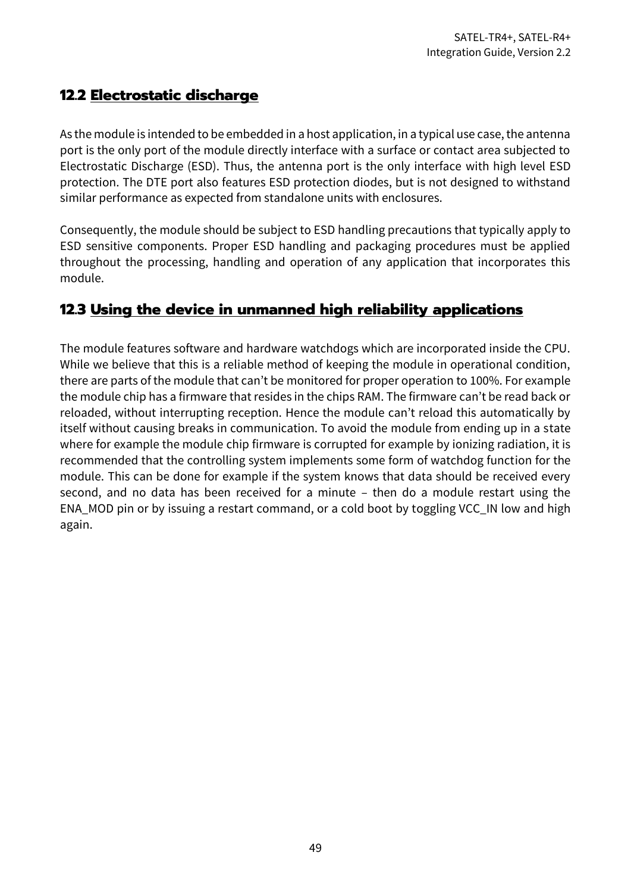## 12.2 Electrostatic discharge

As the module is intended to be embedded in a host application, in a typical use case, the antenna port is the only port of the module directly interface with a surface or contact area subjected to Electrostatic Discharge (ESD). Thus, the antenna port is the only interface with high level ESD protection. The DTE port also features ESD protection diodes, but is not designed to withstand similar performance as expected from standalone units with enclosures.

Consequently, the module should be subject to ESD handling precautions that typically apply to ESD sensitive components. Proper ESD handling and packaging procedures must be applied throughout the processing, handling and operation of any application that incorporates this module.

## 12.3 Using the device in unmanned high reliability applications

The module features software and hardware watchdogs which are incorporated inside the CPU. While we believe that this is a reliable method of keeping the module in operational condition, there are parts of the module that can't be monitored for proper operation to 100%. For example the module chip has a firmware that resides in the chips RAM. The firmware can't be read back or reloaded, without interrupting reception. Hence the module can't reload this automatically by itself without causing breaks in communication. To avoid the module from ending up in a state where for example the module chip firmware is corrupted for example by ionizing radiation, it is recommended that the controlling system implements some form of watchdog function for the module. This can be done for example if the system knows that data should be received every second, and no data has been received for a minute – then do a module restart using the ENA_MOD pin or by issuing a restart command, or a cold boot by toggling VCC_IN low and high again.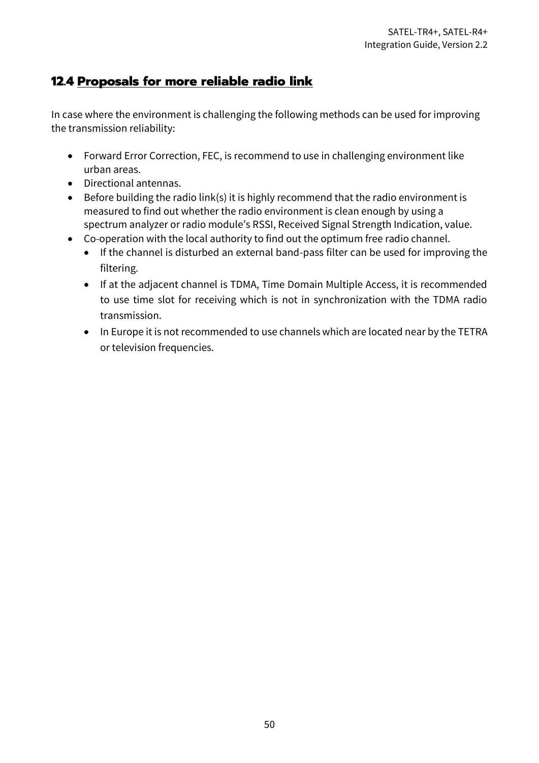## 12.4 Proposals for more reliable radio link

In case where the environment is challenging the following methods can be used for improving the transmission reliability:

- Forward Error Correction, FEC, is recommend to use in challenging environment like urban areas.
- Directional antennas.
- Before building the radio link(s) it is highly recommend that the radio environment is measured to find out whether the radio environment is clean enough by using a spectrum analyzer or radio module's RSSI, Received Signal Strength Indication, value.
- Co-operation with the local authority to find out the optimum free radio channel.
  - If the channel is disturbed an external band-pass filter can be used for improving the filtering.
  - If at the adjacent channel is TDMA, Time Domain Multiple Access, it is recommended to use time slot for receiving which is not in synchronization with the TDMA radio transmission.
  - In Europe it is not recommended to use channels which are located near by the TETRA or television frequencies.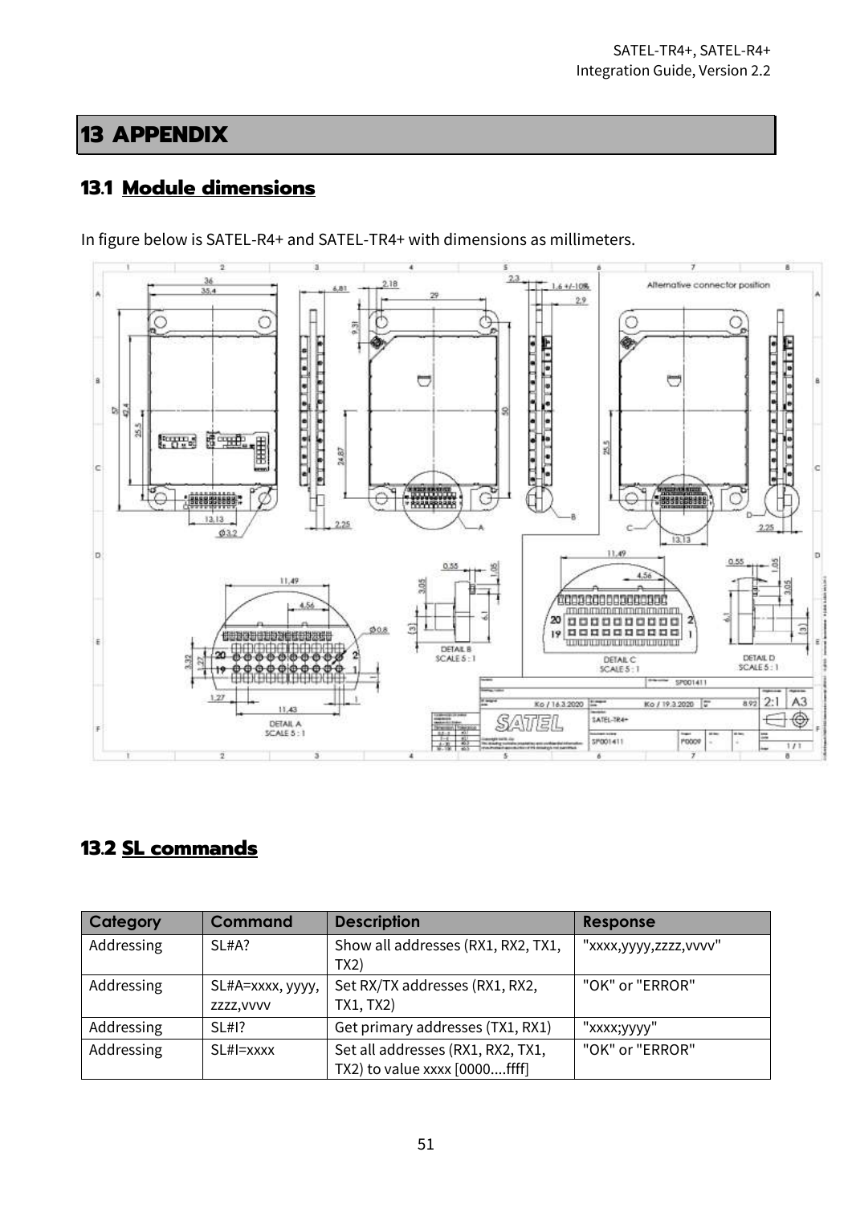# 13 APPENDIX

## 13.1 Module dimensions

In figure below is SATEL-R4+ and SATEL-TR4+ with dimensions as millimeters.

## 13.2 SL commands

| Category | Command | Description | Response |
|---|---|---|---|
| Addressing | SL#A? | Show all addresses (RX1, RX2, TX1, TX2) | "xxxx,yyyy,zzzz,vvvv" |
| Addressing | SL#A=xxxx, yyyy, zzzz,vvvv | Set RX/TX addresses (RX1, RX2, TX1, TX2) | "OK" or "ERROR" |
| Addressing | SL#I? | Get primary addresses (TX1, RX1) | "xxxx;yyyy" |
| Addressing | SL#I=xxxx | Set all addresses (RX1, RX2, TX1, TX2) to value xxxx [0000....ffff] | "OK" or "ERROR" |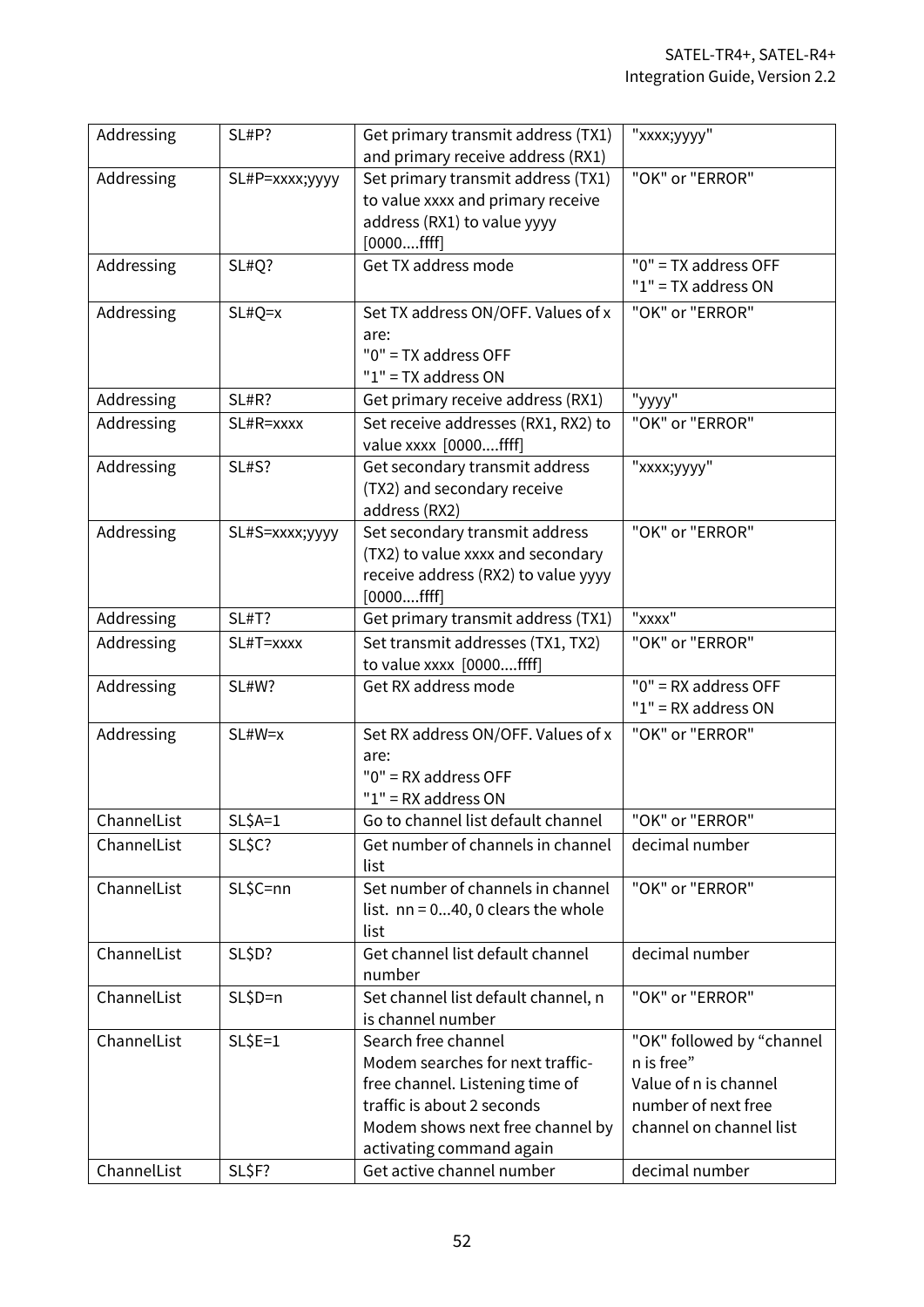| Addressing | SL#P? | Get primary transmit address (TX1) and primary receive address (RX1) | "xxxx;yyyy" |
|---|---|---|---|
| Addressing | SL#P=xxxx;yyyy | Set primary transmit address (TX1) to value xxxx and primary receive address (RX1) to value yyyy [0000....ffff] | "OK" or "ERROR" |
| Addressing | SL#Q? | Get TX address mode | "0" = TX address OFF<br>"1" = TX address ON |
| Addressing | SL#Q=x | Set TX address ON/OFF. Values of x are:<br>"0" = TX address OFF<br>"1" = TX address ON | "OK" or "ERROR" |
| Addressing | SL#R? | Get primary receive address (RX1) | "yyyy" |
| Addressing | SL#R=xxxx | Set receive addresses (RX1, RX2) to value xxxx [0000....ffff] | "OK" or "ERROR" |
| Addressing | SL#S? | Get secondary transmit address (TX2) and secondary receive address (RX2) | "xxxx;yyyy" |
| Addressing | SL#S=xxxx;yyyy | Set secondary transmit address (TX2) to value xxxx and secondary receive address (RX2) to value yyyy [0000....ffff] | "OK" or "ERROR" |
| Addressing | SL#T? | Get primary transmit address (TX1) | "xxxx" |
| Addressing | SL#T=xxxx | Set transmit addresses (TX1, TX2) to value xxxx [0000....ffff] | "OK" or "ERROR" |
| Addressing | SL#W? | Get RX address mode | "0" = RX address OFF<br>"1" = RX address ON |
| Addressing | SL#W=x | Set RX address ON/OFF. Values of x are:<br>"0" = RX address OFF<br>"1" = RX address ON | "OK" or "ERROR" |
| ChannelList | SL$A=1 | Go to channel list default channel | "OK" or "ERROR" |
| ChannelList | SL$C? | Get number of channels in channel list | decimal number |
| ChannelList | SL$C=nn | Set number of channels in channel list. nn = 0...40, 0 clears the whole list | "OK" or "ERROR" |
| ChannelList | SL$D? | Get channel list default channel number | decimal number |
| ChannelList | SL$D=n | Set channel list default channel, n is channel number | "OK" or "ERROR" |
| ChannelList | SL$E=1 | Search free channel<br>Modem searches for next traffic-free channel. Listening time of traffic is about 2 seconds<br>Modem shows next free channel by activating command again | "OK" followed by "channel n is free"<br>Value of n is channel number of next free channel on channel list |
| ChannelList | SL$F? | Get active channel number | decimal number |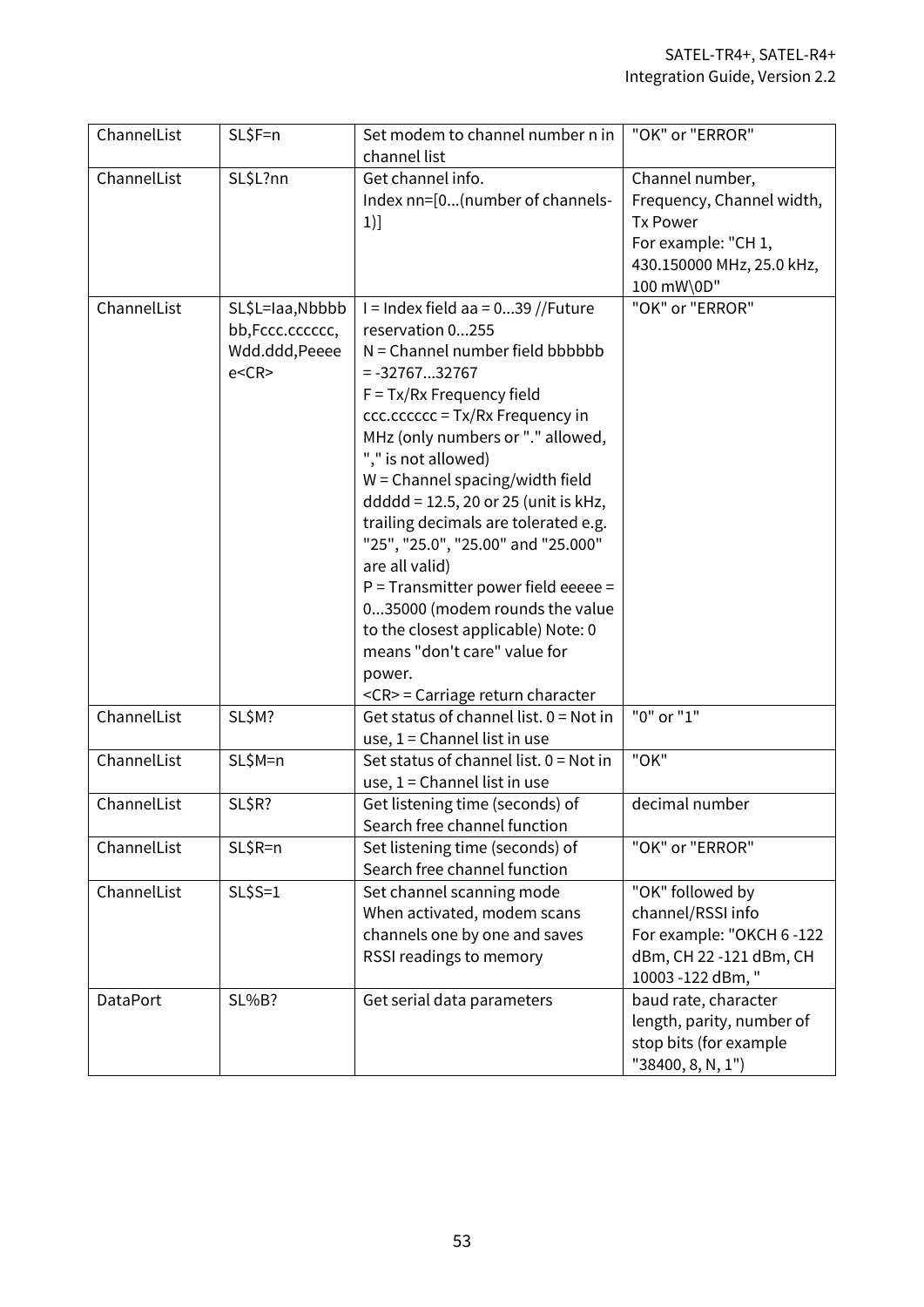| ChannelList | SL$F=n | Set modem to channel number n in channel list | "OK" or "ERROR" |
|---|---|---|---|
| ChannelList | SL$L?nn | Get channel info.<br>Index nn=[0...(number of channels-1)] | Channel number, Frequency, Channel width, Tx Power<br>For example: "CH 1, 430.150000 MHz, 25.0 kHz, 100 mW\0D" |
| ChannelList | SL$L=Iaa,Nbbbbbb,Fccc.cccccc,Wdd.ddd,Peeeee<CR> | I = Index field aa = 0...39 //Future reservation 0...255<br>N = Channel number field bbbbbb = -32767...32767<br>F = Tx/Rx Frequency field ccc.cccccc = Tx/Rx Frequency in MHz (only numbers or "." allowed, "," is not allowed)<br>W = Channel spacing/width field ddddd = 12.5, 20 or 25 (unit is kHz, trailing decimals are tolerated e.g. "25", "25.0", "25.00" and "25.000" are all valid)<br>P = Transmitter power field eeeee = 0...35000 (modem rounds the value to the closest applicable) Note: 0 means "don't care" value for power.<br><CR> = Carriage return character | "OK" or "ERROR" |
| ChannelList | SL$M? | Get status of channel list. 0 = Not in use, 1 = Channel list in use | "0" or "1" |
| ChannelList | SL$M=n | Set status of channel list. 0 = Not in use, 1 = Channel list in use | "OK" |
| ChannelList | SL$R? | Get listening time (seconds) of Search free channel function | decimal number |
| ChannelList | SL$R=n | Set listening time (seconds) of Search free channel function | "OK" or "ERROR" |
| ChannelList | SL$S=1 | Set channel scanning mode<br>When activated, modem scans channels one by one and saves RSSI readings to memory | "OK" followed by channel/RSSI info<br>For example: "OKCH 6 -122 dBm, CH 22 -121 dBm, CH 10003 -122 dBm, " |
| DataPort | SL%B? | Get serial data parameters | baud rate, character length, parity, number of stop bits (for example "38400, 8, N, 1") |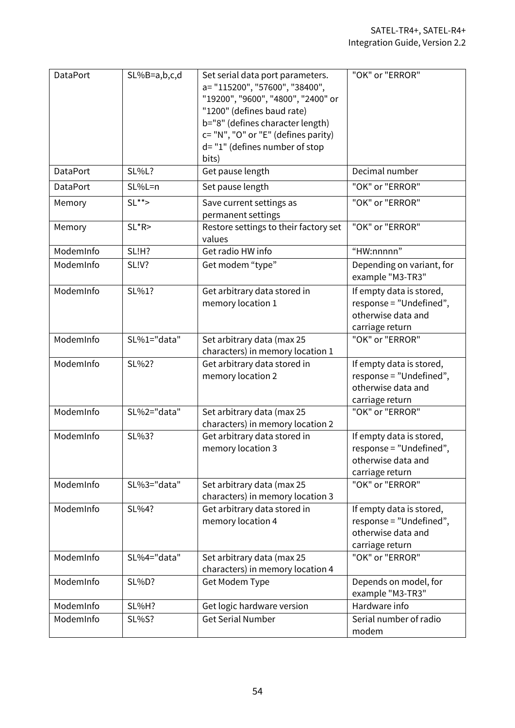| DataPort | SL%B=a,b,c,d | Set serial data port parameters. a= "115200", "57600", "38400", "19200", "9600", "4800", "2400" or "1200" (defines baud rate) b="8" (defines character length) c= "N", "O" or "E" (defines parity) d= "1" (defines number of stop bits) | "OK" or "ERROR" |
|---|---|---|---|
| DataPort | SL%L? | Get pause length | Decimal number |
| DataPort | SL%L=n | Set pause length | "OK" or "ERROR" |
| Memory | SL**> | Save current settings as permanent settings | "OK" or "ERROR" |
| Memory | SL*R> | Restore settings to their factory set values | "OK" or "ERROR" |
| ModemInfo | SL!H? | Get radio HW info | "HW:nnnnn" |
| ModemInfo | SL!V? | Get modem "type" | Depending on variant, for example "M3-TR3" |
| ModemInfo | SL%1? | Get arbitrary data stored in memory location 1 | If empty data is stored, response = "Undefined", otherwise data and carriage return |
| ModemInfo | SL%1="data" | Set arbitrary data (max 25 characters) in memory location 1 | "OK" or "ERROR" |
| ModemInfo | SL%2? | Get arbitrary data stored in memory location 2 | If empty data is stored, response = "Undefined", otherwise data and carriage return |
| ModemInfo | SL%2="data" | Set arbitrary data (max 25 characters) in memory location 2 | "OK" or "ERROR" |
| ModemInfo | SL%3? | Get arbitrary data stored in memory location 3 | If empty data is stored, response = "Undefined", otherwise data and carriage return |
| ModemInfo | SL%3="data" | Set arbitrary data (max 25 characters) in memory location 3 | "OK" or "ERROR" |
| ModemInfo | SL%4? | Get arbitrary data stored in memory location 4 | If empty data is stored, response = "Undefined", otherwise data and carriage return |
| ModemInfo | SL%4="data" | Set arbitrary data (max 25 characters) in memory location 4 | "OK" or "ERROR" |
| ModemInfo | SL%D? | Get Modem Type | Depends on model, for example "M3-TR3" |
| ModemInfo | SL%H? | Get logic hardware version | Hardware info |
| ModemInfo | SL%S? | Get Serial Number | Serial number of radio modem |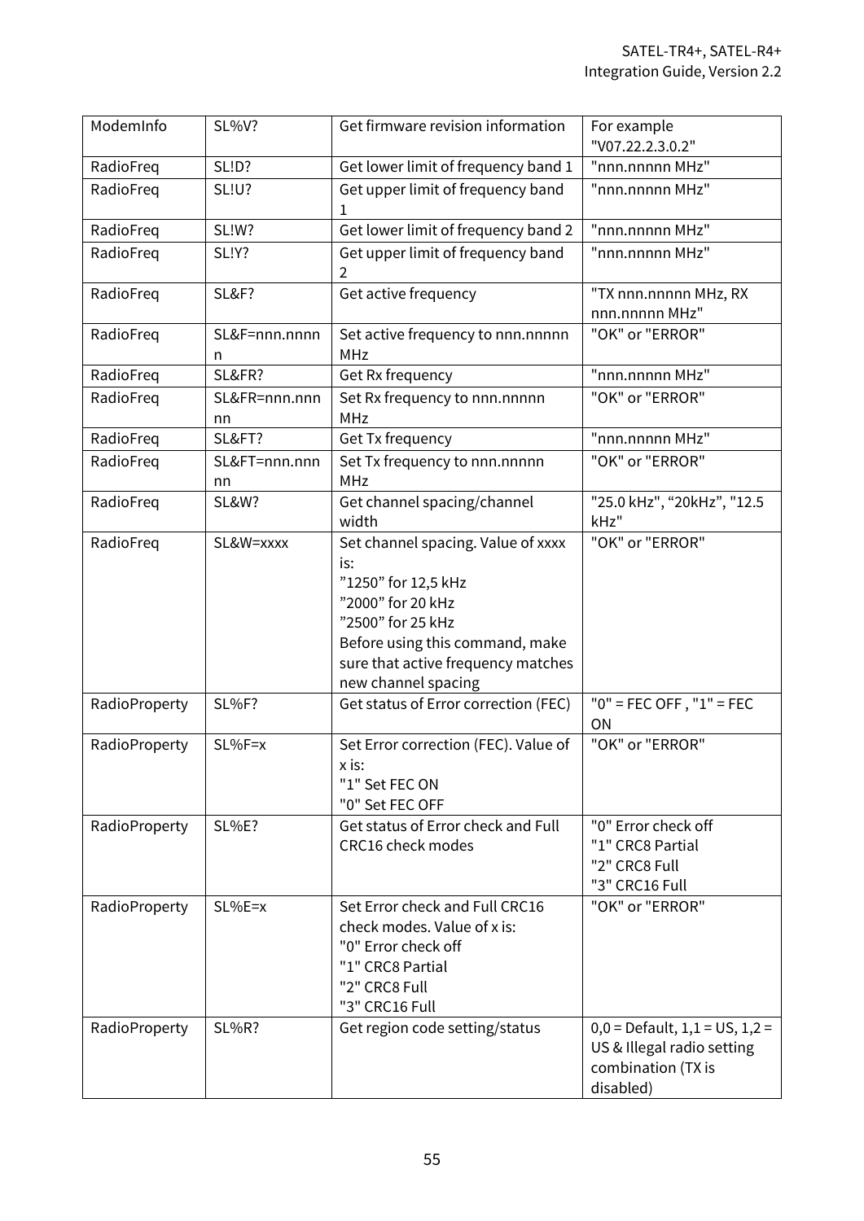| ModemInfo | SL%V? | Get firmware revision information | For example "V07.22.2.3.0.2" |
|---|---|---|---|
| RadioFreq | SL!D? | Get lower limit of frequency band 1 | "nnn.nnnnn MHz" |
| RadioFreq | SL!U? | Get upper limit of frequency band 1 | "nnn.nnnnn MHz" |
| RadioFreq | SL!W? | Get lower limit of frequency band 2 | "nnn.nnnnn MHz" |
| RadioFreq | SL!Y? | Get upper limit of frequency band 2 | "nnn.nnnnn MHz" |
| RadioFreq | SL&F? | Get active frequency | "TX nnn.nnnnn MHz, RX nnn.nnnnn MHz" |
| RadioFreq | SL&F=nnn.nnnnn | Set active frequency to nnn.nnnnn MHz | "OK" or "ERROR" |
| RadioFreq | SL&FR? | Get Rx frequency | "nnn.nnnnn MHz" |
| RadioFreq | SL&FR=nnn.nnnnn | Set Rx frequency to nnn.nnnnn MHz | "OK" or "ERROR" |
| RadioFreq | SL&FT? | Get Tx frequency | "nnn.nnnnn MHz" |
| RadioFreq | SL&FT=nnn.nnnnn | Set Tx frequency to nnn.nnnnn MHz | "OK" or "ERROR" |
| RadioFreq | SL&W? | Get channel spacing/channel width | "25.0 kHz", “20kHz”, "12.5 kHz" |
| RadioFreq | SL&W=xxxx | Set channel spacing. Value of xxxx is:<br>”1250” for 12,5 kHz<br>”2000” for 20 kHz<br>”2500” for 25 kHz<br>Before using this command, make sure that active frequency matches new channel spacing | "OK" or "ERROR" |
| RadioProperty | SL%F? | Get status of Error correction (FEC) | "0" = FEC OFF , "1" = FEC ON |
| RadioProperty | SL%F=x | Set Error correction (FEC). Value of x is:<br>"1" Set FEC ON<br>"0" Set FEC OFF | "OK" or "ERROR" |
| RadioProperty | SL%E? | Get status of Error check and Full CRC16 check modes | "0" Error check off<br>"1" CRC8 Partial<br>"2" CRC8 Full<br>"3" CRC16 Full |
| RadioProperty | SL%E=x | Set Error check and Full CRC16 check modes. Value of x is:<br>"0" Error check off<br>"1" CRC8 Partial<br>"2" CRC8 Full<br>"3" CRC16 Full | "OK" or "ERROR" |
| RadioProperty | SL%R? | Get region code setting/status | 0,0 = Default, 1,1 = US, 1,2 = US & Illegal radio setting combination (TX is disabled) |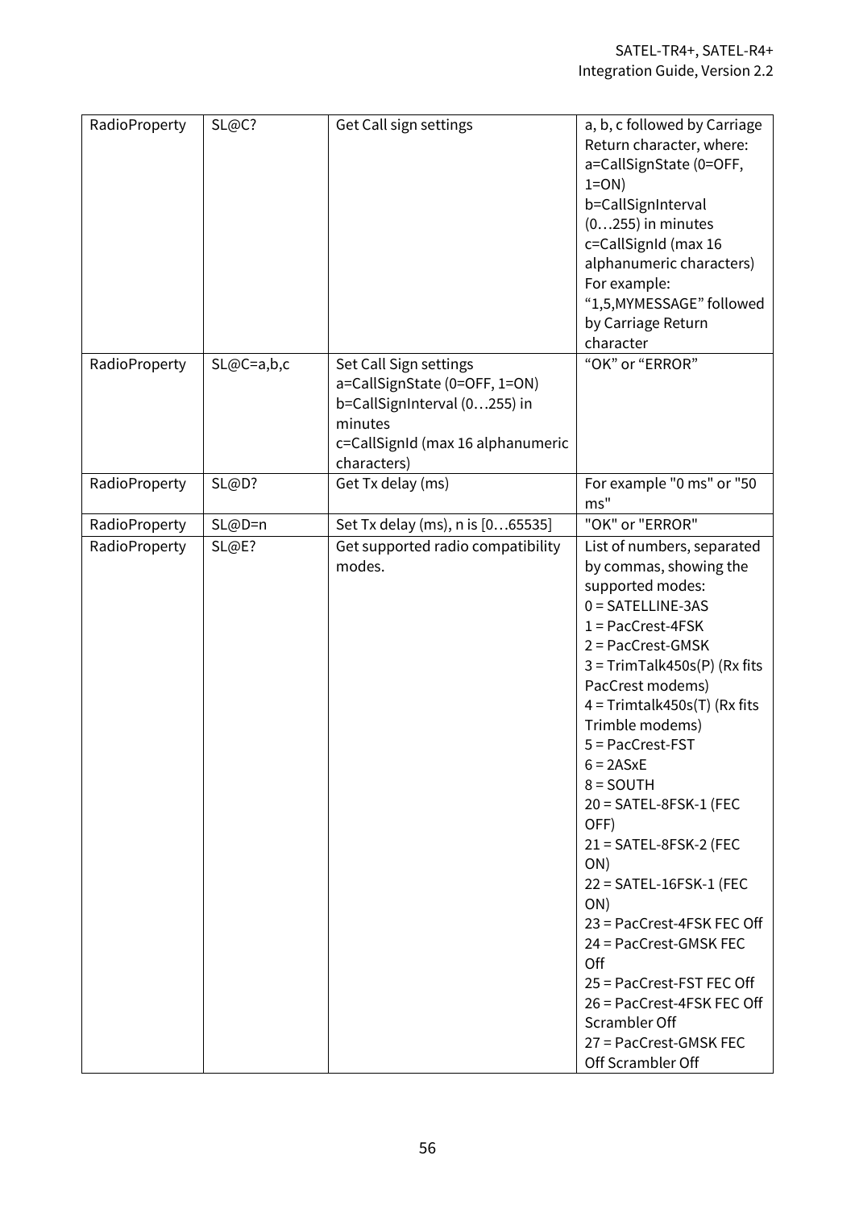| RadioProperty | SL@C? | Get Call sign settings | a, b, c followed by Carriage Return character, where:<br>a=CallSignState (0=OFF, 1=ON)<br>b=CallSignInterval (0…255) in minutes<br>c=CallSignId (max 16 alphanumeric characters)<br>For example: “1,5,MYMESSAGE” followed by Carriage Return character |
|---|---|---|---|
| RadioProperty | SL@C=a,b,c | Set Call Sign settings<br>a=CallSignState (0=OFF, 1=ON)<br>b=CallSignInterval (0…255) in minutes<br>c=CallSignId (max 16 alphanumeric characters) | “OK” or “ERROR” |
| RadioProperty | SL@D? | Get Tx delay (ms) | For example "0 ms" or "50 ms" |
| RadioProperty | SL@D=n | Set Tx delay (ms), n is [0…65535] | "OK" or "ERROR" |
| RadioProperty | SL@E? | Get supported radio compatibility modes. | List of numbers, separated by commas, showing the supported modes:<br>0 = SATELLINE-3AS<br>1 = PacCrest-4FSK<br>2 = PacCrest-GMSK<br>3 = TrimTalk450s(P) (Rx fits PacCrest modems)<br>4 = Trimtalk450s(T) (Rx fits Trimble modems)<br>5 = PacCrest-FST<br>6 = 2ASxE<br>8 = SOUTH<br>20 = SATEL-8FSK-1 (FEC OFF)<br>21 = SATEL-8FSK-2 (FEC ON)<br>22 = SATEL-16FSK-1 (FEC ON)<br>23 = PacCrest-4FSK FEC Off<br>24 = PacCrest-GMSK FEC Off<br>25 = PacCrest-FST FEC Off<br>26 = PacCrest-4FSK FEC Off Scrambler Off<br>27 = PacCrest-GMSK FEC Off Scrambler Off |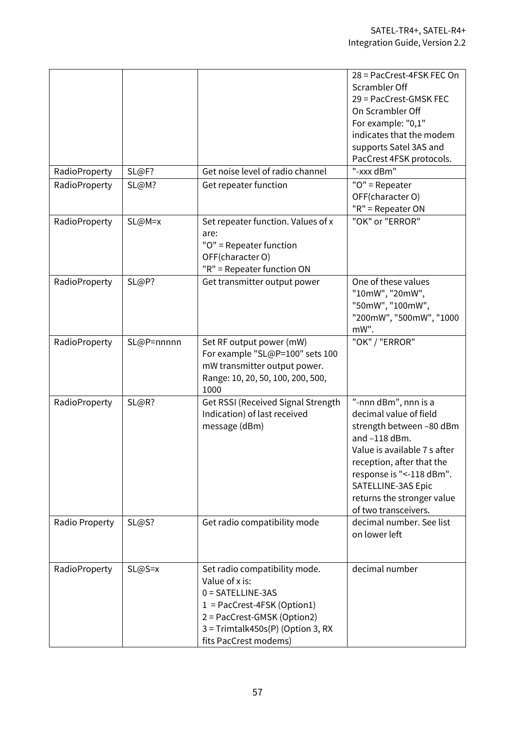| | | | 28 = PacCrest-4FSK FEC On Scrambler Off<br>29 = PacCrest-GMSK FEC On Scrambler Off<br>For example: "0,1" indicates that the modem supports Satel 3AS and PacCrest 4FSK protocols. |
|---|---|---|---|
| RadioProperty | SL@F? | Get noise level of radio channel | "-xxx dBm" |
| RadioProperty | SL@M? | Get repeater function | "O" = Repeater OFF(character O)<br>"R" = Repeater ON |
| RadioProperty | SL@M=x | Set repeater function. Values of x are:<br>"O" = Repeater function OFF(character O)<br>"R" = Repeater function ON | "OK" or "ERROR" |
| RadioProperty | SL@P? | Get transmitter output power | One of these values "10mW", "20mW", "50mW", "100mW", "200mW", "500mW", "1000 mW". |
| RadioProperty | SL@P=nnnnn | Set RF output power (mW)<br>For example "SL@P=100" sets 100 mW transmitter output power.<br>Range: 10, 20, 50, 100, 200, 500, 1000 | "OK" / "ERROR" |
| RadioProperty | SL@R? | Get RSSI (Received Signal Strength Indication) of last received message (dBm) | "-nnn dBm", nnn is a decimal value of field strength between –80 dBm and –118 dBm.<br>Value is available 7 s after reception, after that the response is "<-118 dBm".<br>SATELLINE-3AS Epic returns the stronger value of two transceivers. |
| Radio Property | SL@S? | Get radio compatibility mode | decimal number. See list on lower left |
| RadioProperty | SL@S=x | Set radio compatibility mode.<br>Value of x is:<br>0 = SATELLINE-3AS<br>1 = PacCrest-4FSK (Option1)<br>2 = PacCrest-GMSK (Option2)<br>3 = Trimtalk450s(P) (Option 3, RX fits PacCrest modems) | decimal number |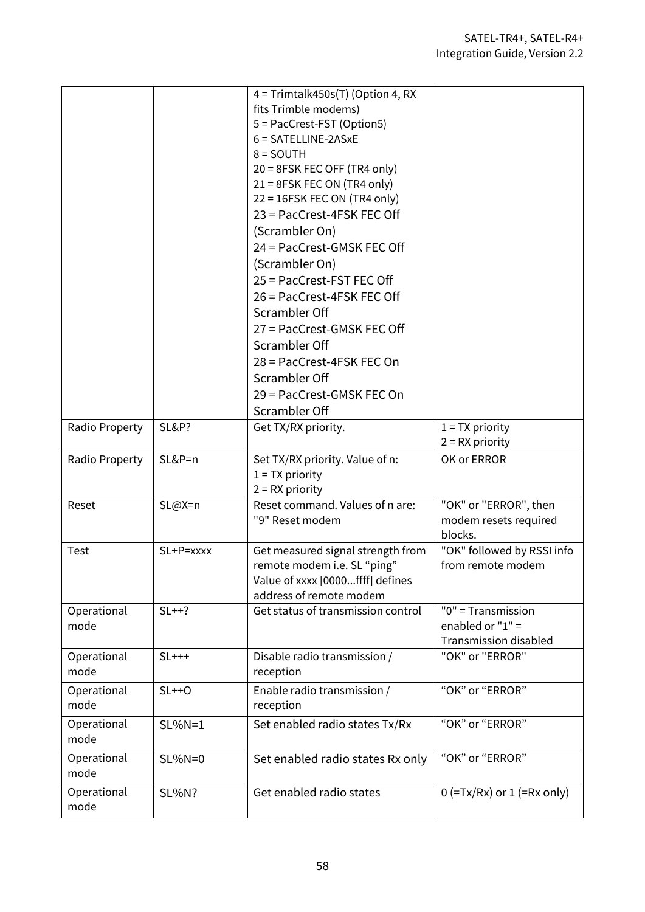|  |  | 4 = Trimtalk450s(T) (Option 4, RX fits Trimble modems)<br>5 = PacCrest-FST (Option5)<br>6 = SATELLINE-2ASxE<br>8 = SOUTH<br>20 = 8FSK FEC OFF (TR4 only)<br>21 = 8FSK FEC ON (TR4 only)<br>22 = 16FSK FEC ON (TR4 only)<br>23 = PacCrest-4FSK FEC Off (Scrambler On)<br>24 = PacCrest-GMSK FEC Off (Scrambler On)<br>25 = PacCrest-FST FEC Off<br>26 = PacCrest-4FSK FEC Off Scrambler Off<br>27 = PacCrest-GMSK FEC Off Scrambler Off<br>28 = PacCrest-4FSK FEC On Scrambler Off<br>29 = PacCrest-GMSK FEC On Scrambler Off |  |
|---|---|---|---|
| Radio Property | SL&P? | Get TX/RX priority. | 1 = TX priority<br>2 = RX priority |
| Radio Property | SL&P=n | Set TX/RX priority. Value of n:<br>1 = TX priority<br>2 = RX priority | OK or ERROR |
| Reset | SL@X=n | Reset command. Values of n are: "9" Reset modem | "OK" or "ERROR", then modem resets required blocks. |
| Test | SL+P=xxxx | Get measured signal strength from remote modem i.e. SL "ping" Value of xxxx [0000...ffff] defines address of remote modem | "OK" followed by RSSI info from remote modem |
| Operational mode | SL++? | Get status of transmission control | "0" = Transmission enabled or "1" = Transmission disabled |
| Operational mode | SL+++ | Disable radio transmission / reception | "OK" or "ERROR" |
| Operational mode | SL++O | Enable radio transmission / reception | "OK" or "ERROR" |
| Operational mode | SL%N=1 | Set enabled radio states Tx/Rx | "OK" or "ERROR" |
| Operational mode | SL%N=0 | Set enabled radio states Rx only | "OK" or "ERROR" |
| Operational mode | SL%N? | Get enabled radio states | 0 (=Tx/Rx) or 1 (=Rx only) |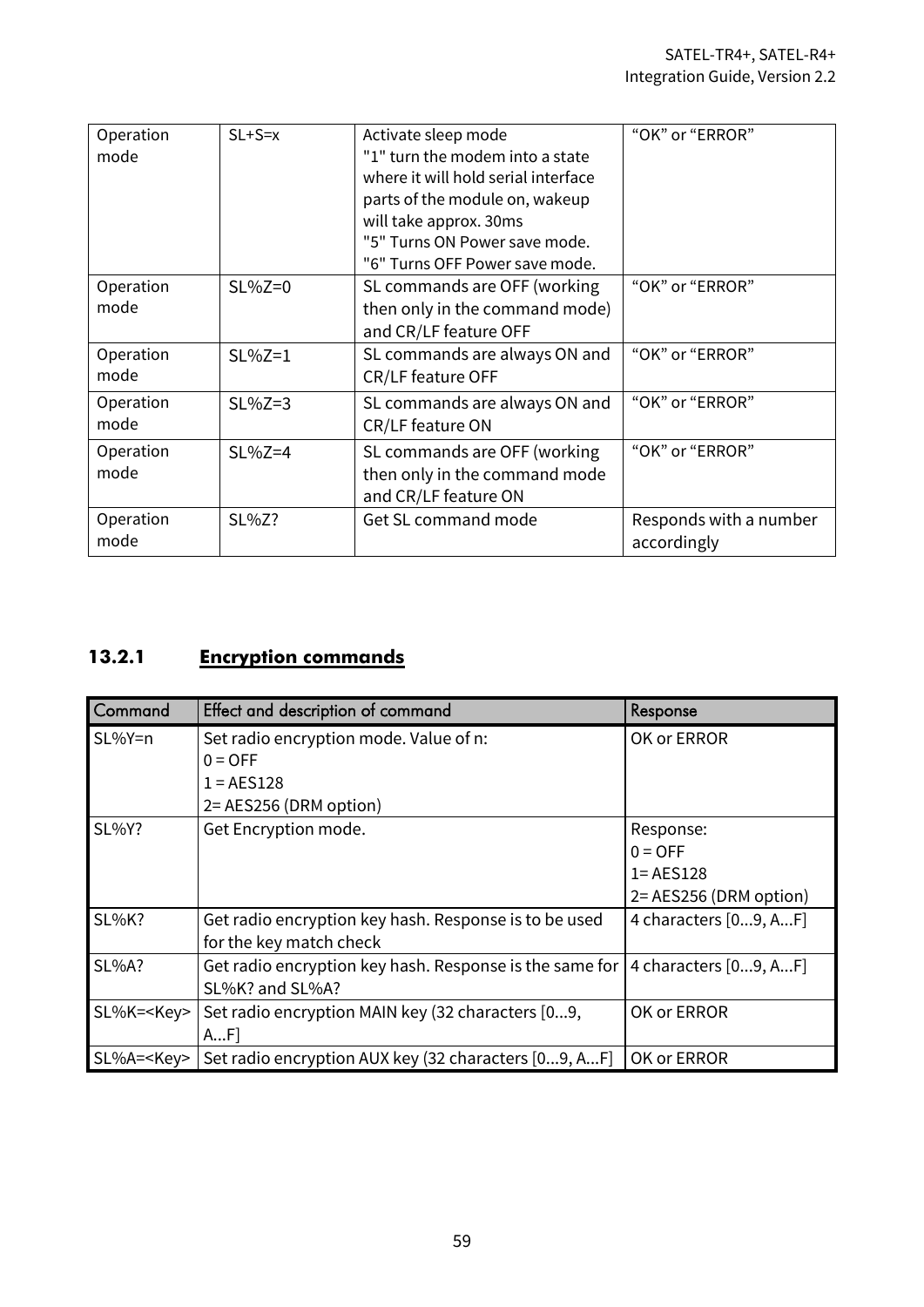| Operation mode | SL+S=x | Activate sleep mode<br>"1" turn the modem into a state where it will hold serial interface parts of the module on, wakeup will take approx. 30ms<br>"5" Turns ON Power save mode.<br>"6" Turns OFF Power save mode. | "OK" or "ERROR" |
|---|---|---|---|
| Operation mode | SL%Z=0 | SL commands are OFF (working then only in the command mode) and CR/LF feature OFF | "OK" or "ERROR" |
| Operation mode | SL%Z=1 | SL commands are always ON and CR/LF feature OFF | "OK" or "ERROR" |
| Operation mode | SL%Z=3 | SL commands are always ON and CR/LF feature ON | "OK" or "ERROR" |
| Operation mode | SL%Z=4 | SL commands are OFF (working then only in the command mode and CR/LF feature ON | "OK" or "ERROR" |
| Operation mode | SL%Z? | Get SL command mode | Responds with a number accordingly |

### 13.2.1 Encryption commands

| Command | Effect and description of command | Response |
|---|---|---|
| SL%Y=n | Set radio encryption mode. Value of n:<br>0 = OFF<br>1 = AES128<br>2= AES256 (DRM option) | OK or ERROR |
| SL%Y? | Get Encryption mode. | Response:<br>0 = OFF<br>1= AES128<br>2= AES256 (DRM option) |
| SL%K? | Get radio encryption key hash. Response is to be used for the key match check | 4 characters [0...9, A...F] |
| SL%A? | Get radio encryption key hash. Response is the same for SL%K? and SL%A? | 4 characters [0...9, A...F] |
| SL%K=<Key> | Set radio encryption MAIN key (32 characters [0...9, A...F] | OK or ERROR |
| SL%A=<Key> | Set radio encryption AUX key (32 characters [0...9, A...F] | OK or ERROR |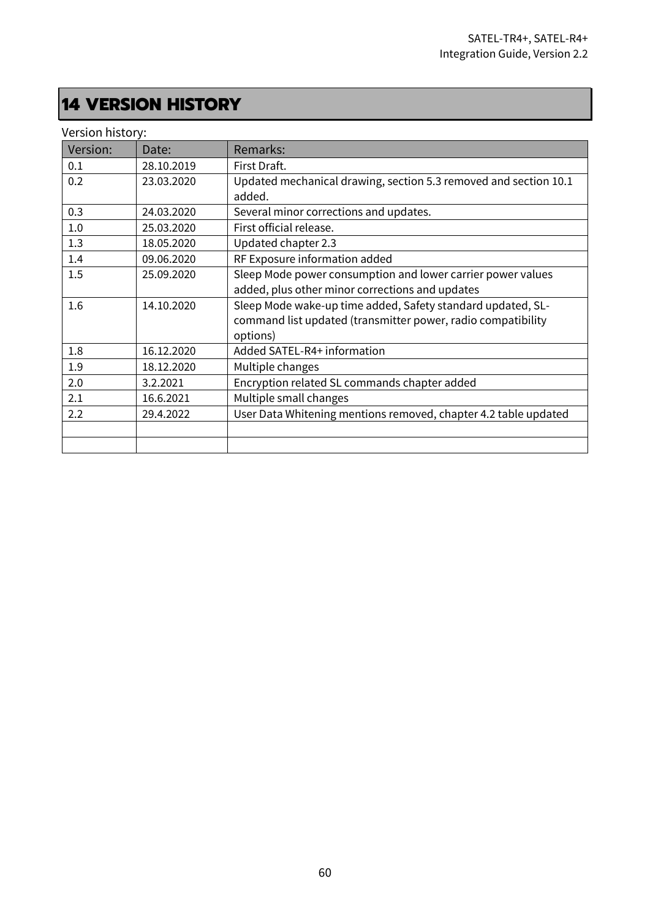# 14 VERSION HISTORY

Version history:

| Version: | Date: | Remarks: |
|---|---|---|
| 0.1 | 28.10.2019 | First Draft. |
| 0.2 | 23.03.2020 | Updated mechanical drawing, section 5.3 removed and section 10.1 added. |
| 0.3 | 24.03.2020 | Several minor corrections and updates. |
| 1.0 | 25.03.2020 | First official release. |
| 1.3 | 18.05.2020 | Updated chapter 2.3 |
| 1.4 | 09.06.2020 | RF Exposure information added |
| 1.5 | 25.09.2020 | Sleep Mode power consumption and lower carrier power values added, plus other minor corrections and updates |
| 1.6 | 14.10.2020 | Sleep Mode wake-up time added, Safety standard updated, SL-command list updated (transmitter power, radio compatibility options) |
| 1.8 | 16.12.2020 | Added SATEL-R4+ information |
| 1.9 | 18.12.2020 | Multiple changes |
| 2.0 | 3.2.2021 | Encryption related SL commands chapter added |
| 2.1 | 16.6.2021 | Multiple small changes |
| 2.2 | 29.4.2022 | User Data Whitening mentions removed, chapter 4.2 table updated |
| | | |
| | | |